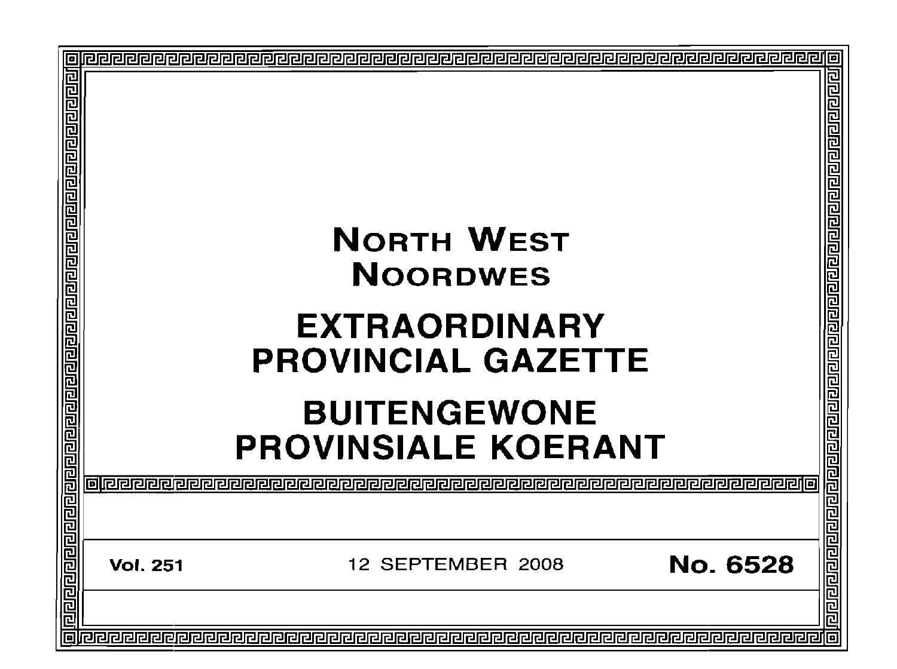# NORTH WEST
# NOORDWES

# EXTRAORDINARY PROVINCIAL GAZETTE

# BUITENGEWONE PROVINSIALE KOERANT

**Vol. 251** 12 SEPTEMBER 2008 **No. 6528**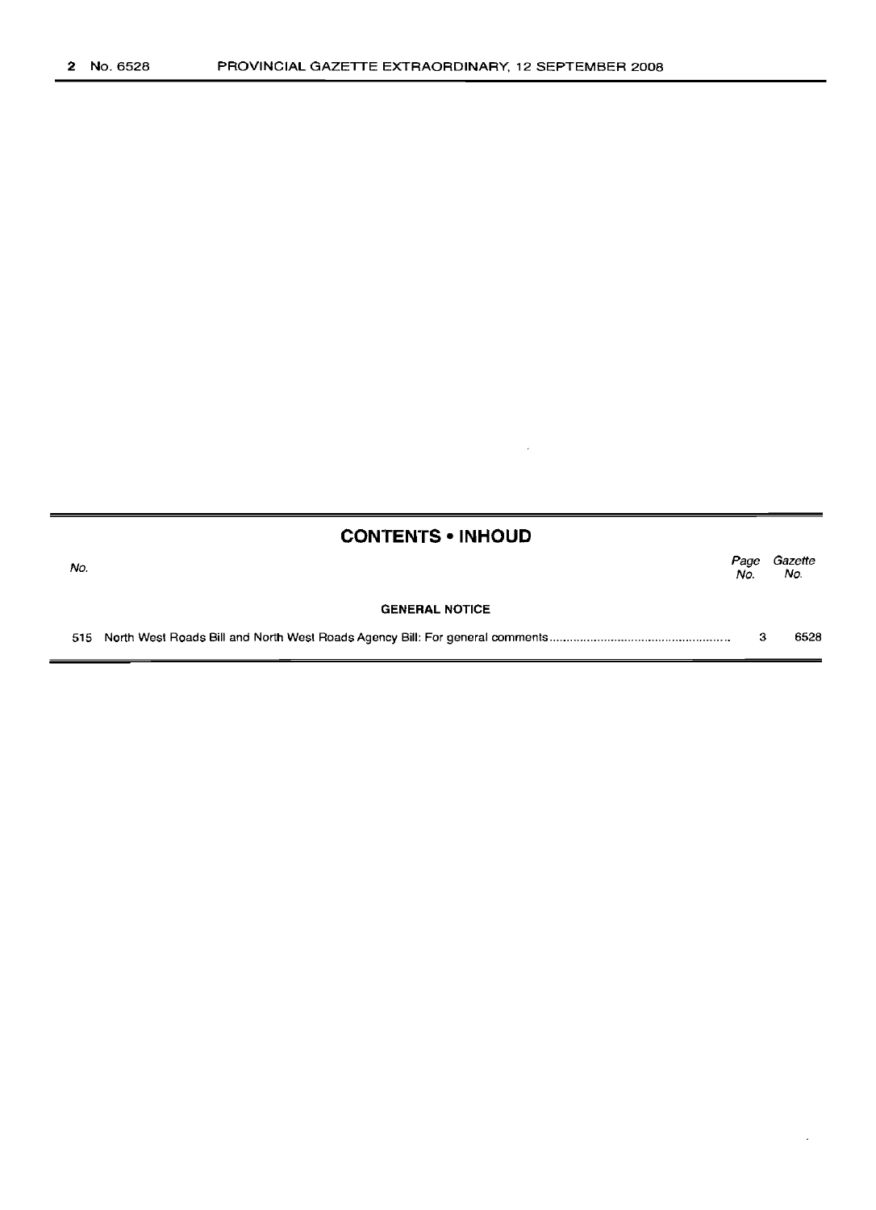## CONTENTS • INHOUD

| No. | | Page No. | Gazette No. |
|---|---|---|---|
| | **GENERAL NOTICE** | | |
| 515 | North West Roads Bill and North West Roads Agency Bill: For general comments | 3 | 6528 |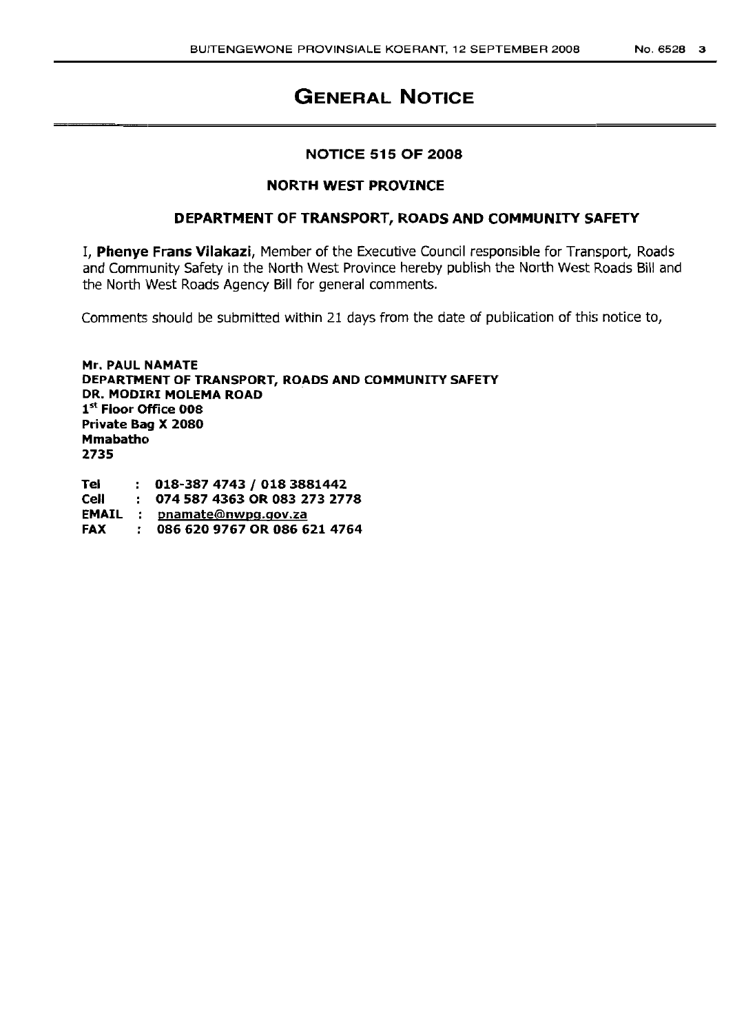# GENERAL NOTICE

## NOTICE 515 OF 2008

## NORTH WEST PROVINCE

## DEPARTMENT OF TRANSPORT, ROADS AND COMMUNITY SAFETY

I, **Phenye Frans Vilakazi**, Member of the Executive Council responsible for Transport, Roads and Community Safety in the North West Province hereby publish the North West Roads Bill and the North West Roads Agency Bill for general comments.

Comments should be submitted within 21 days from the date of publication of this notice to,

**Mr. PAUL NAMATE**
**DEPARTMENT OF TRANSPORT, ROADS AND COMMUNITY SAFETY**
**DR. MODIRI MOLEMA ROAD**
**1st Floor Office 008**
**Private Bag X 2080**
**Mmabatho**
**2735**

**Tel : 018-387 4743 / 018 3881442**
**Cell : 074 587 4363 OR 083 273 2778**
**EMAIL : pnamate@nwpg.gov.za**
**FAX : 086 620 9767 OR 086 621 4764**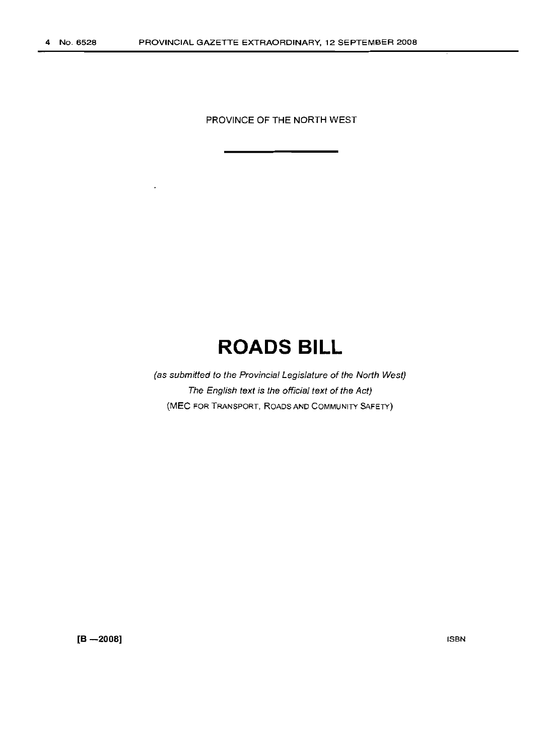PROVINCE OF THE NORTH WEST

# ROADS BILL

*(as submitted to the Provincial Legislature of the North West)*

*The English text is the official text of the Act)*

(MEC FOR TRANSPORT, ROADS AND COMMUNITY SAFETY)

[B —2008]

ISBN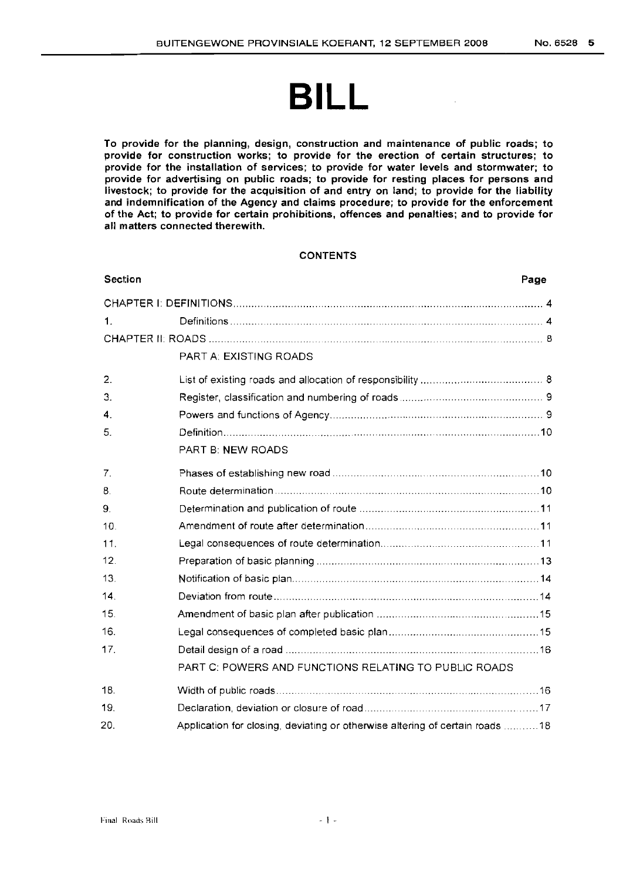# BILL

**To provide for the planning, design, construction and maintenance of public roads; to provide for construction works; to provide for the erection of certain structures; to provide for the installation of services; to provide for water levels and stormwater; to provide for advertising on public roads; to provide for resting places for persons and livestock; to provide for the acquisition of and entry on land; to provide for the liability and indemnification of the Agency and claims procedure; to provide for the enforcement of the Act; to provide for certain prohibitions, offences and penalties; and to provide for all matters connected therewith.**

## CONTENTS

| Section | | Page |
|---|---|---|
| CHAPTER I: DEFINITIONS | | 4 |
| 1. | Definitions | 4 |
| CHAPTER II: ROADS | | 8 |
| | PART A: EXISTING ROADS | |
| 2. | List of existing roads and allocation of responsibility | 8 |
| 3. | Register, classification and numbering of roads | 9 |
| 4. | Powers and functions of Agency | 9 |
| 5. | Definition | 10 |
| | PART B: NEW ROADS | |
| 7. | Phases of establishing new road | 10 |
| 8. | Route determination | 10 |
| 9. | Determination and publication of route | 11 |
| 10. | Amendment of route after determination | 11 |
| 11. | Legal consequences of route determination | 11 |
| 12. | Preparation of basic planning | 13 |
| 13. | Notification of basic plan | 14 |
| 14. | Deviation from route | 14 |
| 15. | Amendment of basic plan after publication | 15 |
| 16. | Legal consequences of completed basic plan | 15 |
| 17. | Detail design of a road | 16 |
| | PART C: POWERS AND FUNCTIONS RELATING TO PUBLIC ROADS | |
| 18. | Width of public roads | 16 |
| 19. | Declaration, deviation or closure of road | 17 |
| 20. | Application for closing, deviating or otherwise altering of certain roads | 18 |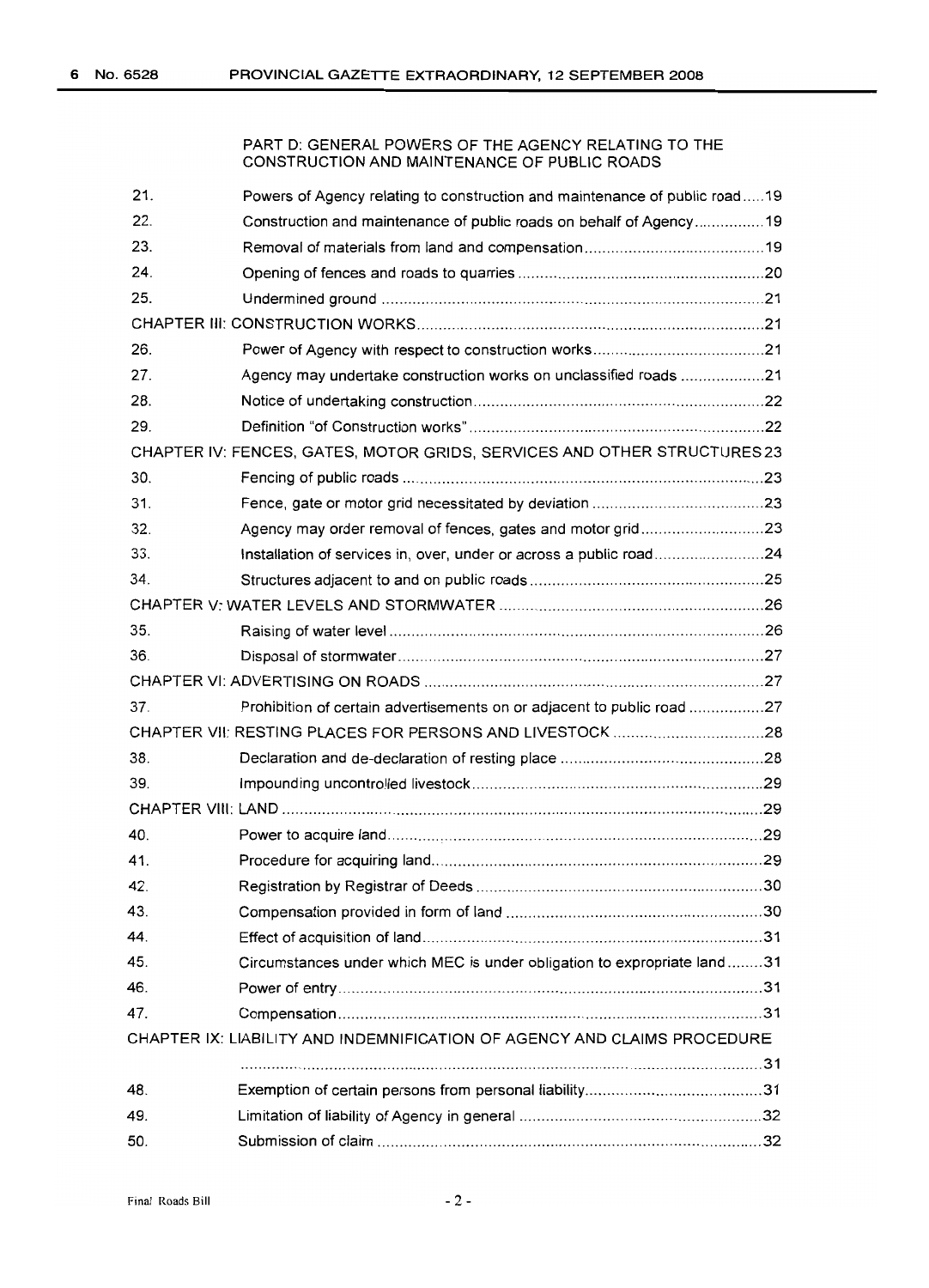PART D: GENERAL POWERS OF THE AGENCY RELATING TO THE CONSTRUCTION AND MAINTENANCE OF PUBLIC ROADS

| | | |
|---|---|---|
| 21. | Powers of Agency relating to construction and maintenance of public road | 19 |
| 22. | Construction and maintenance of public roads on behalf of Agency | 19 |
| 23. | Removal of materials from land and compensation | 19 |
| 24. | Opening of fences and roads to quarries | 20 |
| 25. | Undermined ground | 21 |
| CHAPTER III: CONSTRUCTION WORKS | | 21 |
| 26. | Power of Agency with respect to construction works | 21 |
| 27. | Agency may undertake construction works on unclassified roads | 21 |
| 28. | Notice of undertaking construction | 22 |
| 29. | Definition "of Construction works" | 22 |
| CHAPTER IV: FENCES, GATES, MOTOR GRIDS, SERVICES AND OTHER STRUCTURES | | 23 |
| 30. | Fencing of public roads | 23 |
| 31. | Fence, gate or motor grid necessitated by deviation | 23 |
| 32. | Agency may order removal of fences, gates and motor grid | 23 |
| 33. | Installation of services in, over, under or across a public road | 24 |
| 34. | Structures adjacent to and on public roads | 25 |
| CHAPTER V: WATER LEVELS AND STORMWATER | | 26 |
| 35. | Raising of water level | 26 |
| 36. | Disposal of stormwater | 27 |
| CHAPTER VI: ADVERTISING ON ROADS | | 27 |
| 37. | Prohibition of certain advertisements on or adjacent to public road | 27 |
| CHAPTER VII: RESTING PLACES FOR PERSONS AND LIVESTOCK | | 28 |
| 38. | Declaration and de-declaration of resting place | 28 |
| 39. | Impounding uncontrolled livestock | 29 |
| CHAPTER VIII: LAND | | 29 |
| 40. | Power to acquire land | 29 |
| 41. | Procedure for acquiring land | 29 |
| 42. | Registration by Registrar of Deeds | 30 |
| 43. | Compensation provided in form of land | 30 |
| 44. | Effect of acquisition of land | 31 |
| 45. | Circumstances under which MEC is under obligation to expropriate land | 31 |
| 46. | Power of entry | 31 |
| 47. | Compensation | 31 |
| CHAPTER IX: LIABILITY AND INDEMNIFICATION OF AGENCY AND CLAIMS PROCEDURE | | 31 |
| 48. | Exemption of certain persons from personal liability | 31 |
| 49. | Limitation of liability of Agency in general | 32 |
| 50. | Submission of claim | 32 |

Final Roads Bill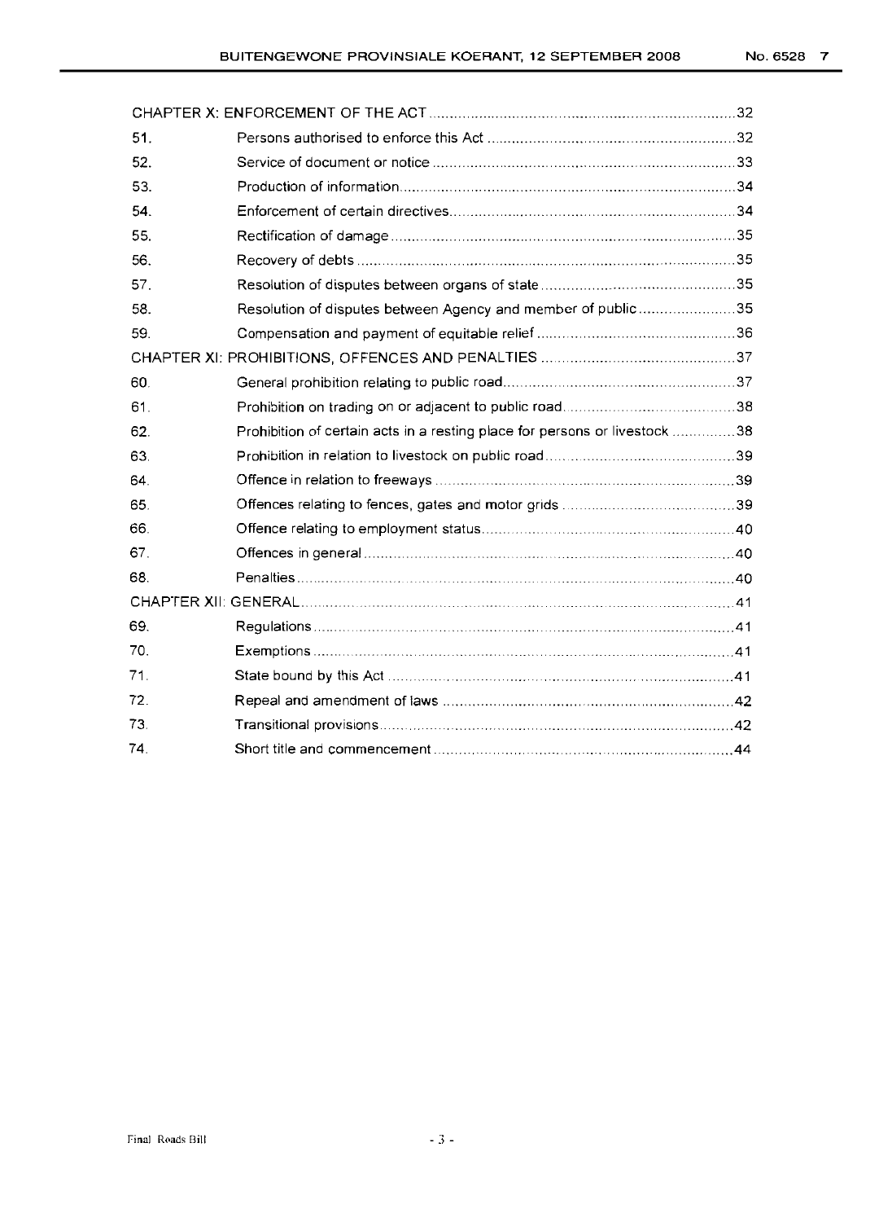| | | |
|---|---|---|
| CHAPTER X: ENFORCEMENT OF THE ACT | | 32 |
| 51. | Persons authorised to enforce this Act | 32 |
| 52. | Service of document or notice | 33 |
| 53. | Production of information | 34 |
| 54. | Enforcement of certain directives | 34 |
| 55. | Rectification of damage | 35 |
| 56. | Recovery of debts | 35 |
| 57. | Resolution of disputes between organs of state | 35 |
| 58. | Resolution of disputes between Agency and member of public | 35 |
| 59. | Compensation and payment of equitable relief | 36 |
| CHAPTER XI: PROHIBITIONS, OFFENCES AND PENALTIES | | 37 |
| 60. | General prohibition relating to public road | 37 |
| 61. | Prohibition on trading on or adjacent to public road | 38 |
| 62. | Prohibition of certain acts in a resting place for persons or livestock | 38 |
| 63. | Prohibition in relation to livestock on public road | 39 |
| 64. | Offence in relation to freeways | 39 |
| 65. | Offences relating to fences, gates and motor grids | 39 |
| 66. | Offence relating to employment status | 40 |
| 67. | Offences in general | 40 |
| 68. | Penalties | 40 |
| CHAPTER XII: GENERAL | | 41 |
| 69. | Regulations | 41 |
| 70. | Exemptions | 41 |
| 71. | State bound by this Act | 41 |
| 72. | Repeal and amendment of laws | 42 |
| 73. | Transitional provisions | 42 |
| 74. | Short title and commencement | 44 |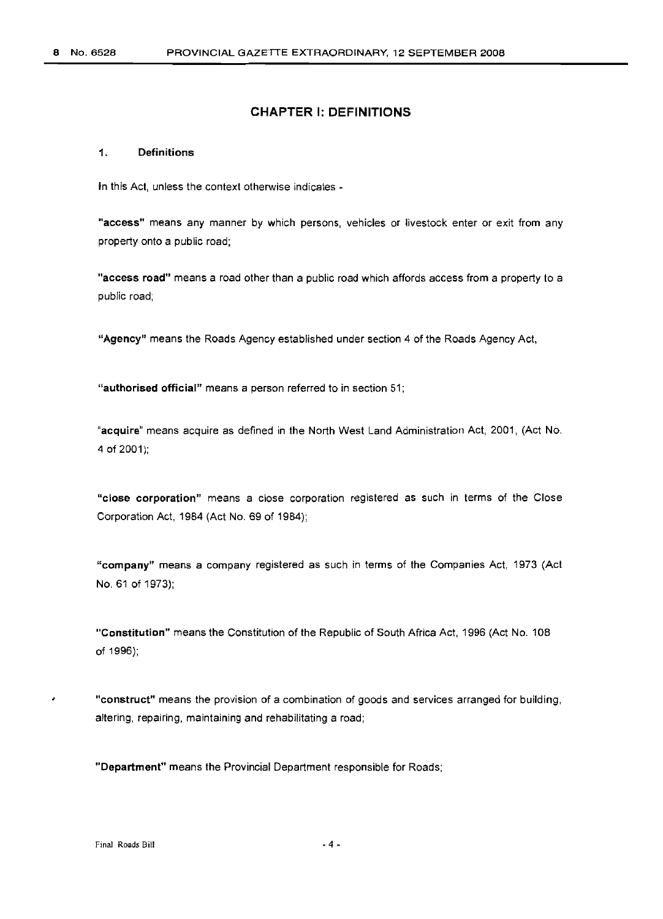## CHAPTER I: DEFINITIONS

### 1. Definitions

In this Act, unless the context otherwise indicates -

**"access"** means any manner by which persons, vehicles or livestock enter or exit from any property onto a public road;

**"access road"** means a road other than a public road which affords access from a property to a public road;

**"Agency"** means the Roads Agency established under section 4 of the Roads Agency Act,

**"authorised official"** means a person referred to in section 51;

**"acquire"** means acquire as defined in the North West Land Administration Act, 2001, (Act No. 4 of 2001);

**"close corporation"** means a close corporation registered as such in terms of the Close Corporation Act, 1984 (Act No. 69 of 1984);

**"company"** means a company registered as such in terms of the Companies Act, 1973 (Act No. 61 of 1973);

**"Constitution"** means the Constitution of the Republic of South Africa Act, 1996 (Act No. 108 of 1996);

**"construct"** means the provision of a combination of goods and services arranged for building, altering, repairing, maintaining and rehabilitating a road;

**"Department"** means the Provincial Department responsible for Roads;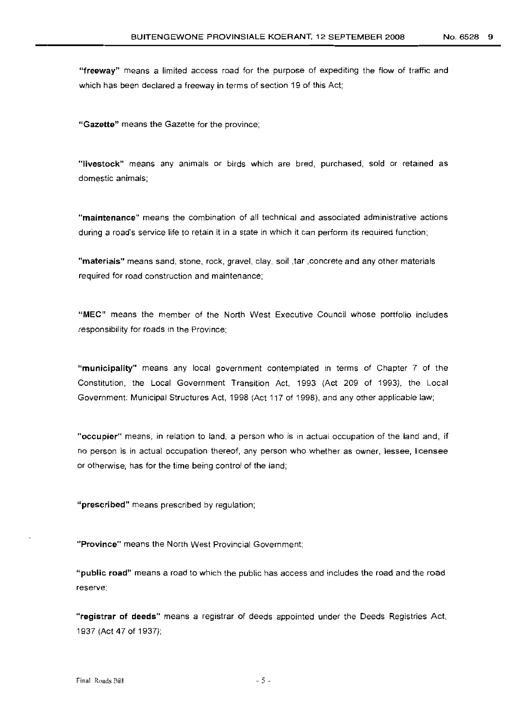**"freeway"** means a limited access road for the purpose of expediting the flow of traffic and which has been declared a freeway in terms of section 19 of this Act;

**"Gazette"** means the Gazette for the province;

**"livestock"** means any animals or birds which are bred, purchased, sold or retained as domestic animals;

**"maintenance"** means the combination of all technical and associated administrative actions during a road's service life to retain it in a state in which it can perform its required function;

**"materials"** means sand, stone, rock, gravel, clay, soil ,tar ,concrete and any other materials required for road construction and maintenance;

**"MEC"** means the member of the North West Executive Council whose portfolio includes responsibility for roads in the Province;

**"municipality"** means any local government contemplated in terms of Chapter 7 of the Constitution, the Local Government Transition Act, 1993 (Act 209 of 1993), the Local Government: Municipal Structures Act, 1998 (Act 117 of 1998), and any other applicable law;

**"occupier"** means, in relation to land, a person who is in actual occupation of the land and, if no person is in actual occupation thereof, any person who whether as owner, lessee, licensee or otherwise, has for the time being control of the land;

**"prescribed"** means prescribed by regulation;

**"Province"** means the North West Provincial Government;

**"public road"** means a road to which the public has access and includes the road and the road reserve;

**"registrar of deeds"** means a registrar of deeds appointed under the Deeds Registries Act, 1937 (Act 47 of 1937);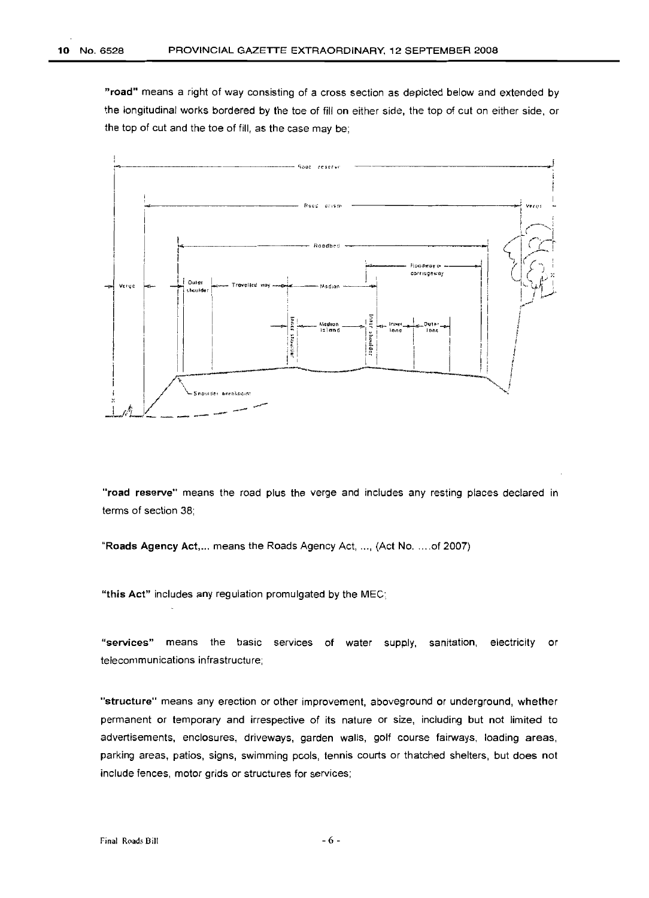"**road**" means a right of way consisting of a cross section as depicted below and extended by the longitudinal works bordered by the toe of fill on either side, the top of cut on either side, or the top of cut and the toe of fill, as the case may be;

"**road reserve**" means the road plus the verge and includes any resting places declared in terms of section 38;

"**Roads Agency Act,...** means the Roads Agency Act, ..., (Act No. ....of 2007)

"**this Act**" includes any regulation promulgated by the MEC;

"**services**" means the basic services of water supply, sanitation, electricity or telecommunications infrastructure;

"**structure**" means any erection or other improvement, aboveground or underground, whether permanent or temporary and irrespective of its nature or size, including but not limited to advertisements, enclosures, driveways, garden walls, golf course fairways, loading areas, parking areas, patios, signs, swimming pools, tennis courts or thatched shelters, but does not include fences, motor grids or structures for services;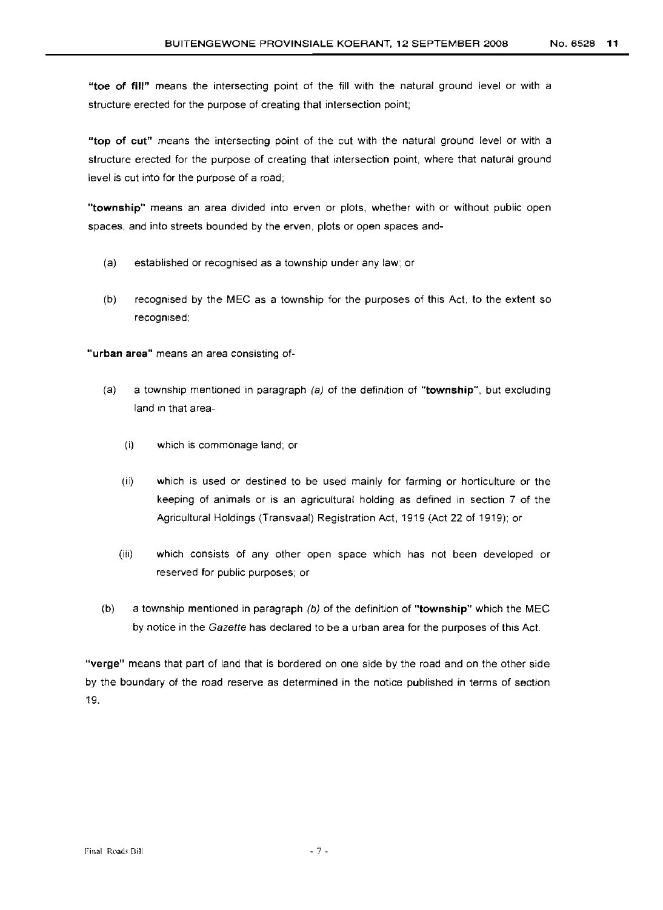**"toe of fill"** means the intersecting point of the fill with the natural ground level or with a structure erected for the purpose of creating that intersection point;

**"top of cut"** means the intersecting point of the cut with the natural ground level or with a structure erected for the purpose of creating that intersection point, where that natural ground level is cut into for the purpose of a road;

**"township"** means an area divided into erven or plots, whether with or without public open spaces, and into streets bounded by the erven, plots or open spaces and-

(a) established or recognised as a township under any law; or

(b) recognised by the MEC as a township for the purposes of this Act, to the extent so recognised;

**"urban area"** means an area consisting of-

(a) a township mentioned in paragraph *(a)* of the definition of **"township"**, but excluding land in that area-

   (i) which is commonage land; or

   (ii) which is used or destined to be used mainly for farming or horticulture or the keeping of animals or is an agricultural holding as defined in section 7 of the Agricultural Holdings (Transvaal) Registration Act, 1919 (Act 22 of 1919); or

   (iii) which consists of any other open space which has not been developed or reserved for public purposes; or

(b) a township mentioned in paragraph *(b)* of the definition of **"township"** which the MEC by notice in the *Gazette* has declared to be a urban area for the purposes of this Act.

**"verge"** means that part of land that is bordered on one side by the road and on the other side by the boundary of the road reserve as determined in the notice published in terms of section 19.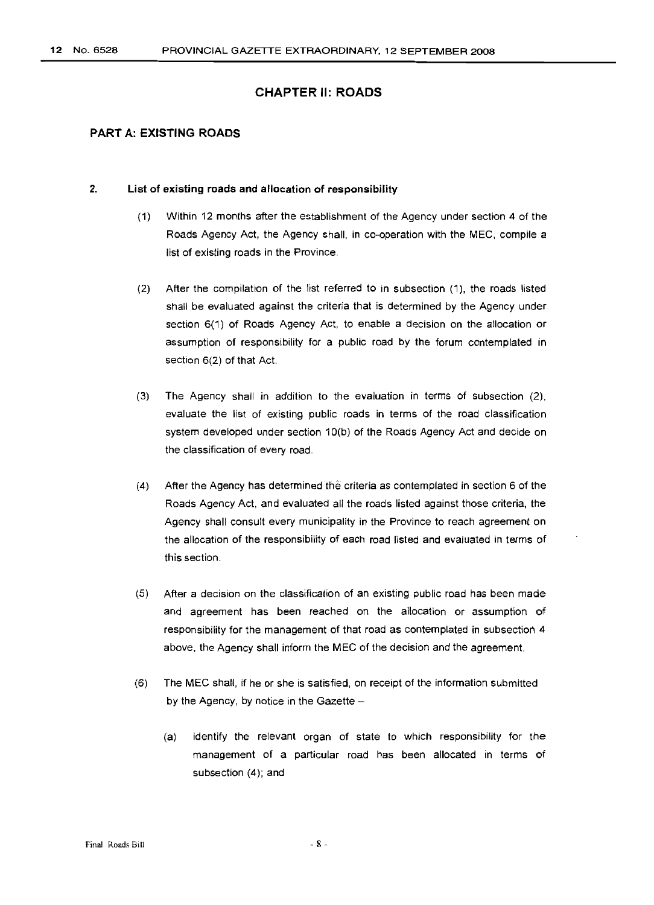## CHAPTER II: ROADS

### PART A: EXISTING ROADS

**2. List of existing roads and allocation of responsibility**

(1) Within 12 months after the establishment of the Agency under section 4 of the Roads Agency Act, the Agency shall, in co-operation with the MEC, compile a list of existing roads in the Province.

(2) After the compilation of the list referred to in subsection (1), the roads listed shall be evaluated against the criteria that is determined by the Agency under section 6(1) of Roads Agency Act, to enable a decision on the allocation or assumption of responsibility for a public road by the forum contemplated in section 6(2) of that Act.

(3) The Agency shall in addition to the evaluation in terms of subsection (2), evaluate the list of existing public roads in terms of the road classification system developed under section 10(b) of the Roads Agency Act and decide on the classification of every road.

(4) After the Agency has determined the criteria as contemplated in section 6 of the Roads Agency Act, and evaluated all the roads listed against those criteria, the Agency shall consult every municipality in the Province to reach agreement on the allocation of the responsibility of each road listed and evaluated in terms of this section.

(5) After a decision on the classification of an existing public road has been made and agreement has been reached on the allocation or assumption of responsibility for the management of that road as contemplated in subsection 4 above, the Agency shall inform the MEC of the decision and the agreement.

(6) The MEC shall, if he or she is satisfied, on receipt of the information submitted by the Agency, by notice in the Gazette –

(a) identify the relevant organ of state to which responsibility for the management of a particular road has been allocated in terms of subsection (4); and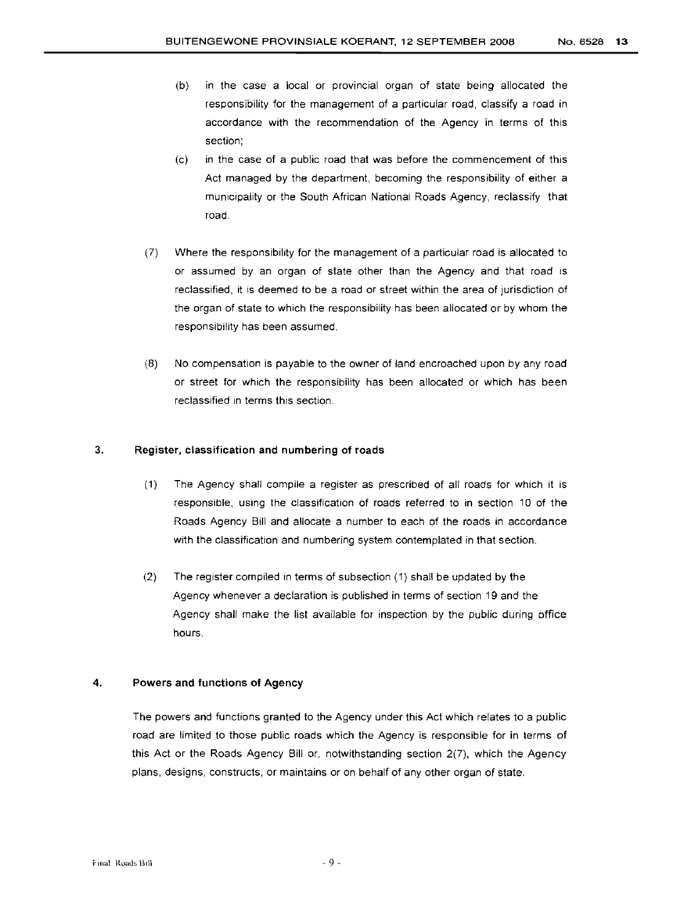(b) in the case a local or provincial organ of state being allocated the responsibility for the management of a particular road, classify a road in accordance with the recommendation of the Agency in terms of this section;

(c) in the case of a public road that was before the commencement of this Act managed by the department, becoming the responsibility of either a municipality or the South African National Roads Agency, reclassify that road.

(7) Where the responsibility for the management of a particular road is allocated to or assumed by an organ of state other than the Agency and that road is reclassified, it is deemed to be a road or street within the area of jurisdiction of the organ of state to which the responsibility has been allocated or by whom the responsibility has been assumed.

(8) No compensation is payable to the owner of land encroached upon by any road or street for which the responsibility has been allocated or which has been reclassified in terms this section.

### 3. Register, classification and numbering of roads

(1) The Agency shall compile a register as prescribed of all roads for which it is responsible, using the classification of roads referred to in section 10 of the Roads Agency Bill and allocate a number to each of the roads in accordance with the classification and numbering system contemplated in that section.

(2) The register compiled in terms of subsection (1) shall be updated by the Agency whenever a declaration is published in terms of section 19 and the Agency shall make the list available for inspection by the public during office hours.

### 4. Powers and functions of Agency

The powers and functions granted to the Agency under this Act which relates to a public road are limited to those public roads which the Agency is responsible for in terms of this Act or the Roads Agency Bill or, notwithstanding section 2(7), which the Agency plans, designs, constructs, or maintains or on behalf of any other organ of state.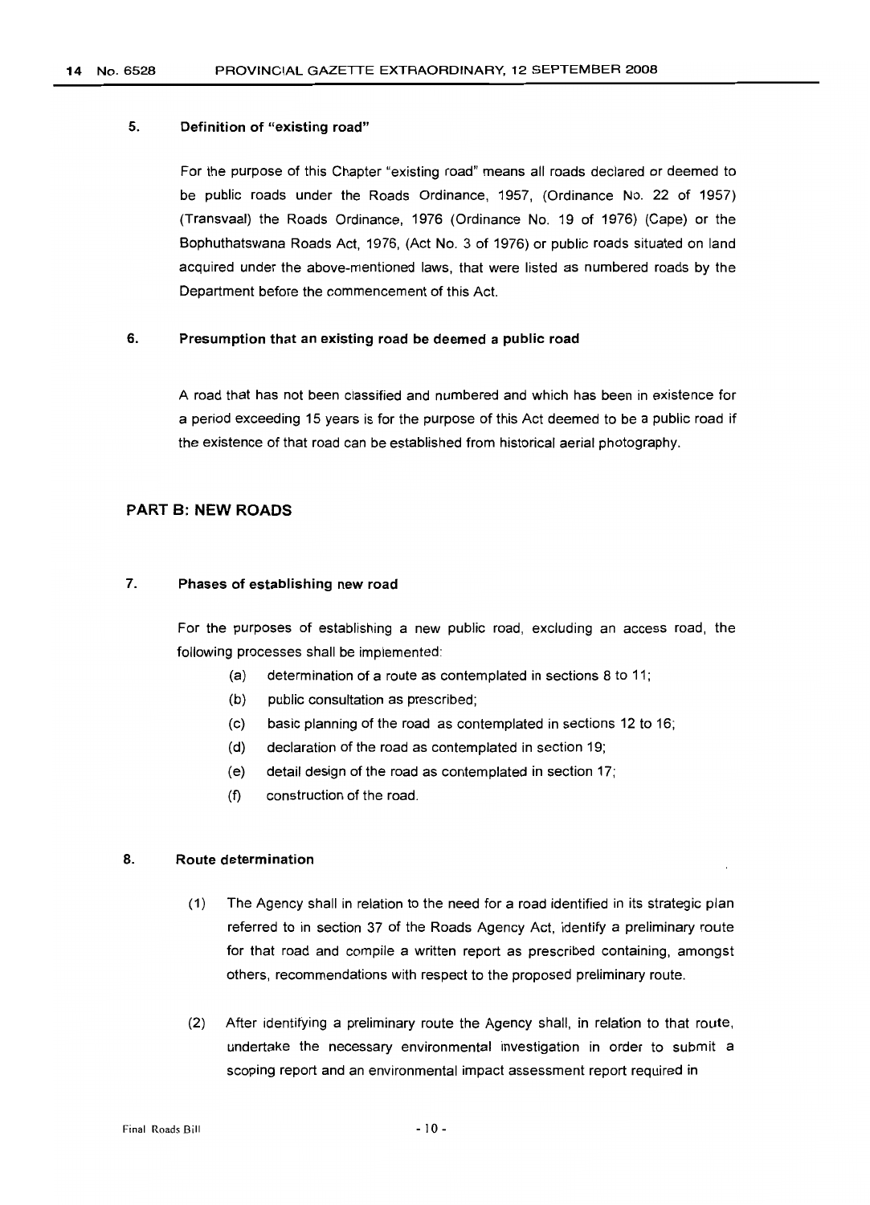### 5. Definition of "existing road"

For the purpose of this Chapter "existing road" means all roads declared or deemed to be public roads under the Roads Ordinance, 1957, (Ordinance No. 22 of 1957) (Transvaal) the Roads Ordinance, 1976 (Ordinance No. 19 of 1976) (Cape) or the Bophuthatswana Roads Act, 1976, (Act No. 3 of 1976) or public roads situated on land acquired under the above-mentioned laws, that were listed as numbered roads by the Department before the commencement of this Act.

### 6. Presumption that an existing road be deemed a public road

A road that has not been classified and numbered and which has been in existence for a period exceeding 15 years is for the purpose of this Act deemed to be a public road if the existence of that road can be established from historical aerial photography.

## PART B: NEW ROADS

### 7. Phases of establishing new road

For the purposes of establishing a new public road, excluding an access road, the following processes shall be implemented:

(a) determination of a route as contemplated in sections 8 to 11;

(b) public consultation as prescribed;

(c) basic planning of the road as contemplated in sections 12 to 16;

(d) declaration of the road as contemplated in section 19;

(e) detail design of the road as contemplated in section 17;

(f) construction of the road.

### 8. Route determination

(1) The Agency shall in relation to the need for a road identified in its strategic plan referred to in section 37 of the Roads Agency Act, identify a preliminary route for that road and compile a written report as prescribed containing, amongst others, recommendations with respect to the proposed preliminary route.

(2) After identifying a preliminary route the Agency shall, in relation to that route, undertake the necessary environmental investigation in order to submit a scoping report and an environmental impact assessment report required in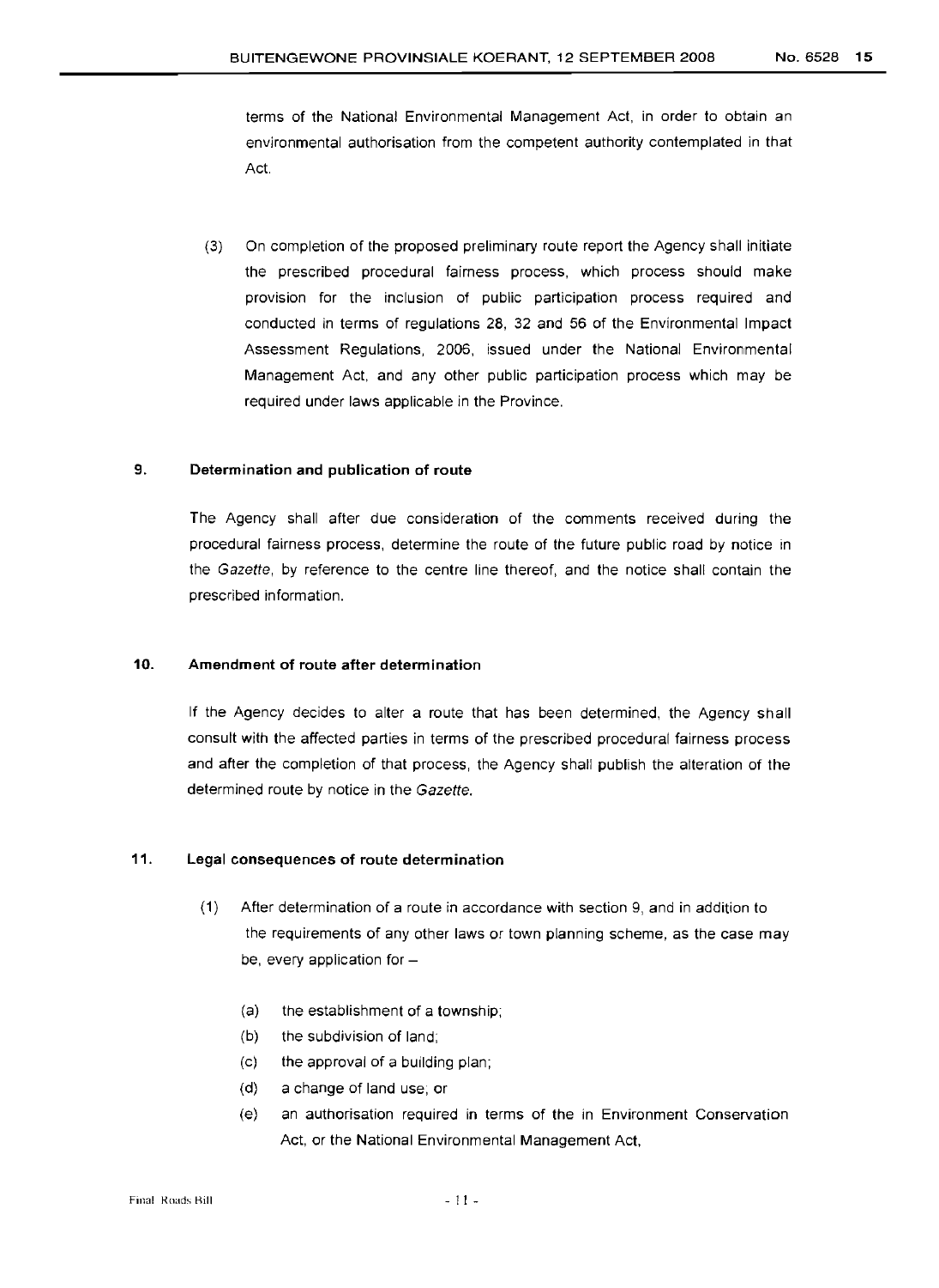terms of the National Environmental Management Act, in order to obtain an environmental authorisation from the competent authority contemplated in that Act.

(3) On completion of the proposed preliminary route report the Agency shall initiate the prescribed procedural fairness process, which process should make provision for the inclusion of public participation process required and conducted in terms of regulations 28, 32 and 56 of the Environmental Impact Assessment Regulations, 2006, issued under the National Environmental Management Act, and any other public participation process which may be required under laws applicable in the Province.

### 9. Determination and publication of route

The Agency shall after due consideration of the comments received during the procedural fairness process, determine the route of the future public road by notice in the *Gazette*, by reference to the centre line thereof, and the notice shall contain the prescribed information.

### 10. Amendment of route after determination

If the Agency decides to alter a route that has been determined, the Agency shall consult with the affected parties in terms of the prescribed procedural fairness process and after the completion of that process, the Agency shall publish the alteration of the determined route by notice in the *Gazette*.

### 11. Legal consequences of route determination

(1) After determination of a route in accordance with section 9, and in addition to the requirements of any other laws or town planning scheme, as the case may be, every application for –

(a) the establishment of a township;

(b) the subdivision of land;

(c) the approval of a building plan;

(d) a change of land use; or

(e) an authorisation required in terms of the in Environment Conservation Act, or the National Environmental Management Act,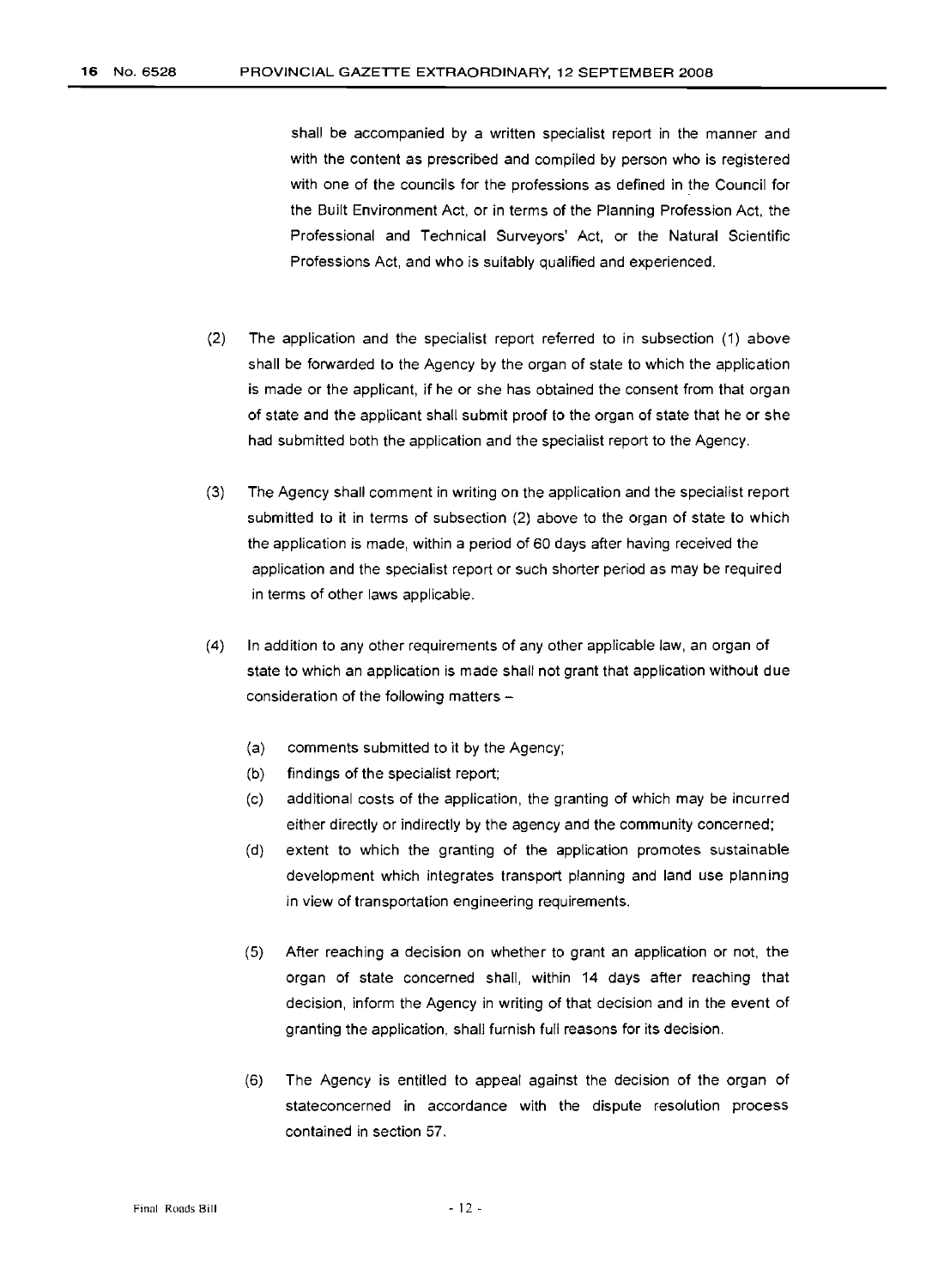shall be accompanied by a written specialist report in the manner and with the content as prescribed and compiled by person who is registered with one of the councils for the professions as defined in the Council for the Built Environment Act, or in terms of the Planning Profession Act, the Professional and Technical Surveyors' Act, or the Natural Scientific Professions Act, and who is suitably qualified and experienced.

(2) The application and the specialist report referred to in subsection (1) above shall be forwarded to the Agency by the organ of state to which the application is made or the applicant, if he or she has obtained the consent from that organ of state and the applicant shall submit proof to the organ of state that he or she had submitted both the application and the specialist report to the Agency.

(3) The Agency shall comment in writing on the application and the specialist report submitted to it in terms of subsection (2) above to the organ of state to which the application is made, within a period of 60 days after having received the application and the specialist report or such shorter period as may be required in terms of other laws applicable.

(4) In addition to any other requirements of any other applicable law, an organ of state to which an application is made shall not grant that application without due consideration of the following matters –

(a) comments submitted to it by the Agency;

(b) findings of the specialist report;

(c) additional costs of the application, the granting of which may be incurred either directly or indirectly by the agency and the community concerned;

(d) extent to which the granting of the application promotes sustainable development which integrates transport planning and land use planning in view of transportation engineering requirements.

(5) After reaching a decision on whether to grant an application or not, the organ of state concerned shall, within 14 days after reaching that decision, inform the Agency in writing of that decision and in the event of granting the application, shall furnish full reasons for its decision.

(6) The Agency is entitled to appeal against the decision of the organ of stateconcerned in accordance with the dispute resolution process contained in section 57.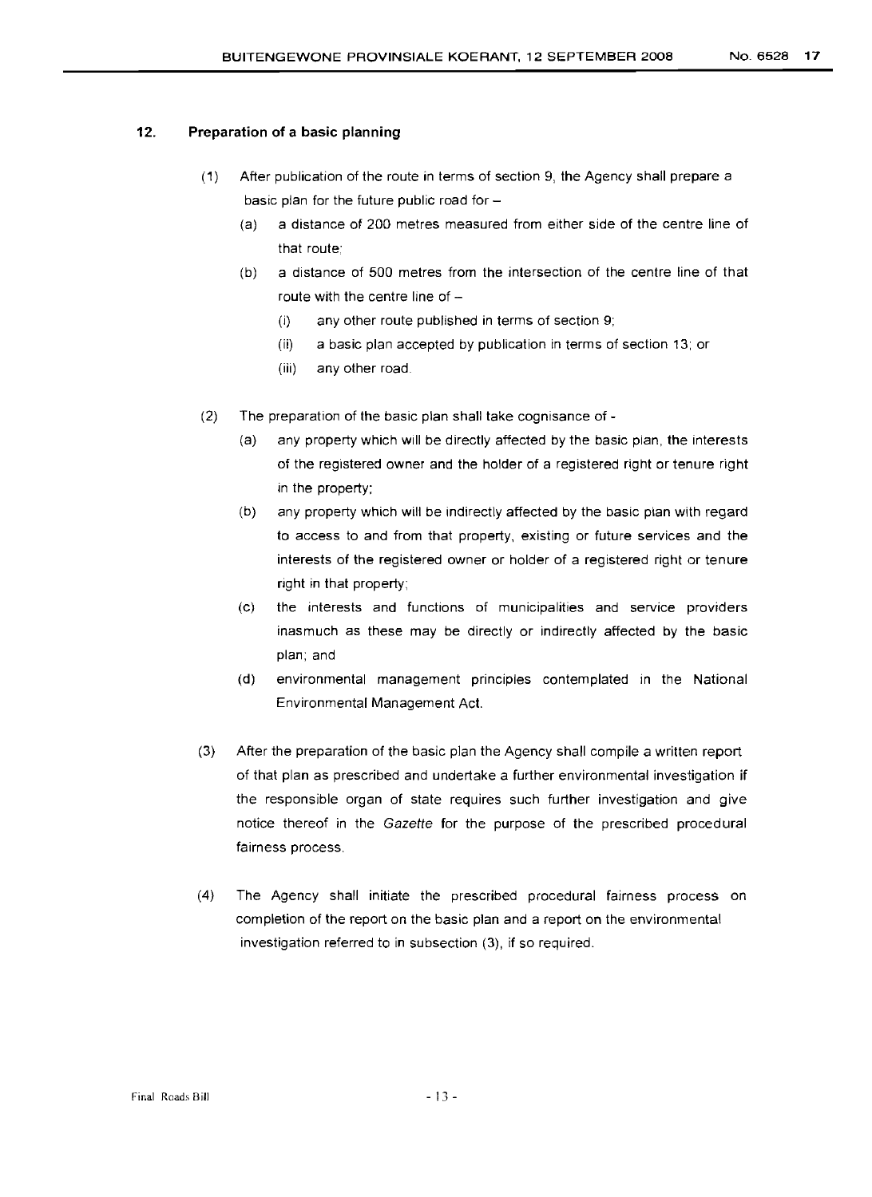## 12. Preparation of a basic planning

(1) After publication of the route in terms of section 9, the Agency shall prepare a basic plan for the future public road for –

(a) a distance of 200 metres measured from either side of the centre line of that route;

(b) a distance of 500 metres from the intersection of the centre line of that route with the centre line of –

(i) any other route published in terms of section 9;

(ii) a basic plan accepted by publication in terms of section 13; or

(iii) any other road.

(2) The preparation of the basic plan shall take cognisance of -

(a) any property which will be directly affected by the basic plan, the interests of the registered owner and the holder of a registered right or tenure right in the property;

(b) any property which will be indirectly affected by the basic plan with regard to access to and from that property, existing or future services and the interests of the registered owner or holder of a registered right or tenure right in that property;

(c) the interests and functions of municipalities and service providers inasmuch as these may be directly or indirectly affected by the basic plan; and

(d) environmental management principles contemplated in the National Environmental Management Act.

(3) After the preparation of the basic plan the Agency shall compile a written report of that plan as prescribed and undertake a further environmental investigation if the responsible organ of state requires such further investigation and give notice thereof in the *Gazette* for the purpose of the prescribed procedural fairness process.

(4) The Agency shall initiate the prescribed procedural fairness process on completion of the report on the basic plan and a report on the environmental investigation referred to in subsection (3), if so required.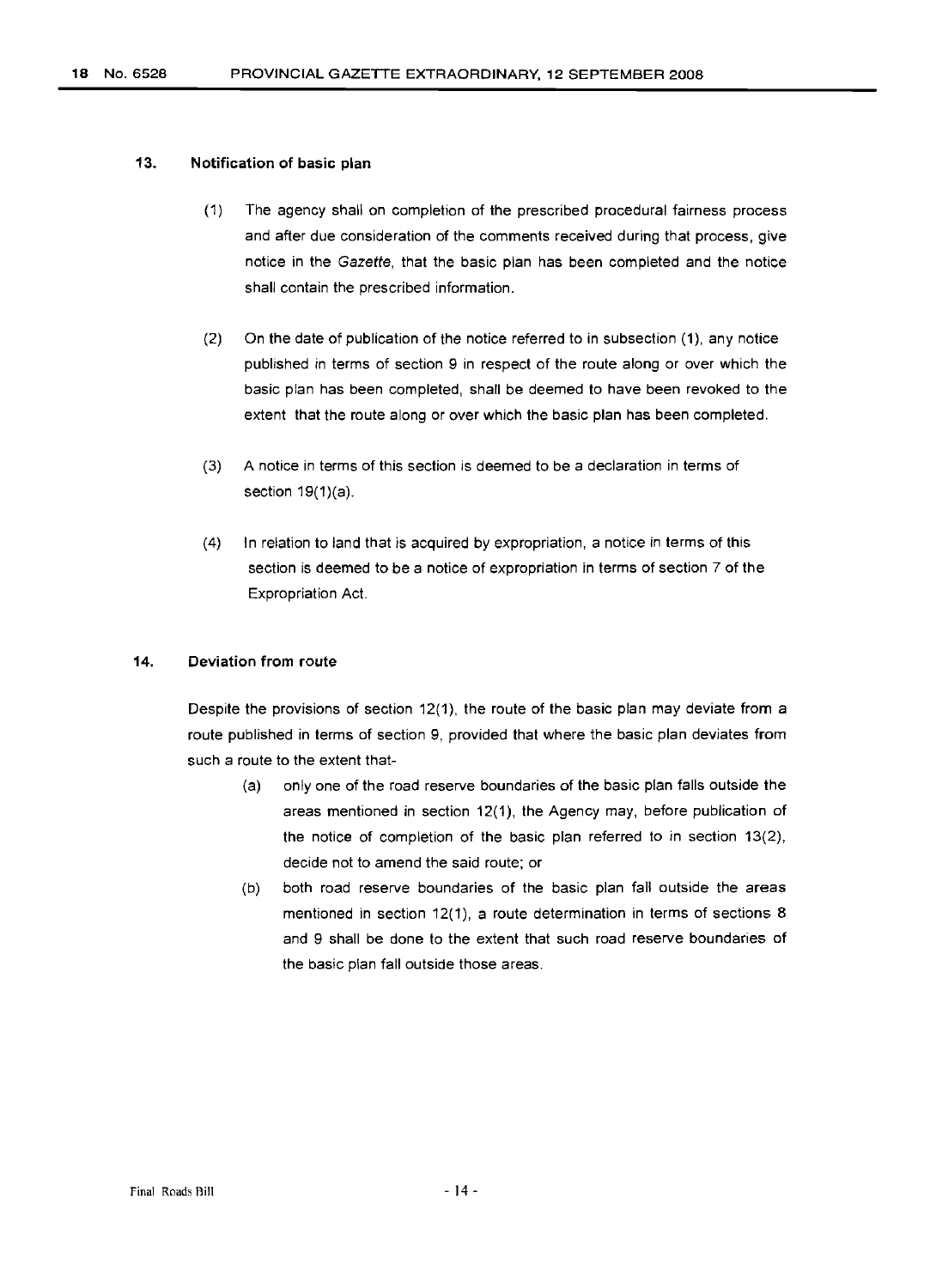## 13. Notification of basic plan

(1) The agency shall on completion of the prescribed procedural fairness process and after due consideration of the comments received during that process, give notice in the *Gazette*, that the basic plan has been completed and the notice shall contain the prescribed information.

(2) On the date of publication of the notice referred to in subsection (1), any notice published in terms of section 9 in respect of the route along or over which the basic plan has been completed, shall be deemed to have been revoked to the extent that the route along or over which the basic plan has been completed.

(3) A notice in terms of this section is deemed to be a declaration in terms of section 19(1)(a).

(4) In relation to land that is acquired by expropriation, a notice in terms of this section is deemed to be a notice of expropriation in terms of section 7 of the Expropriation Act.

## 14. Deviation from route

Despite the provisions of section 12(1), the route of the basic plan may deviate from a route published in terms of section 9, provided that where the basic plan deviates from such a route to the extent that-

(a) only one of the road reserve boundaries of the basic plan falls outside the areas mentioned in section 12(1), the Agency may, before publication of the notice of completion of the basic plan referred to in section 13(2), decide not to amend the said route; or

(b) both road reserve boundaries of the basic plan fall outside the areas mentioned in section 12(1), a route determination in terms of sections 8 and 9 shall be done to the extent that such road reserve boundaries of the basic plan fall outside those areas.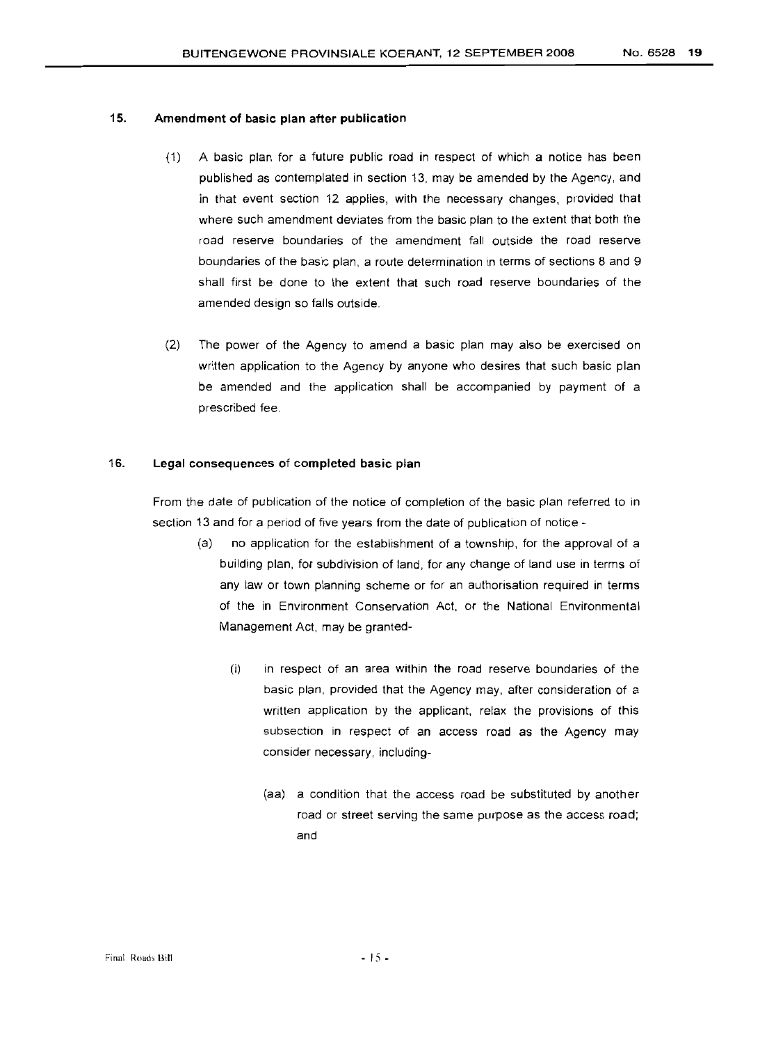### 15. Amendment of basic plan after publication

(1) A basic plan for a future public road in respect of which a notice has been published as contemplated in section 13, may be amended by the Agency, and in that event section 12 applies, with the necessary changes, provided that where such amendment deviates from the basic plan to the extent that both the road reserve boundaries of the amendment fall outside the road reserve boundaries of the basic plan, a route determination in terms of sections 8 and 9 shall first be done to the extent that such road reserve boundaries of the amended design so falls outside.

(2) The power of the Agency to amend a basic plan may also be exercised on written application to the Agency by anyone who desires that such basic plan be amended and the application shall be accompanied by payment of a prescribed fee.

### 16. Legal consequences of completed basic plan

From the date of publication of the notice of completion of the basic plan referred to in section 13 and for a period of five years from the date of publication of notice -

(a) no application for the establishment of a township, for the approval of a building plan, for subdivision of land, for any change of land use in terms of any law or town planning scheme or for an authorisation required in terms of the in Environment Conservation Act, or the National Environmental Management Act, may be granted-

(i) in respect of an area within the road reserve boundaries of the basic plan, provided that the Agency may, after consideration of a written application by the applicant, relax the provisions of this subsection in respect of an access road as the Agency may consider necessary, including-

(aa) a condition that the access road be substituted by another road or street serving the same purpose as the access road; and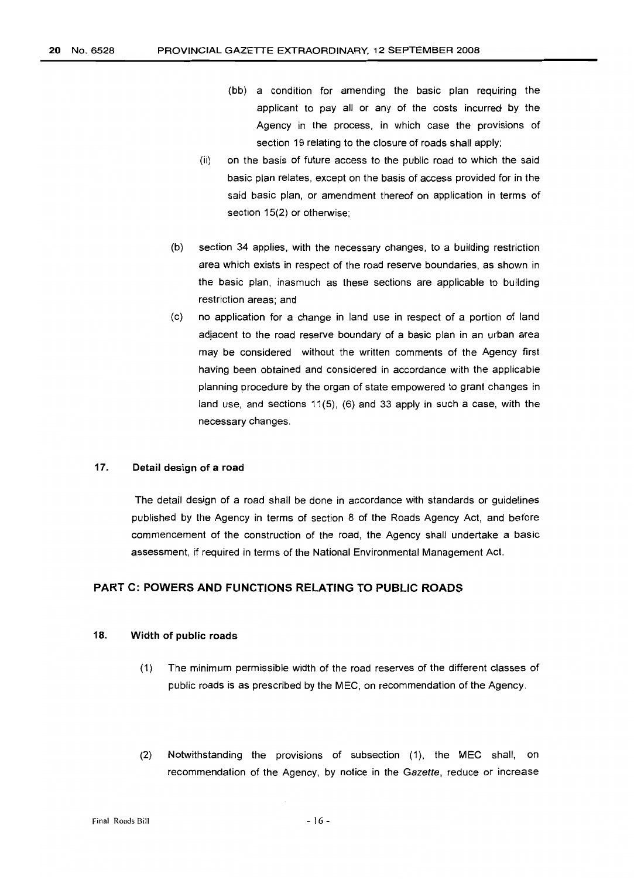(bb) a condition for amending the basic plan requiring the applicant to pay all or any of the costs incurred by the Agency in the process, in which case the provisions of section 19 relating to the closure of roads shall apply;

(ii) on the basis of future access to the public road to which the said basic plan relates, except on the basis of access provided for in the said basic plan, or amendment thereof on application in terms of section 15(2) or otherwise;

(b) section 34 applies, with the necessary changes, to a building restriction area which exists in respect of the road reserve boundaries, as shown in the basic plan, inasmuch as these sections are applicable to building restriction areas; and

(c) no application for a change in land use in respect of a portion of land adjacent to the road reserve boundary of a basic plan in an urban area may be considered without the written comments of the Agency first having been obtained and considered in accordance with the applicable planning procedure by the organ of state empowered to grant changes in land use, and sections 11(5), (6) and 33 apply in such a case, with the necessary changes.

### 17. Detail design of a road

The detail design of a road shall be done in accordance with standards or guidelines published by the Agency in terms of section 8 of the Roads Agency Act, and before commencement of the construction of the road, the Agency shall undertake a basic assessment, if required in terms of the National Environmental Management Act.

## PART C: POWERS AND FUNCTIONS RELATING TO PUBLIC ROADS

### 18. Width of public roads

(1) The minimum permissible width of the road reserves of the different classes of public roads is as prescribed by the MEC, on recommendation of the Agency.

(2) Notwithstanding the provisions of subsection (1), the MEC shall, on recommendation of the Agency, by notice in the *Gazette*, reduce or increase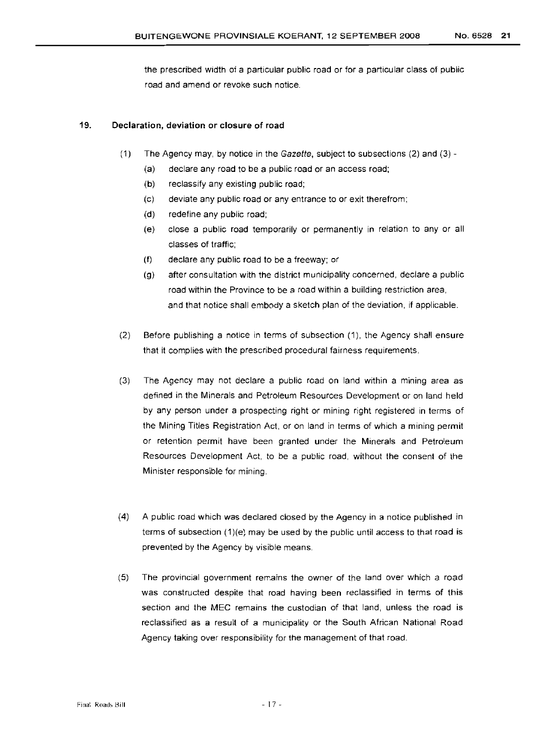the prescribed width of a particular public road or for a particular class of public road and amend or revoke such notice.

## 19. Declaration, deviation or closure of road

(1) The Agency may, by notice in the *Gazette*, subject to subsections (2) and (3) -

(a) declare any road to be a public road or an access road;

(b) reclassify any existing public road;

(c) deviate any public road or any entrance to or exit therefrom;

(d) redefine any public road;

(e) close a public road temporarily or permanently in relation to any or all classes of traffic;

(f) declare any public road to be a freeway; or

(g) after consultation with the district municipality concerned, declare a public road within the Province to be a road within a building restriction area, and that notice shall embody a sketch plan of the deviation, if applicable.

(2) Before publishing a notice in terms of subsection (1), the Agency shall ensure that it complies with the prescribed procedural fairness requirements.

(3) The Agency may not declare a public road on land within a mining area as defined in the Minerals and Petroleum Resources Development or on land held by any person under a prospecting right or mining right registered in terms of the Mining Titles Registration Act, or on land in terms of which a mining permit or retention permit have been granted under the Minerals and Petroleum Resources Development Act, to be a public road, without the consent of the Minister responsible for mining.

(4) A public road which was declared closed by the Agency in a notice published in terms of subsection (1)(e) may be used by the public until access to that road is prevented by the Agency by visible means.

(5) The provincial government remains the owner of the land over which a road was constructed despite that road having been reclassified in terms of this section and the MEC remains the custodian of that land, unless the road is reclassified as a result of a municipality or the South African National Road Agency taking over responsibility for the management of that road.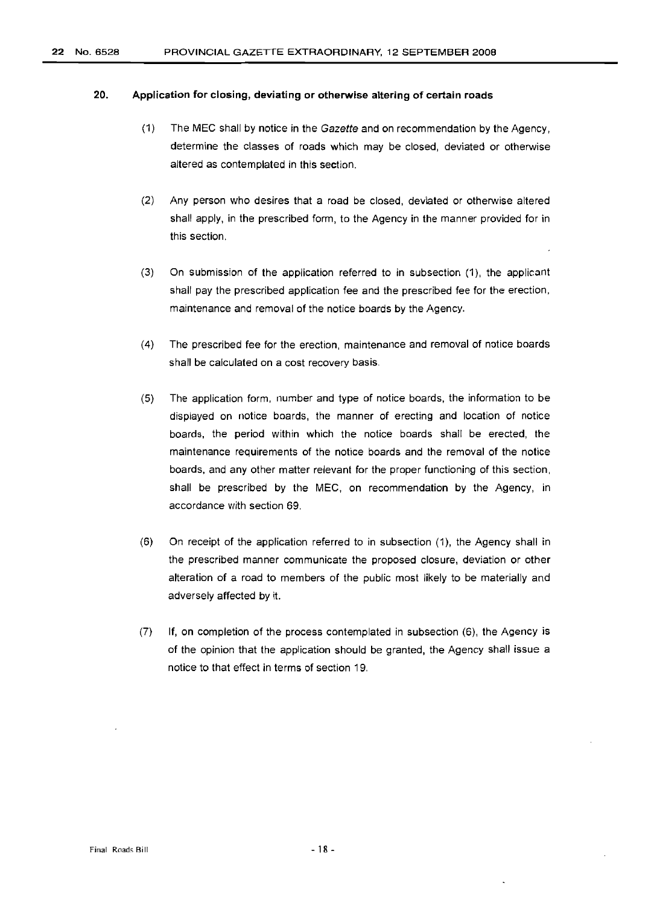## 20. Application for closing, deviating or otherwise altering of certain roads

(1) The MEC shall by notice in the *Gazette* and on recommendation by the Agency, determine the classes of roads which may be closed, deviated or otherwise altered as contemplated in this section.

(2) Any person who desires that a road be closed, deviated or otherwise altered shall apply, in the prescribed form, to the Agency in the manner provided for in this section.

(3) On submission of the application referred to in subsection (1), the applicant shall pay the prescribed application fee and the prescribed fee for the erection, maintenance and removal of the notice boards by the Agency.

(4) The prescribed fee for the erection, maintenance and removal of notice boards shall be calculated on a cost recovery basis.

(5) The application form, number and type of notice boards, the information to be displayed on notice boards, the manner of erecting and location of notice boards, the period within which the notice boards shall be erected, the maintenance requirements of the notice boards and the removal of the notice boards, and any other matter relevant for the proper functioning of this section, shall be prescribed by the MEC, on recommendation by the Agency, in accordance with section 69.

(6) On receipt of the application referred to in subsection (1), the Agency shall in the prescribed manner communicate the proposed closure, deviation or other alteration of a road to members of the public most likely to be materially and adversely affected by it.

(7) If, on completion of the process contemplated in subsection (6), the Agency is of the opinion that the application should be granted, the Agency shall issue a notice to that effect in terms of section 19.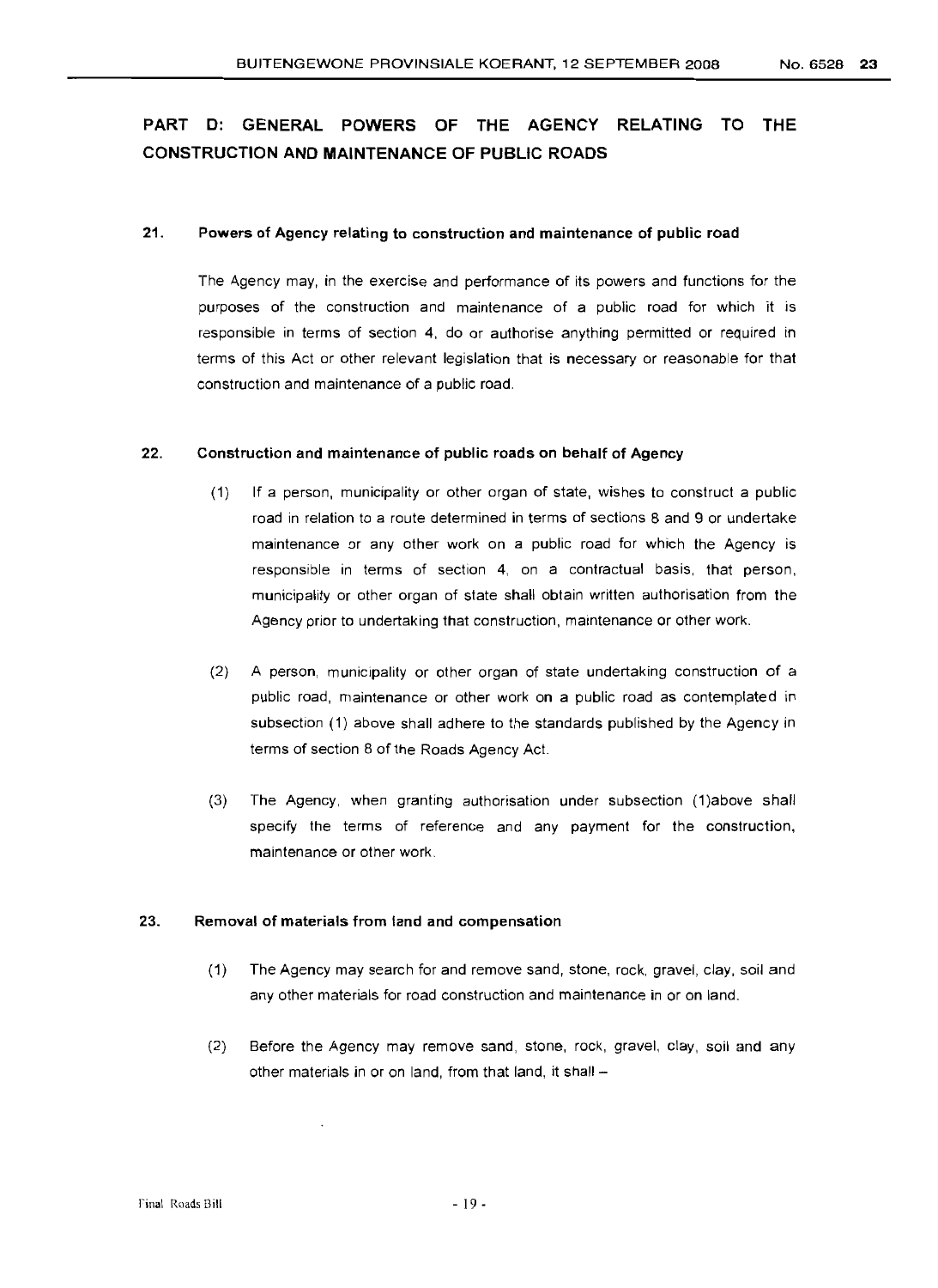## PART D: GENERAL POWERS OF THE AGENCY RELATING TO THE CONSTRUCTION AND MAINTENANCE OF PUBLIC ROADS

### 21. Powers of Agency relating to construction and maintenance of public road

The Agency may, in the exercise and performance of its powers and functions for the purposes of the construction and maintenance of a public road for which it is responsible in terms of section 4, do or authorise anything permitted or required in terms of this Act or other relevant legislation that is necessary or reasonable for that construction and maintenance of a public road.

### 22. Construction and maintenance of public roads on behalf of Agency

(1) If a person, municipality or other organ of state, wishes to construct a public road in relation to a route determined in terms of sections 8 and 9 or undertake maintenance or any other work on a public road for which the Agency is responsible in terms of section 4, on a contractual basis, that person, municipality or other organ of state shall obtain written authorisation from the Agency prior to undertaking that construction, maintenance or other work.

(2) A person, municipality or other organ of state undertaking construction of a public road, maintenance or other work on a public road as contemplated in subsection (1) above shall adhere to the standards published by the Agency in terms of section 8 of the Roads Agency Act.

(3) The Agency, when granting authorisation under subsection (1)above shall specify the terms of reference and any payment for the construction, maintenance or other work.

### 23. Removal of materials from land and compensation

(1) The Agency may search for and remove sand, stone, rock, gravel, clay, soil and any other materials for road construction and maintenance in or on land.

(2) Before the Agency may remove sand, stone, rock, gravel, clay, soil and any other materials in or on land, from that land, it shall –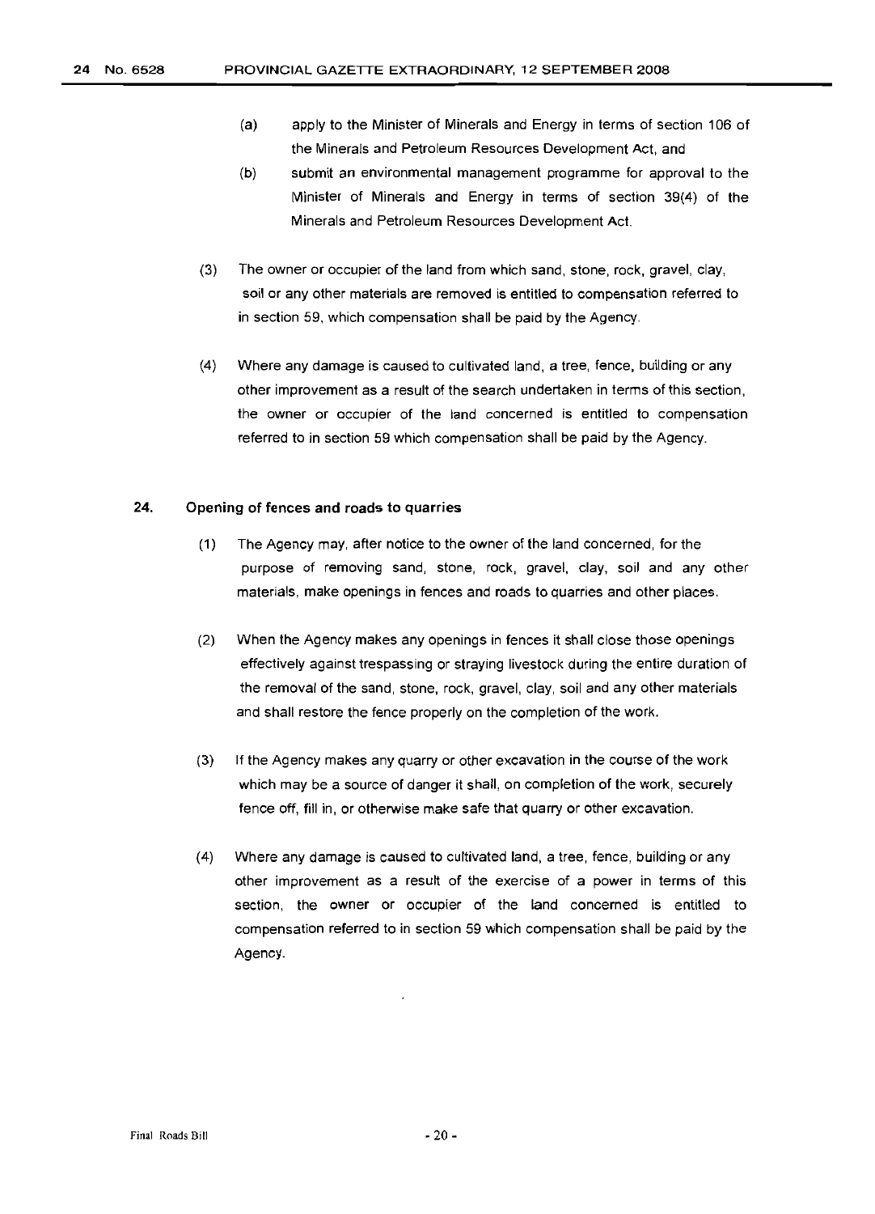(a) apply to the Minister of Minerals and Energy in terms of section 106 of the Minerals and Petroleum Resources Development Act, and

(b) submit an environmental management programme for approval to the Minister of Minerals and Energy in terms of section 39(4) of the Minerals and Petroleum Resources Development Act.

(3) The owner or occupier of the land from which sand, stone, rock, gravel, clay, soil or any other materials are removed is entitled to compensation referred to in section 59, which compensation shall be paid by the Agency.

(4) Where any damage is caused to cultivated land, a tree, fence, building or any other improvement as a result of the search undertaken in terms of this section, the owner or occupier of the land concerned is entitled to compensation referred to in section 59 which compensation shall be paid by the Agency.

## 24. Opening of fences and roads to quarries

(1) The Agency may, after notice to the owner of the land concerned, for the purpose of removing sand, stone, rock, gravel, clay, soil and any other materials, make openings in fences and roads to quarries and other places.

(2) When the Agency makes any openings in fences it shall close those openings effectively against trespassing or straying livestock during the entire duration of the removal of the sand, stone, rock, gravel, clay, soil and any other materials and shall restore the fence properly on the completion of the work.

(3) If the Agency makes any quarry or other excavation in the course of the work which may be a source of danger it shall, on completion of the work, securely fence off, fill in, or otherwise make safe that quarry or other excavation.

(4) Where any damage is caused to cultivated land, a tree, fence, building or any other improvement as a result of the exercise of a power in terms of this section, the owner or occupier of the land concerned is entitled to compensation referred to in section 59 which compensation shall be paid by the Agency.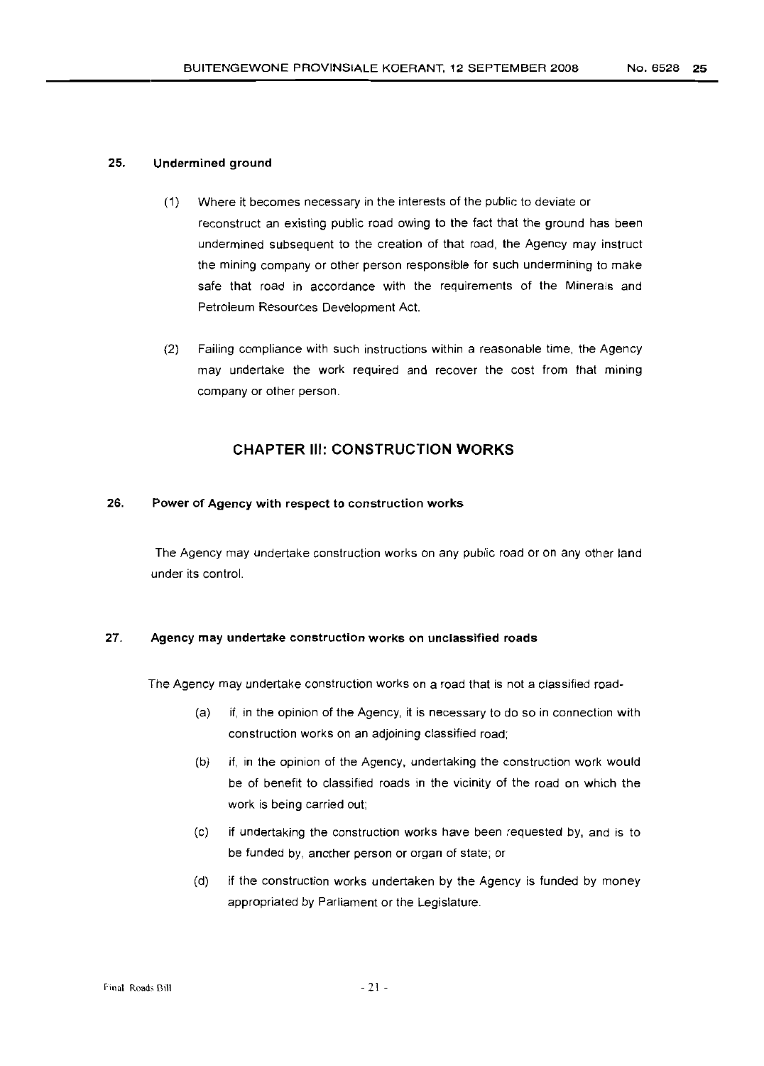### 25. Undermined ground

(1) Where it becomes necessary in the interests of the public to deviate or reconstruct an existing public road owing to the fact that the ground has been undermined subsequent to the creation of that road, the Agency may instruct the mining company or other person responsible for such undermining to make safe that road in accordance with the requirements of the Minerals and Petroleum Resources Development Act.

(2) Failing compliance with such instructions within a reasonable time, the Agency may undertake the work required and recover the cost from that mining company or other person.

## CHAPTER III: CONSTRUCTION WORKS

### 26. Power of Agency with respect to construction works

The Agency may undertake construction works on any public road or on any other land under its control.

### 27. Agency may undertake construction works on unclassified roads

The Agency may undertake construction works on a road that is not a classified road-

(a) if, in the opinion of the Agency, it is necessary to do so in connection with construction works on an adjoining classified road;

(b) if, in the opinion of the Agency, undertaking the construction work would be of benefit to classified roads in the vicinity of the road on which the work is being carried out;

(c) if undertaking the construction works have been requested by, and is to be funded by, another person or organ of state; or

(d) if the construction works undertaken by the Agency is funded by money appropriated by Parliament or the Legislature.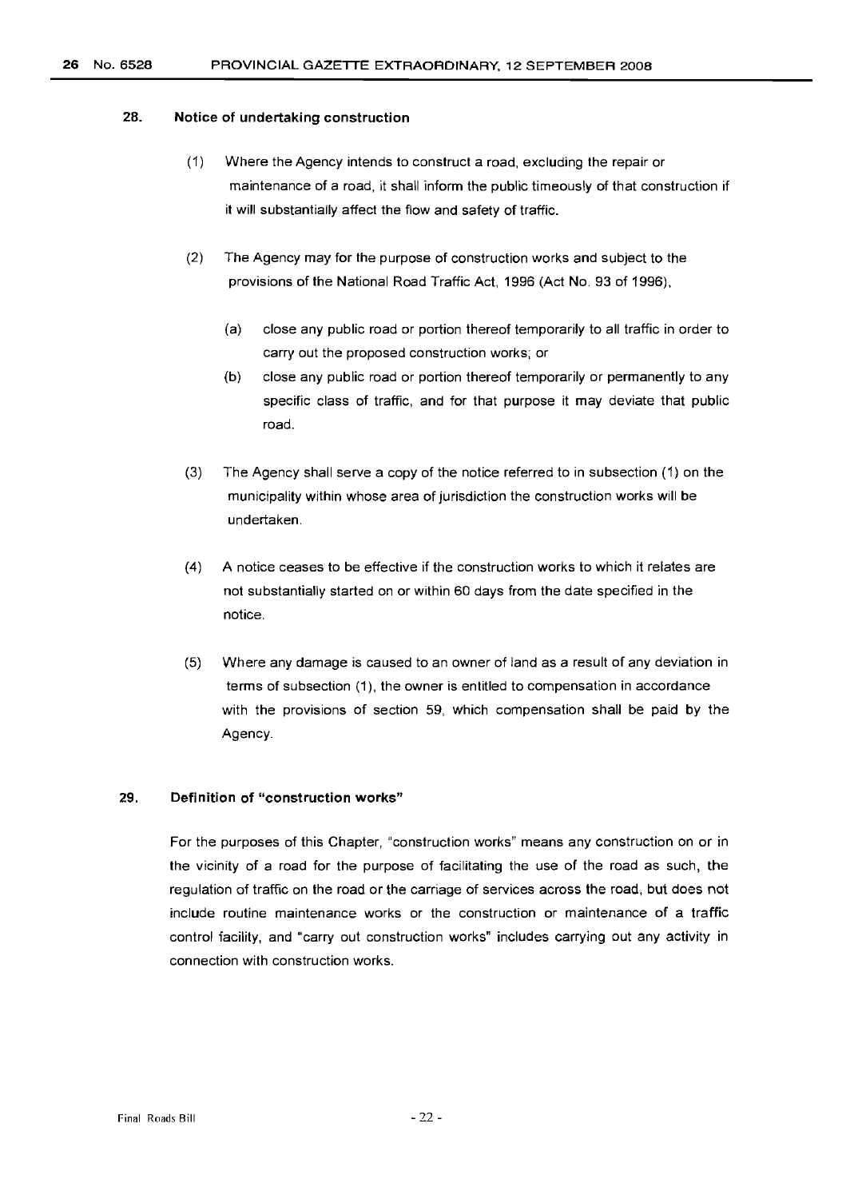### 28. Notice of undertaking construction

(1) Where the Agency intends to construct a road, excluding the repair or maintenance of a road, it shall inform the public timeously of that construction if it will substantially affect the flow and safety of traffic.

(2) The Agency may for the purpose of construction works and subject to the provisions of the National Road Traffic Act, 1996 (Act No. 93 of 1996),

(a) close any public road or portion thereof temporarily to all traffic in order to carry out the proposed construction works; or

(b) close any public road or portion thereof temporarily or permanently to any specific class of traffic, and for that purpose it may deviate that public road.

(3) The Agency shall serve a copy of the notice referred to in subsection (1) on the municipality within whose area of jurisdiction the construction works will be undertaken.

(4) A notice ceases to be effective if the construction works to which it relates are not substantially started on or within 60 days from the date specified in the notice.

(5) Where any damage is caused to an owner of land as a result of any deviation in terms of subsection (1), the owner is entitled to compensation in accordance with the provisions of section 59, which compensation shall be paid by the Agency.

### 29. Definition of "construction works"

For the purposes of this Chapter, "construction works" means any construction on or in the vicinity of a road for the purpose of facilitating the use of the road as such, the regulation of traffic on the road or the carriage of services across the road, but does not include routine maintenance works or the construction or maintenance of a traffic control facility, and "carry out construction works" includes carrying out any activity in connection with construction works.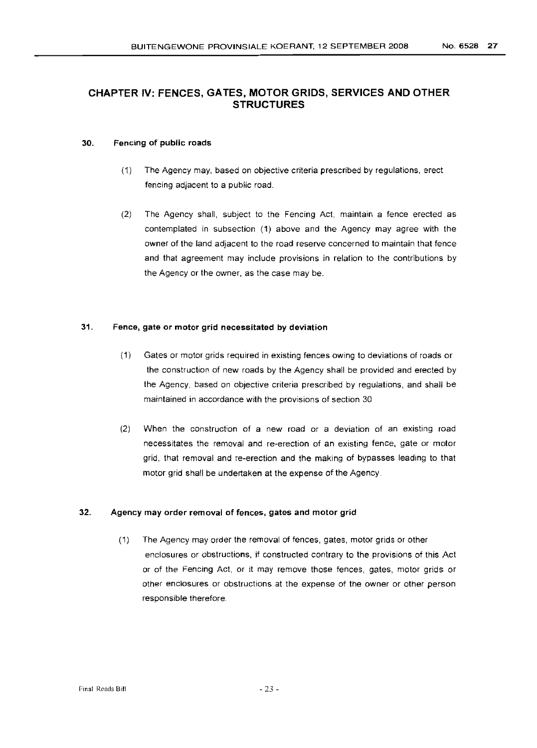## CHAPTER IV: FENCES, GATES, MOTOR GRIDS, SERVICES AND OTHER STRUCTURES

### 30. Fencing of public roads

(1) The Agency may, based on objective criteria prescribed by regulations, erect fencing adjacent to a public road.

(2) The Agency shall, subject to the Fencing Act, maintain a fence erected as contemplated in subsection (1) above and the Agency may agree with the owner of the land adjacent to the road reserve concerned to maintain that fence and that agreement may include provisions in relation to the contributions by the Agency or the owner, as the case may be.

### 31. Fence, gate or motor grid necessitated by deviation

(1) Gates or motor grids required in existing fences owing to deviations of roads or the construction of new roads by the Agency shall be provided and erected by the Agency, based on objective criteria prescribed by regulations, and shall be maintained in accordance with the provisions of section 30

(2) When the construction of a new road or a deviation of an existing road necessitates the removal and re-erection of an existing fence, gate or motor grid, that removal and re-erection and the making of bypasses leading to that motor grid shall be undertaken at the expense of the Agency.

### 32. Agency may order removal of fences, gates and motor grid

(1) The Agency may order the removal of fences, gates, motor grids or other enclosures or obstructions, if constructed contrary to the provisions of this Act or of the Fencing Act, or it may remove those fences, gates, motor grids or other enclosures or obstructions at the expense of the owner or other person responsible therefore.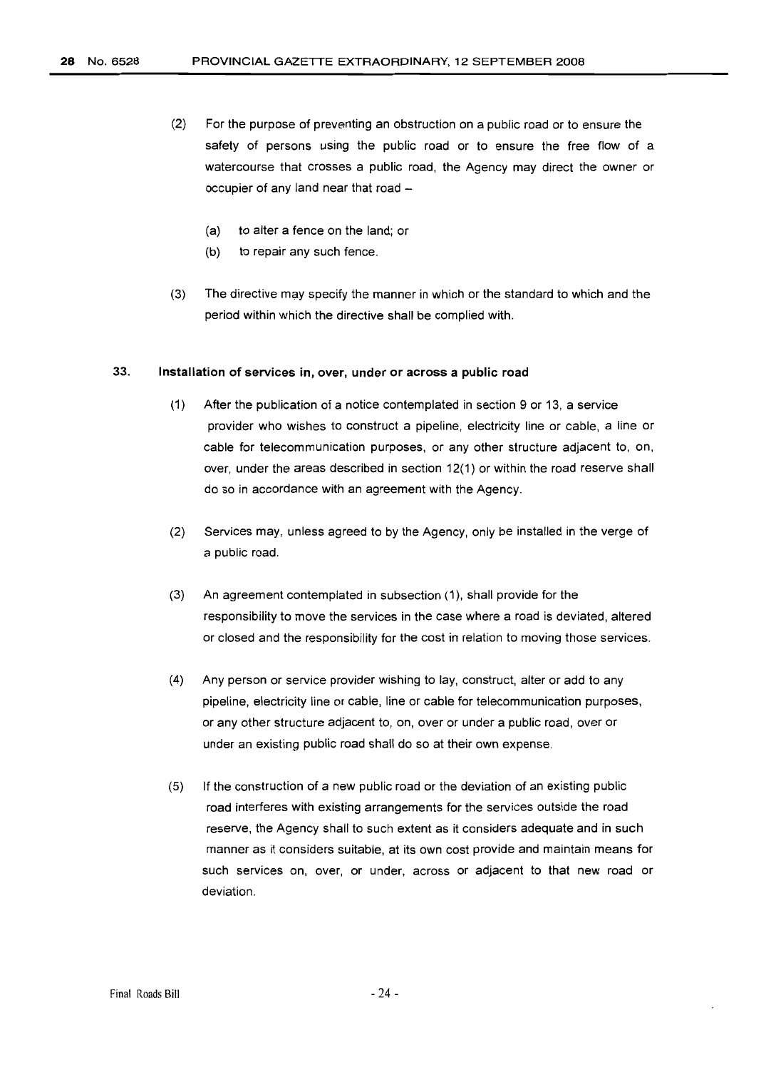(2) For the purpose of preventing an obstruction on a public road or to ensure the safety of persons using the public road or to ensure the free flow of a watercourse that crosses a public road, the Agency may direct the owner or occupier of any land near that road –

(a) to alter a fence on the land; or

(b) to repair any such fence.

(3) The directive may specify the manner in which or the standard to which and the period within which the directive shall be complied with.

## 33. Installation of services in, over, under or across a public road

(1) After the publication of a notice contemplated in section 9 or 13, a service provider who wishes to construct a pipeline, electricity line or cable, a line or cable for telecommunication purposes, or any other structure adjacent to, on, over, under the areas described in section 12(1) or within the road reserve shall do so in accordance with an agreement with the Agency.

(2) Services may, unless agreed to by the Agency, only be installed in the verge of a public road.

(3) An agreement contemplated in subsection (1), shall provide for the responsibility to move the services in the case where a road is deviated, altered or closed and the responsibility for the cost in relation to moving those services.

(4) Any person or service provider wishing to lay, construct, alter or add to any pipeline, electricity line or cable, line or cable for telecommunication purposes, or any other structure adjacent to, on, over or under a public road, over or under an existing public road shall do so at their own expense.

(5) If the construction of a new public road or the deviation of an existing public road interferes with existing arrangements for the services outside the road reserve, the Agency shall to such extent as it considers adequate and in such manner as it considers suitable, at its own cost provide and maintain means for such services on, over, or under, across or adjacent to that new road or deviation.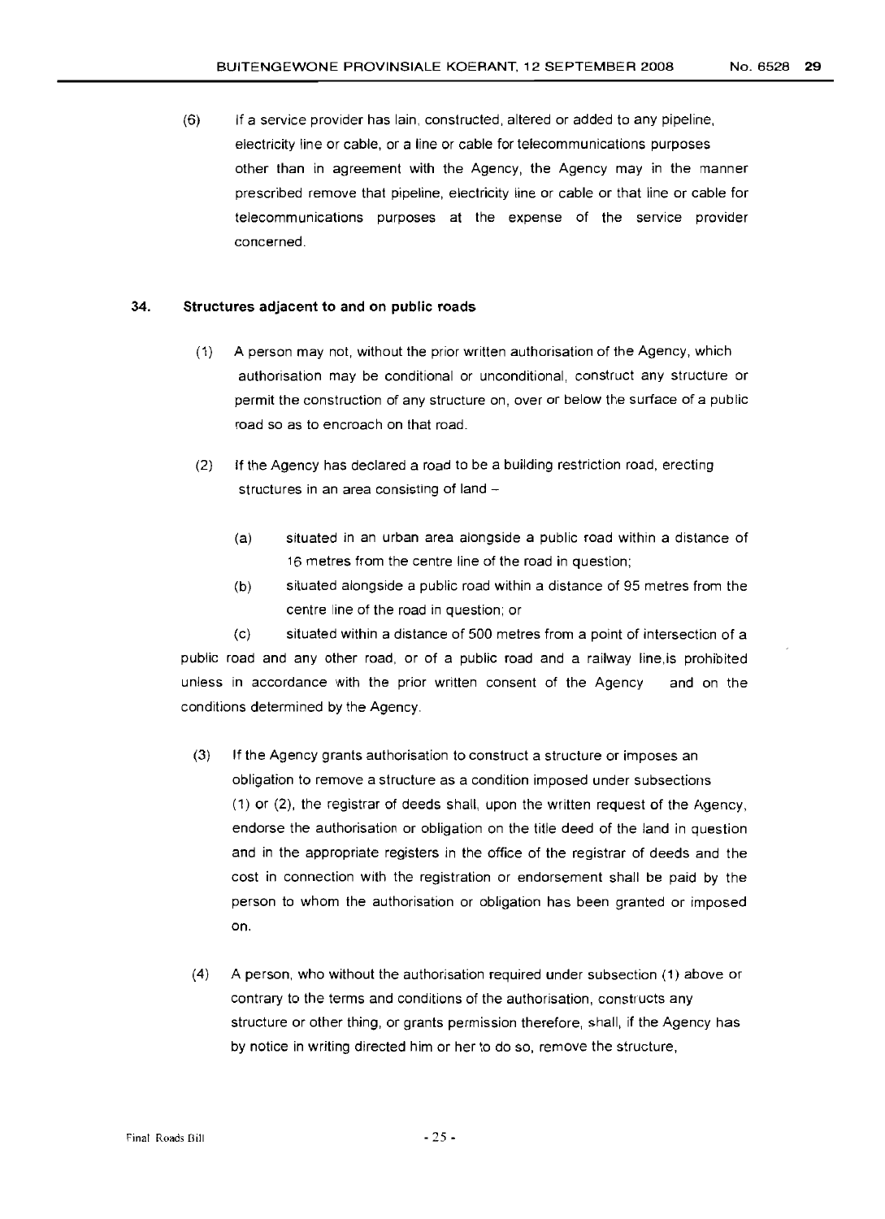(6) If a service provider has lain, constructed, altered or added to any pipeline, electricity line or cable, or a line or cable for telecommunications purposes other than in agreement with the Agency, the Agency may in the manner prescribed remove that pipeline, electricity line or cable or that line or cable for telecommunications purposes at the expense of the service provider concerned.

### 34. Structures adjacent to and on public roads

(1) A person may not, without the prior written authorisation of the Agency, which authorisation may be conditional or unconditional, construct any structure or permit the construction of any structure on, over or below the surface of a public road so as to encroach on that road.

(2) If the Agency has declared a road to be a building restriction road, erecting structures in an area consisting of land –

(a) situated in an urban area alongside a public road within a distance of 16 metres from the centre line of the road in question;

(b) situated alongside a public road within a distance of 95 metres from the centre line of the road in question; or

(c) situated within a distance of 500 metres from a point of intersection of a public road and any other road, or of a public road and a railway line,is prohibited unless in accordance with the prior written consent of the Agency and on the conditions determined by the Agency.

(3) If the Agency grants authorisation to construct a structure or imposes an obligation to remove a structure as a condition imposed under subsections (1) or (2), the registrar of deeds shall, upon the written request of the Agency, endorse the authorisation or obligation on the title deed of the land in question and in the appropriate registers in the office of the registrar of deeds and the cost in connection with the registration or endorsement shall be paid by the person to whom the authorisation or obligation has been granted or imposed on.

(4) A person, who without the authorisation required under subsection (1) above or contrary to the terms and conditions of the authorisation, constructs any structure or other thing, or grants permission therefore, shall, if the Agency has by notice in writing directed him or her to do so, remove the structure,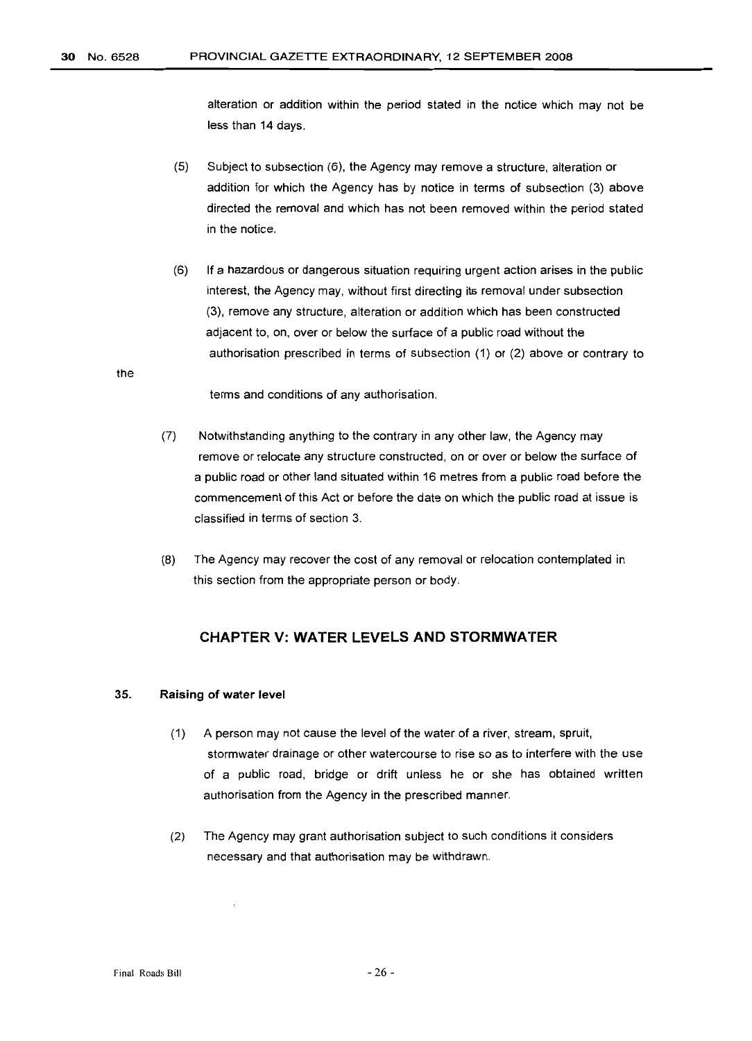alteration or addition within the period stated in the notice which may not be less than 14 days.

(5) Subject to subsection (6), the Agency may remove a structure, alteration or addition for which the Agency has by notice in terms of subsection (3) above directed the removal and which has not been removed within the period stated in the notice.

(6) If a hazardous or dangerous situation requiring urgent action arises in the public interest, the Agency may, without first directing its removal under subsection (3), remove any structure, alteration or addition which has been constructed adjacent to, on, over or below the surface of a public road without the authorisation prescribed in terms of subsection (1) or (2) above or contrary to the terms and conditions of any authorisation.

(7) Notwithstanding anything to the contrary in any other law, the Agency may remove or relocate any structure constructed, on or over or below the surface of a public road or other land situated within 16 metres from a public road before the commencement of this Act or before the date on which the public road at issue is classified in terms of section 3.

(8) The Agency may recover the cost of any removal or relocation contemplated in this section from the appropriate person or body.

## CHAPTER V: WATER LEVELS AND STORMWATER

### 35. Raising of water level

(1) A person may not cause the level of the water of a river, stream, spruit, stormwater drainage or other watercourse to rise so as to interfere with the use of a public road, bridge or drift unless he or she has obtained written authorisation from the Agency in the prescribed manner.

(2) The Agency may grant authorisation subject to such conditions it considers necessary and that authorisation may be withdrawn.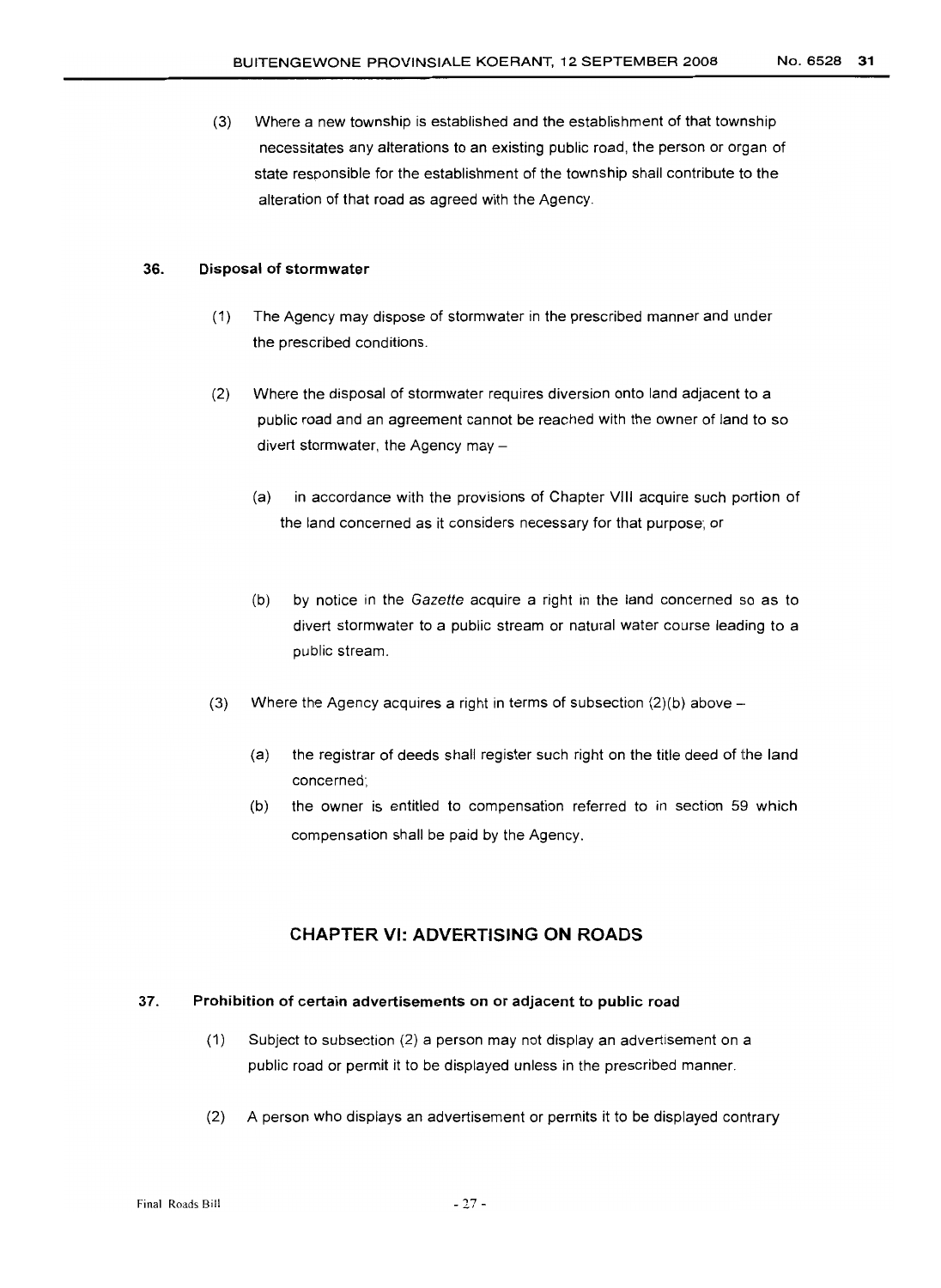(3) Where a new township is established and the establishment of that township necessitates any alterations to an existing public road, the person or organ of state responsible for the establishment of the township shall contribute to the alteration of that road as agreed with the Agency.

### 36. Disposal of stormwater

(1) The Agency may dispose of stormwater in the prescribed manner and under the prescribed conditions.

(2) Where the disposal of stormwater requires diversion onto land adjacent to a public road and an agreement cannot be reached with the owner of land to so divert stormwater, the Agency may –

(a) in accordance with the provisions of Chapter VIII acquire such portion of the land concerned as it considers necessary for that purpose; or

(b) by notice in the *Gazette* acquire a right in the land concerned so as to divert stormwater to a public stream or natural water course leading to a public stream.

(3) Where the Agency acquires a right in terms of subsection (2)(b) above –

(a) the registrar of deeds shall register such right on the title deed of the land concerned;

(b) the owner is entitled to compensation referred to in section 59 which compensation shall be paid by the Agency.

## CHAPTER VI: ADVERTISING ON ROADS

### 37. Prohibition of certain advertisements on or adjacent to public road

(1) Subject to subsection (2) a person may not display an advertisement on a public road or permit it to be displayed unless in the prescribed manner.

(2) A person who displays an advertisement or permits it to be displayed contrary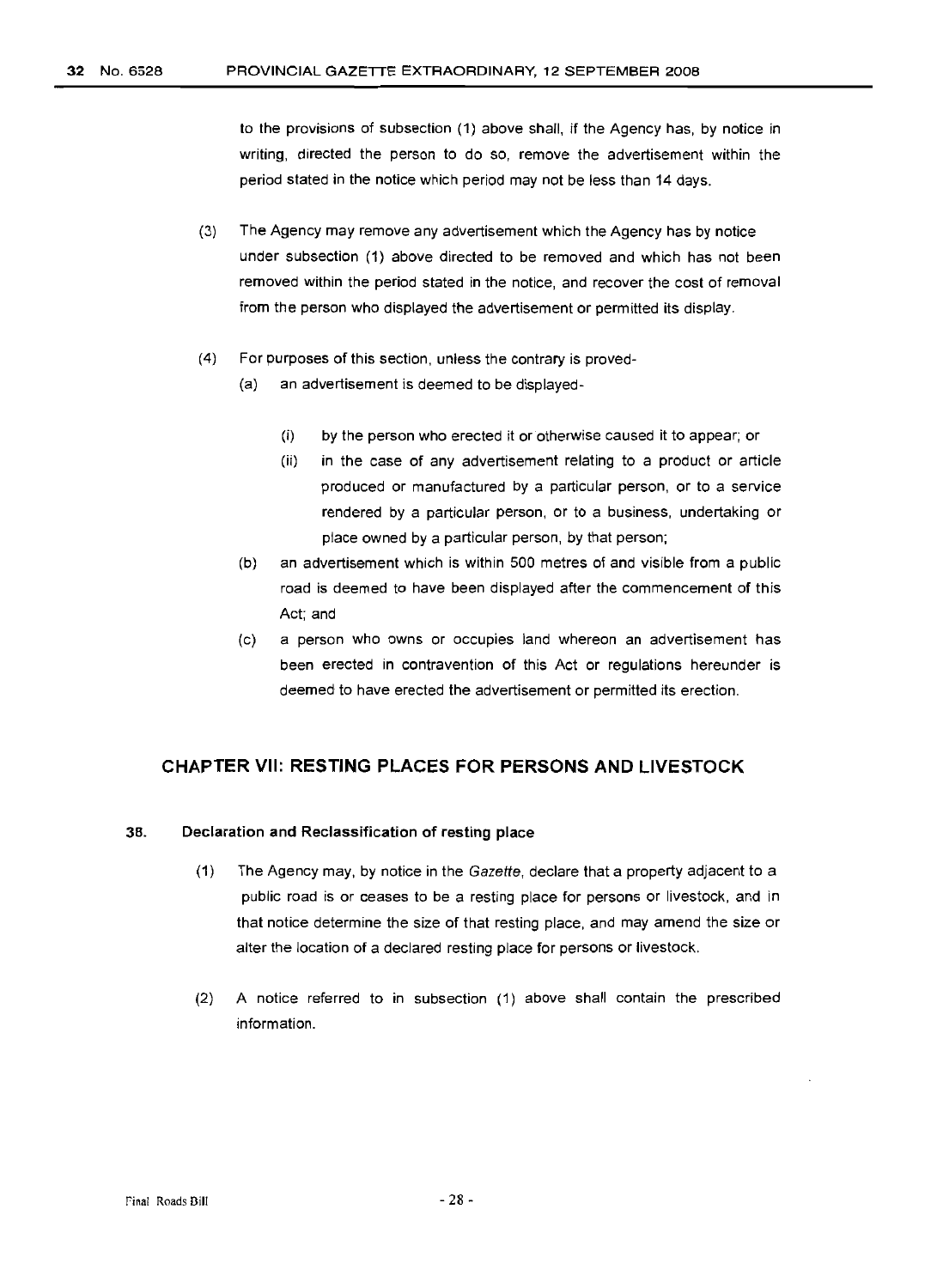to the provisions of subsection (1) above shall, if the Agency has, by notice in writing, directed the person to do so, remove the advertisement within the period stated in the notice which period may not be less than 14 days.

(3) The Agency may remove any advertisement which the Agency has by notice under subsection (1) above directed to be removed and which has not been removed within the period stated in the notice, and recover the cost of removal from the person who displayed the advertisement or permitted its display.

(4) For purposes of this section, unless the contrary is proved-

(a) an advertisement is deemed to be displayed-

(i) by the person who erected it or otherwise caused it to appear; or

(ii) in the case of any advertisement relating to a product or article produced or manufactured by a particular person, or to a service rendered by a particular person, or to a business, undertaking or place owned by a particular person, by that person;

(b) an advertisement which is within 500 metres of and visible from a public road is deemed to have been displayed after the commencement of this Act; and

(c) a person who owns or occupies land whereon an advertisement has been erected in contravention of this Act or regulations hereunder is deemed to have erected the advertisement or permitted its erection.

## CHAPTER VII: RESTING PLACES FOR PERSONS AND LIVESTOCK

### 38. Declaration and Reclassification of resting place

(1) The Agency may, by notice in the *Gazette*, declare that a property adjacent to a public road is or ceases to be a resting place for persons or livestock, and in that notice determine the size of that resting place, and may amend the size or alter the location of a declared resting place for persons or livestock.

(2) A notice referred to in subsection (1) above shall contain the prescribed information.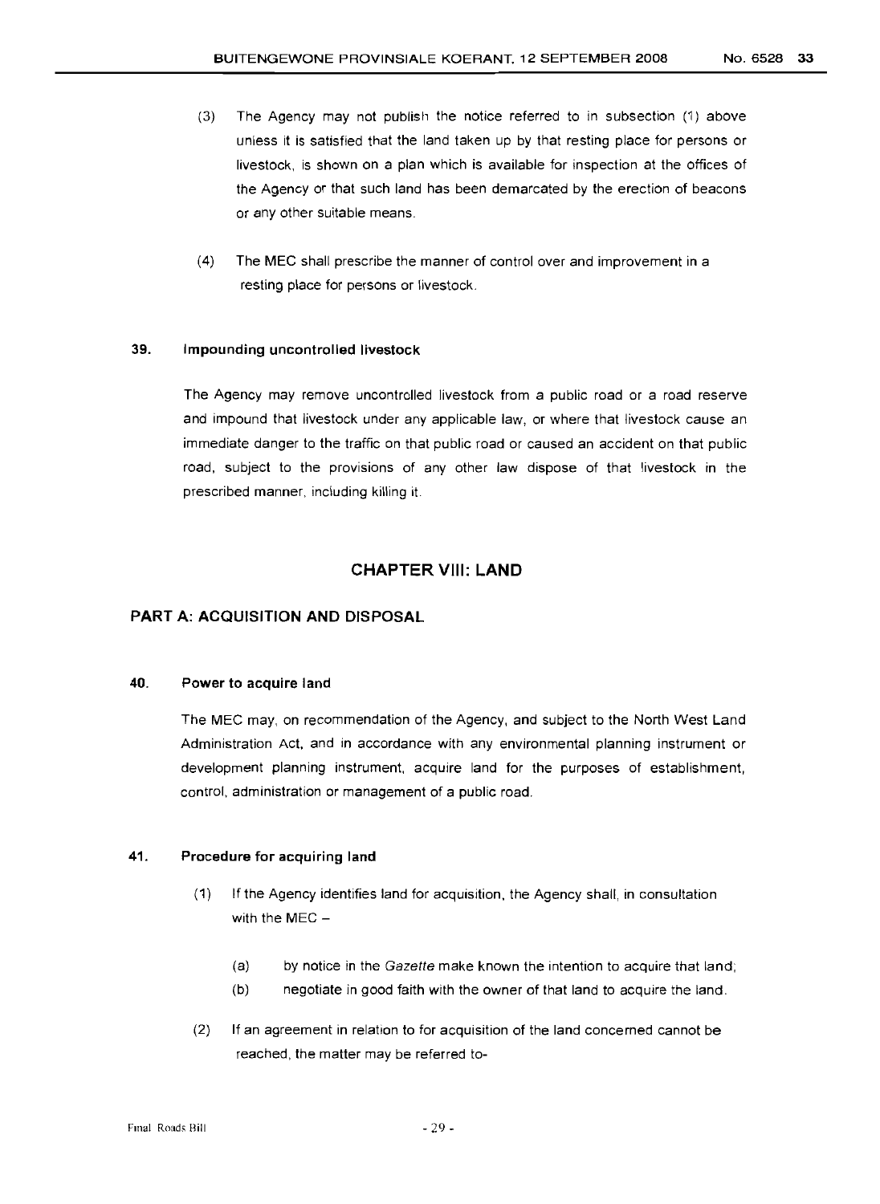(3) The Agency may not publish the notice referred to in subsection (1) above unless it is satisfied that the land taken up by that resting place for persons or livestock, is shown on a plan which is available for inspection at the offices of the Agency or that such land has been demarcated by the erection of beacons or any other suitable means.

(4) The MEC shall prescribe the manner of control over and improvement in a resting place for persons or livestock.

### 39. Impounding uncontrolled livestock

The Agency may remove uncontrolled livestock from a public road or a road reserve and impound that livestock under any applicable law, or where that livestock cause an immediate danger to the traffic on that public road or caused an accident on that public road, subject to the provisions of any other law dispose of that livestock in the prescribed manner, including killing it.

## CHAPTER VIII: LAND

## PART A: ACQUISITION AND DISPOSAL

### 40. Power to acquire land

The MEC may, on recommendation of the Agency, and subject to the North West Land Administration Act, and in accordance with any environmental planning instrument or development planning instrument, acquire land for the purposes of establishment, control, administration or management of a public road.

### 41. Procedure for acquiring land

(1) If the Agency identifies land for acquisition, the Agency shall, in consultation with the MEC –

(a) by notice in the *Gazette* make known the intention to acquire that land;

(b) negotiate in good faith with the owner of that land to acquire the land.

(2) If an agreement in relation to for acquisition of the land concerned cannot be reached, the matter may be referred to-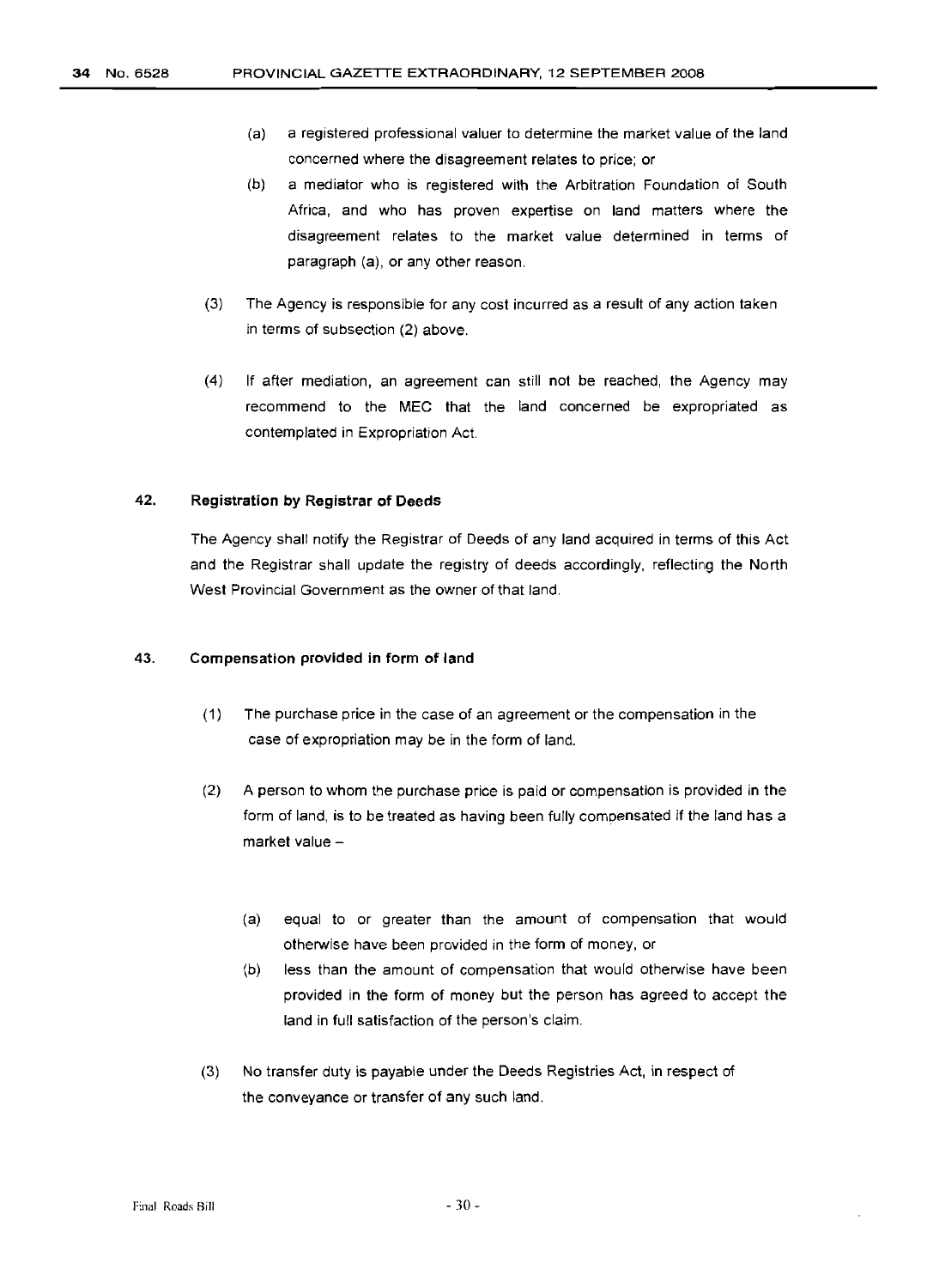(a) a registered professional valuer to determine the market value of the land concerned where the disagreement relates to price; or

(b) a mediator who is registered with the Arbitration Foundation of South Africa, and who has proven expertise on land matters where the disagreement relates to the market value determined in terms of paragraph (a), or any other reason.

(3) The Agency is responsible for any cost incurred as a result of any action taken in terms of subsection (2) above.

(4) If after mediation, an agreement can still not be reached, the Agency may recommend to the MEC that the land concerned be expropriated as contemplated in Expropriation Act.

## 42. Registration by Registrar of Deeds

The Agency shall notify the Registrar of Deeds of any land acquired in terms of this Act and the Registrar shall update the registry of deeds accordingly, reflecting the North West Provincial Government as the owner of that land.

## 43. Compensation provided in form of land

(1) The purchase price in the case of an agreement or the compensation in the case of expropriation may be in the form of land.

(2) A person to whom the purchase price is paid or compensation is provided in the form of land, is to be treated as having been fully compensated if the land has a market value –

(a) equal to or greater than the amount of compensation that would otherwise have been provided in the form of money, or

(b) less than the amount of compensation that would otherwise have been provided in the form of money but the person has agreed to accept the land in full satisfaction of the person's claim.

(3) No transfer duty is payable under the Deeds Registries Act, in respect of the conveyance or transfer of any such land.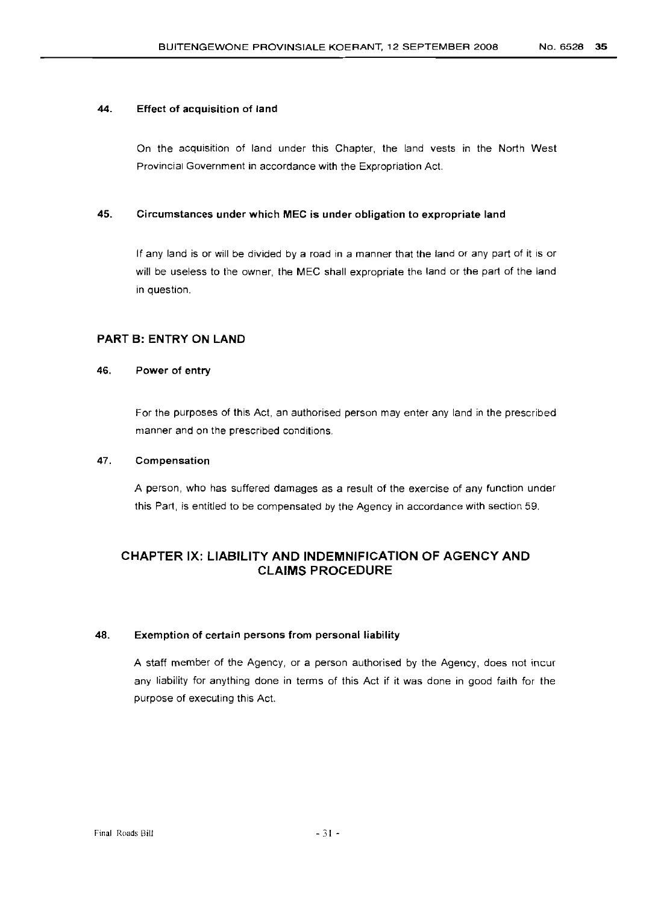#### 44. Effect of acquisition of land

On the acquisition of land under this Chapter, the land vests in the North West Provincial Government in accordance with the Expropriation Act.

#### 45. Circumstances under which MEC is under obligation to expropriate land

If any land is or will be divided by a road in a manner that the land or any part of it is or will be useless to the owner, the MEC shall expropriate the land or the part of the land in question.

### PART B: ENTRY ON LAND

#### 46. Power of entry

For the purposes of this Act, an authorised person may enter any land in the prescribed manner and on the prescribed conditions.

#### 47. Compensation

A person, who has suffered damages as a result of the exercise of any function under this Part, is entitled to be compensated by the Agency in accordance with section 59.

## CHAPTER IX: LIABILITY AND INDEMNIFICATION OF AGENCY AND CLAIMS PROCEDURE

#### 48. Exemption of certain persons from personal liability

A staff member of the Agency, or a person authorised by the Agency, does not incur any liability for anything done in terms of this Act if it was done in good faith for the purpose of executing this Act.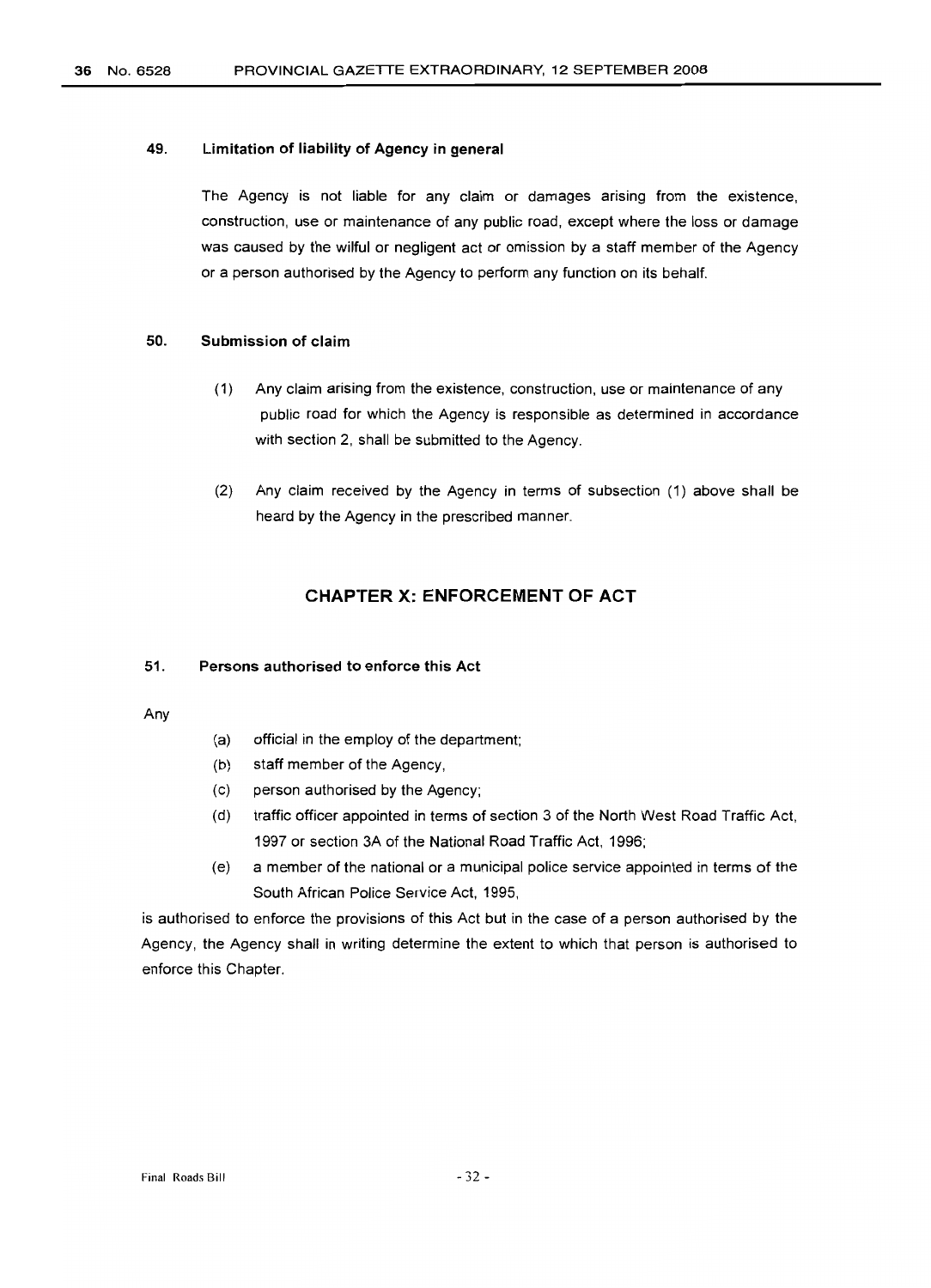### 49. Limitation of liability of Agency in general

The Agency is not liable for any claim or damages arising from the existence, construction, use or maintenance of any public road, except where the loss or damage was caused by the wilful or negligent act or omission by a staff member of the Agency or a person authorised by the Agency to perform any function on its behalf.

### 50. Submission of claim

(1) Any claim arising from the existence, construction, use or maintenance of any public road for which the Agency is responsible as determined in accordance with section 2, shall be submitted to the Agency.

(2) Any claim received by the Agency in terms of subsection (1) above shall be heard by the Agency in the prescribed manner.

## CHAPTER X: ENFORCEMENT OF ACT

### 51. Persons authorised to enforce this Act

Any

(a) official in the employ of the department;

(b) staff member of the Agency,

(c) person authorised by the Agency;

(d) traffic officer appointed in terms of section 3 of the North West Road Traffic Act, 1997 or section 3A of the National Road Traffic Act, 1996;

(e) a member of the national or a municipal police service appointed in terms of the South African Police Service Act, 1995,

is authorised to enforce the provisions of this Act but in the case of a person authorised by the Agency, the Agency shall in writing determine the extent to which that person is authorised to enforce this Chapter.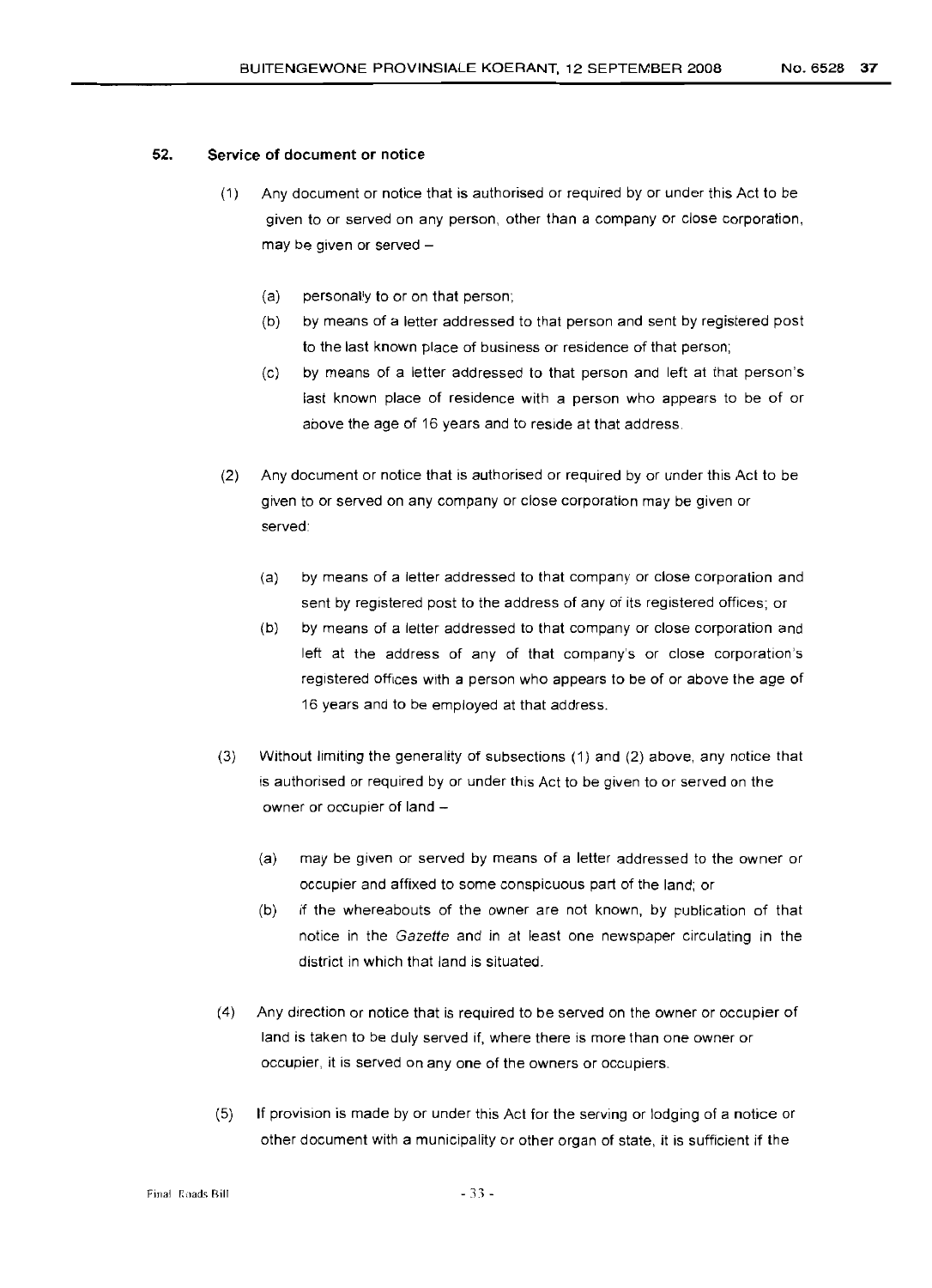## 52. Service of document or notice

(1) Any document or notice that is authorised or required by or under this Act to be given to or served on any person, other than a company or close corporation, may be given or served –

(a) personally to or on that person;

(b) by means of a letter addressed to that person and sent by registered post to the last known place of business or residence of that person;

(c) by means of a letter addressed to that person and left at that person's last known place of residence with a person who appears to be of or above the age of 16 years and to reside at that address.

(2) Any document or notice that is authorised or required by or under this Act to be given to or served on any company or close corporation may be given or served:

(a) by means of a letter addressed to that company or close corporation and sent by registered post to the address of any of its registered offices; or

(b) by means of a letter addressed to that company or close corporation and left at the address of any of that company's or close corporation's registered offices with a person who appears to be of or above the age of 16 years and to be employed at that address.

(3) Without limiting the generality of subsections (1) and (2) above, any notice that is authorised or required by or under this Act to be given to or served on the owner or occupier of land –

(a) may be given or served by means of a letter addressed to the owner or occupier and affixed to some conspicuous part of the land; or

(b) if the whereabouts of the owner are not known, by publication of that notice in the *Gazette* and in at least one newspaper circulating in the district in which that land is situated.

(4) Any direction or notice that is required to be served on the owner or occupier of land is taken to be duly served if, where there is more than one owner or occupier, it is served on any one of the owners or occupiers.

(5) If provision is made by or under this Act for the serving or lodging of a notice or other document with a municipality or other organ of state, it is sufficient if the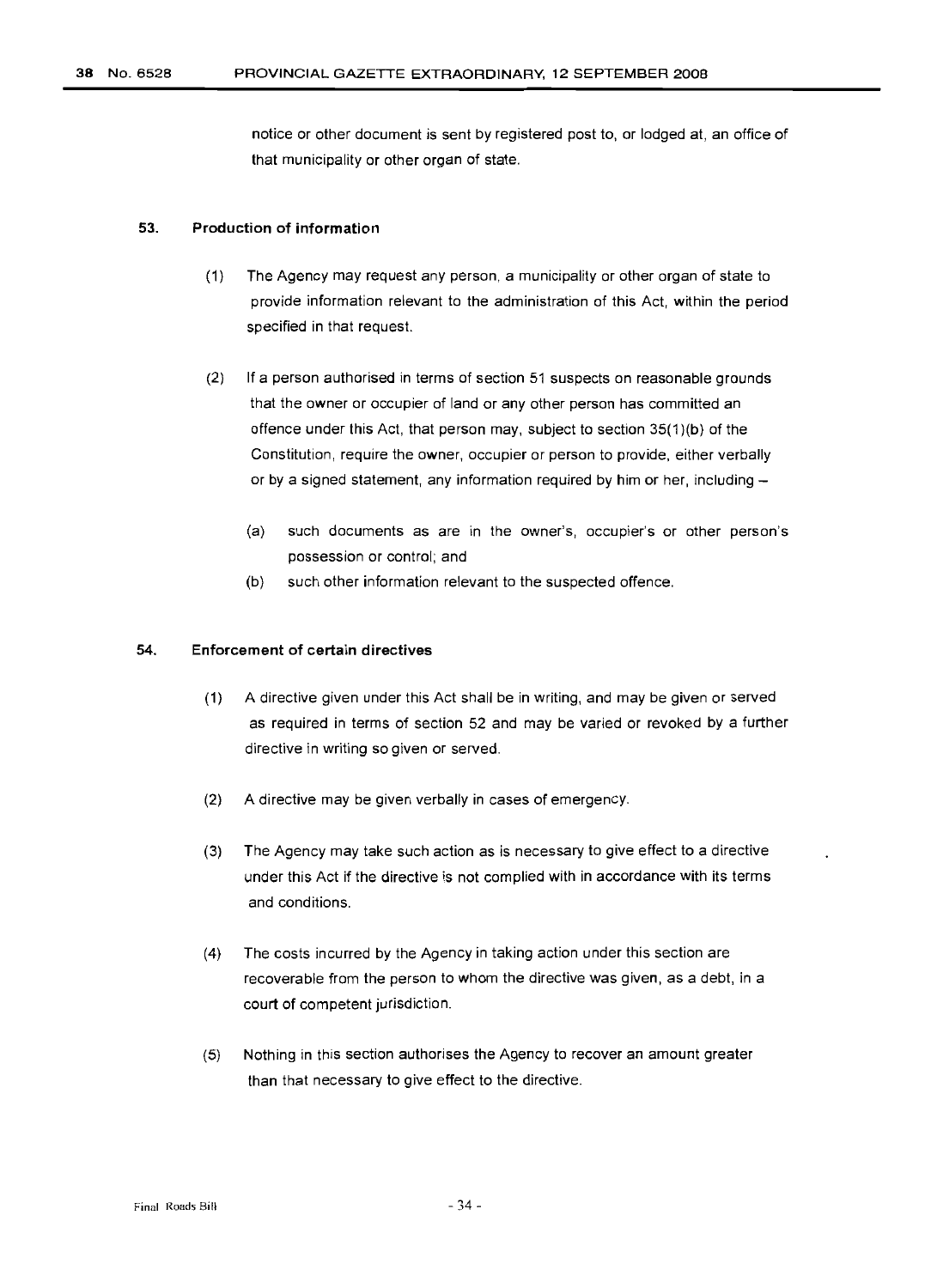notice or other document is sent by registered post to, or lodged at, an office of that municipality or other organ of state.

### 53. Production of information

(1) The Agency may request any person, a municipality or other organ of state to provide information relevant to the administration of this Act, within the period specified in that request.

(2) If a person authorised in terms of section 51 suspects on reasonable grounds that the owner or occupier of land or any other person has committed an offence under this Act, that person may, subject to section 35(1)(b) of the Constitution, require the owner, occupier or person to provide, either verbally or by a signed statement, any information required by him or her, including –

(a) such documents as are in the owner's, occupier's or other person's possession or control; and

(b) such other information relevant to the suspected offence.

### 54. Enforcement of certain directives

(1) A directive given under this Act shall be in writing, and may be given or served as required in terms of section 52 and may be varied or revoked by a further directive in writing so given or served.

(2) A directive may be given verbally in cases of emergency.

(3) The Agency may take such action as is necessary to give effect to a directive under this Act if the directive is not complied with in accordance with its terms and conditions.

(4) The costs incurred by the Agency in taking action under this section are recoverable from the person to whom the directive was given, as a debt, in a court of competent jurisdiction.

(5) Nothing in this section authorises the Agency to recover an amount greater than that necessary to give effect to the directive.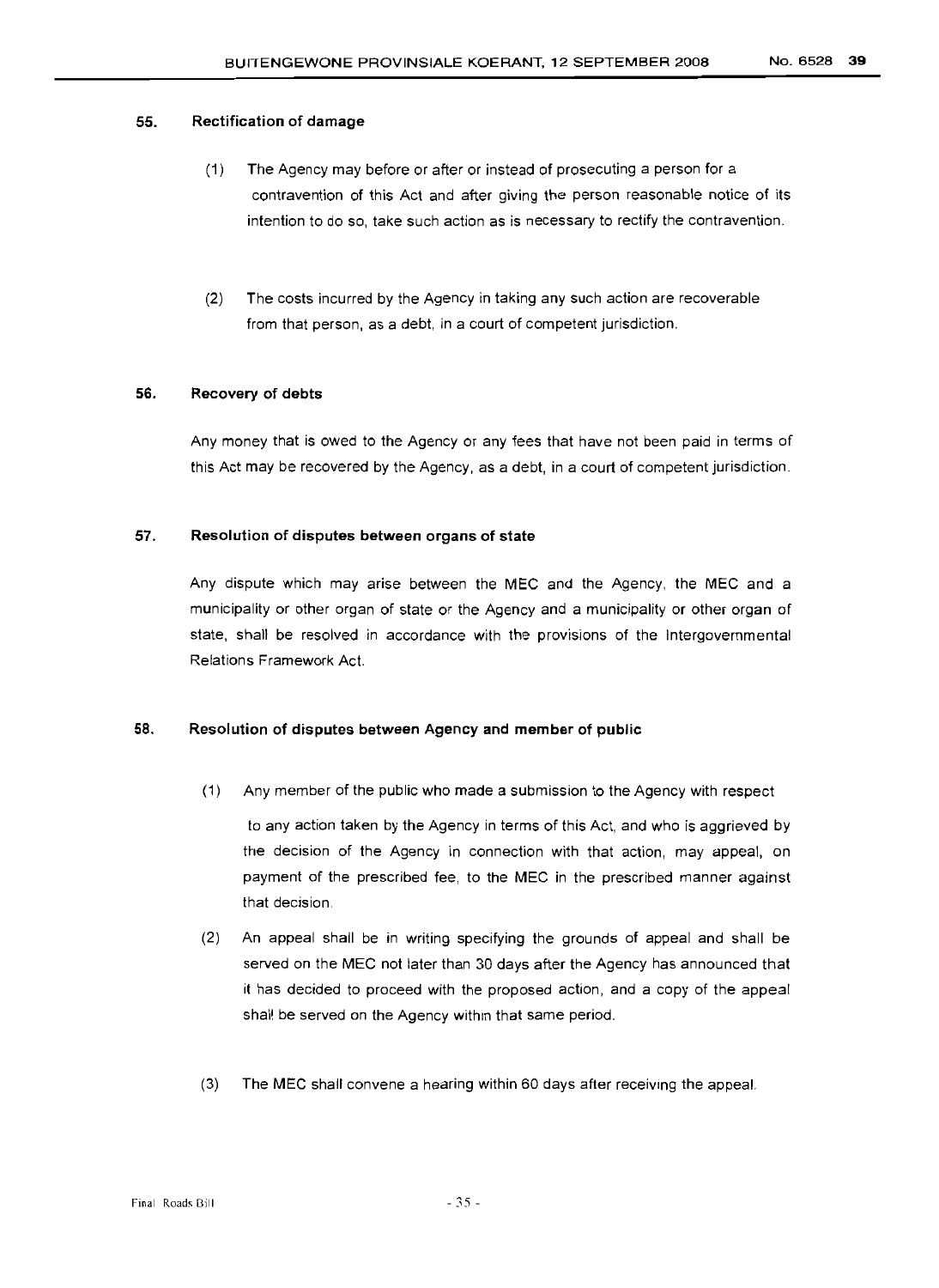### 55. Rectification of damage

(1) The Agency may before or after or instead of prosecuting a person for a contravention of this Act and after giving the person reasonable notice of its intention to do so, take such action as is necessary to rectify the contravention.

(2) The costs incurred by the Agency in taking any such action are recoverable from that person, as a debt, in a court of competent jurisdiction.

### 56. Recovery of debts

Any money that is owed to the Agency or any fees that have not been paid in terms of this Act may be recovered by the Agency, as a debt, in a court of competent jurisdiction.

### 57. Resolution of disputes between organs of state

Any dispute which may arise between the MEC and the Agency, the MEC and a municipality or other organ of state or the Agency and a municipality or other organ of state, shall be resolved in accordance with the provisions of the Intergovernmental Relations Framework Act.

### 58. Resolution of disputes between Agency and member of public

(1) Any member of the public who made a submission to the Agency with respect to any action taken by the Agency in terms of this Act, and who is aggrieved by the decision of the Agency in connection with that action, may appeal, on payment of the prescribed fee, to the MEC in the prescribed manner against that decision.

(2) An appeal shall be in writing specifying the grounds of appeal and shall be served on the MEC not later than 30 days after the Agency has announced that it has decided to proceed with the proposed action, and a copy of the appeal shall be served on the Agency within that same period.

(3) The MEC shall convene a hearing within 60 days after receiving the appeal.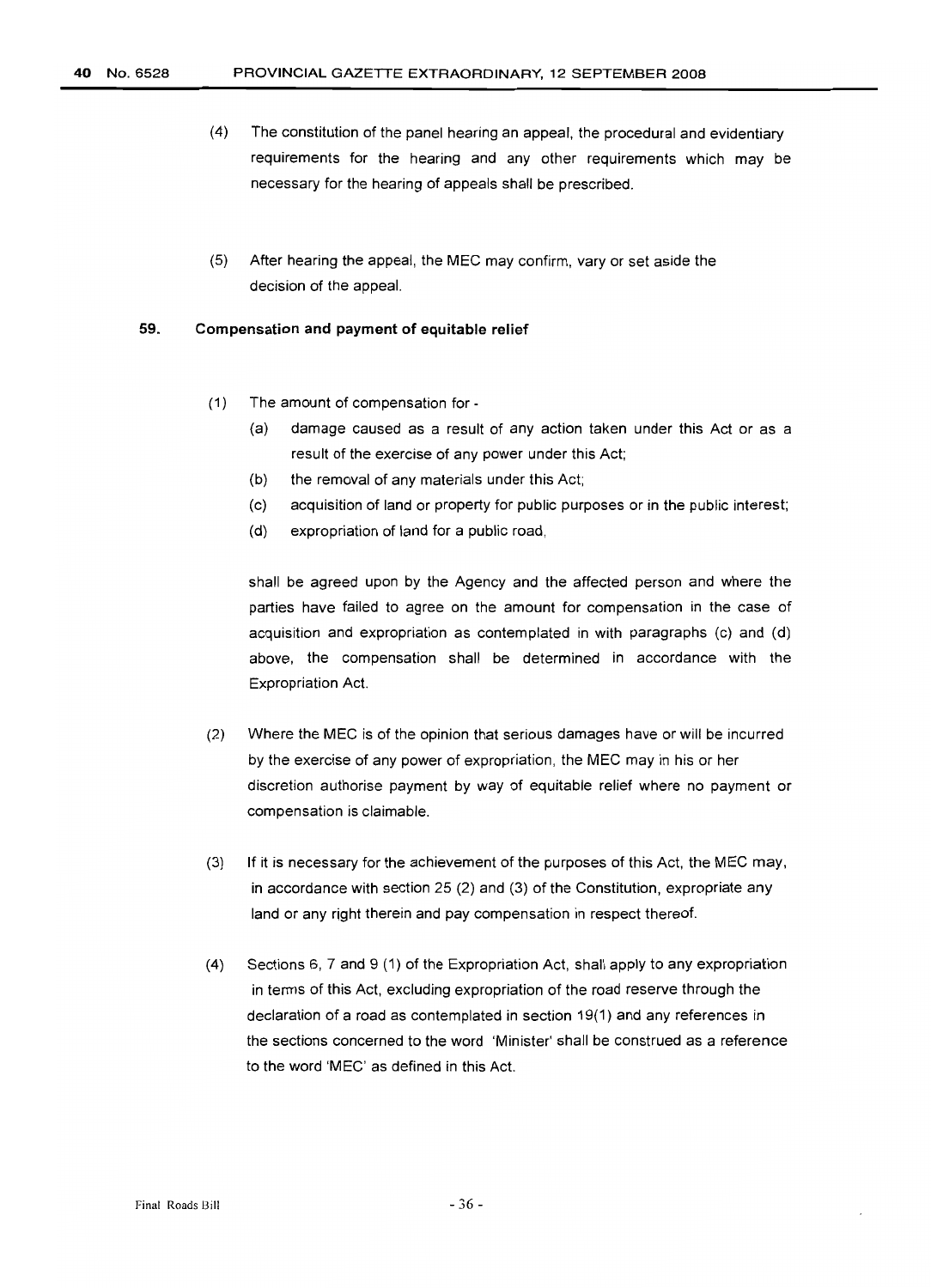(4) The constitution of the panel hearing an appeal, the procedural and evidentiary requirements for the hearing and any other requirements which may be necessary for the hearing of appeals shall be prescribed.

(5) After hearing the appeal, the MEC may confirm, vary or set aside the decision of the appeal.

### 59. Compensation and payment of equitable relief

(1) The amount of compensation for -

(a) damage caused as a result of any action taken under this Act or as a result of the exercise of any power under this Act;

(b) the removal of any materials under this Act;

(c) acquisition of land or property for public purposes or in the public interest;

(d) expropriation of land for a public road,

shall be agreed upon by the Agency and the affected person and where the parties have failed to agree on the amount for compensation in the case of acquisition and expropriation as contemplated in with paragraphs (c) and (d) above, the compensation shall be determined in accordance with the Expropriation Act.

(2) Where the MEC is of the opinion that serious damages have or will be incurred by the exercise of any power of expropriation, the MEC may in his or her discretion authorise payment by way of equitable relief where no payment or compensation is claimable.

(3) If it is necessary for the achievement of the purposes of this Act, the MEC may, in accordance with section 25 (2) and (3) of the Constitution, expropriate any land or any right therein and pay compensation in respect thereof.

(4) Sections 6, 7 and 9 (1) of the Expropriation Act, shall apply to any expropriation in terms of this Act, excluding expropriation of the road reserve through the declaration of a road as contemplated in section 19(1) and any references in the sections concerned to the word 'Minister' shall be construed as a reference to the word 'MEC' as defined in this Act.

Final Roads Bill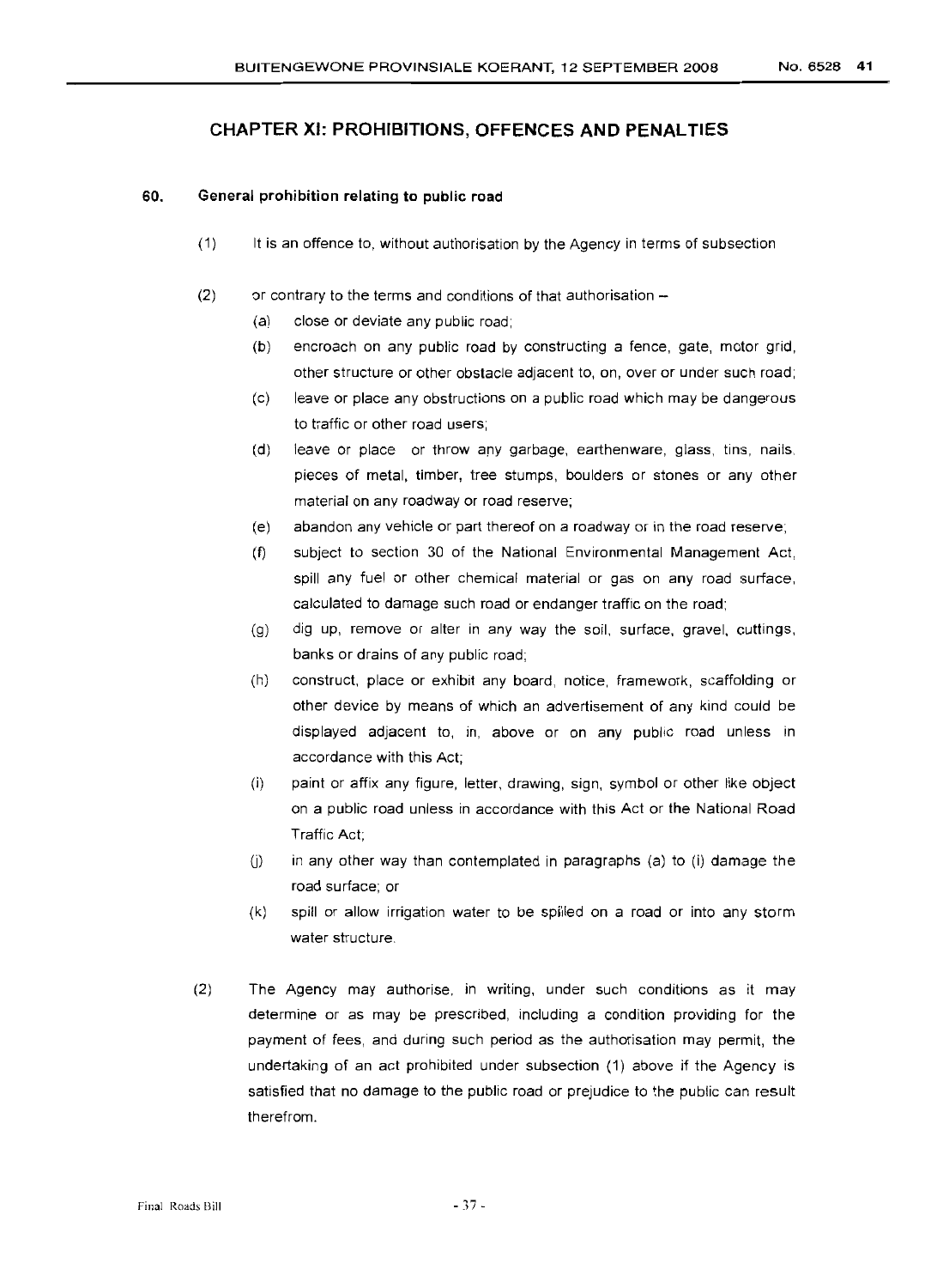## CHAPTER XI: PROHIBITIONS, OFFENCES AND PENALTIES

### 60. General prohibition relating to public road

(1) It is an offence to, without authorisation by the Agency in terms of subsection

(2) or contrary to the terms and conditions of that authorisation –

(a) close or deviate any public road;

(b) encroach on any public road by constructing a fence, gate, motor grid, other structure or other obstacle adjacent to, on, over or under such road;

(c) leave or place any obstructions on a public road which may be dangerous to traffic or other road users;

(d) leave or place or throw any garbage, earthenware, glass, tins, nails, pieces of metal, timber, tree stumps, boulders or stones or any other material on any roadway or road reserve;

(e) abandon any vehicle or part thereof on a roadway or in the road reserve;

(f) subject to section 30 of the National Environmental Management Act, spill any fuel or other chemical material or gas on any road surface, calculated to damage such road or endanger traffic on the road;

(g) dig up, remove or alter in any way the soil, surface, gravel, cuttings, banks or drains of any public road;

(h) construct, place or exhibit any board, notice, framework, scaffolding or other device by means of which an advertisement of any kind could be displayed adjacent to, in, above or on any public road unless in accordance with this Act;

(i) paint or affix any figure, letter, drawing, sign, symbol or other like object on a public road unless in accordance with this Act or the National Road Traffic Act;

(j) in any other way than contemplated in paragraphs (a) to (i) damage the road surface; or

(k) spill or allow irrigation water to be spilled on a road or into any storm water structure.

(2) The Agency may authorise, in writing, under such conditions as it may determine or as may be prescribed, including a condition providing for the payment of fees, and during such period as the authorisation may permit, the undertaking of an act prohibited under subsection (1) above if the Agency is satisfied that no damage to the public road or prejudice to the public can result therefrom.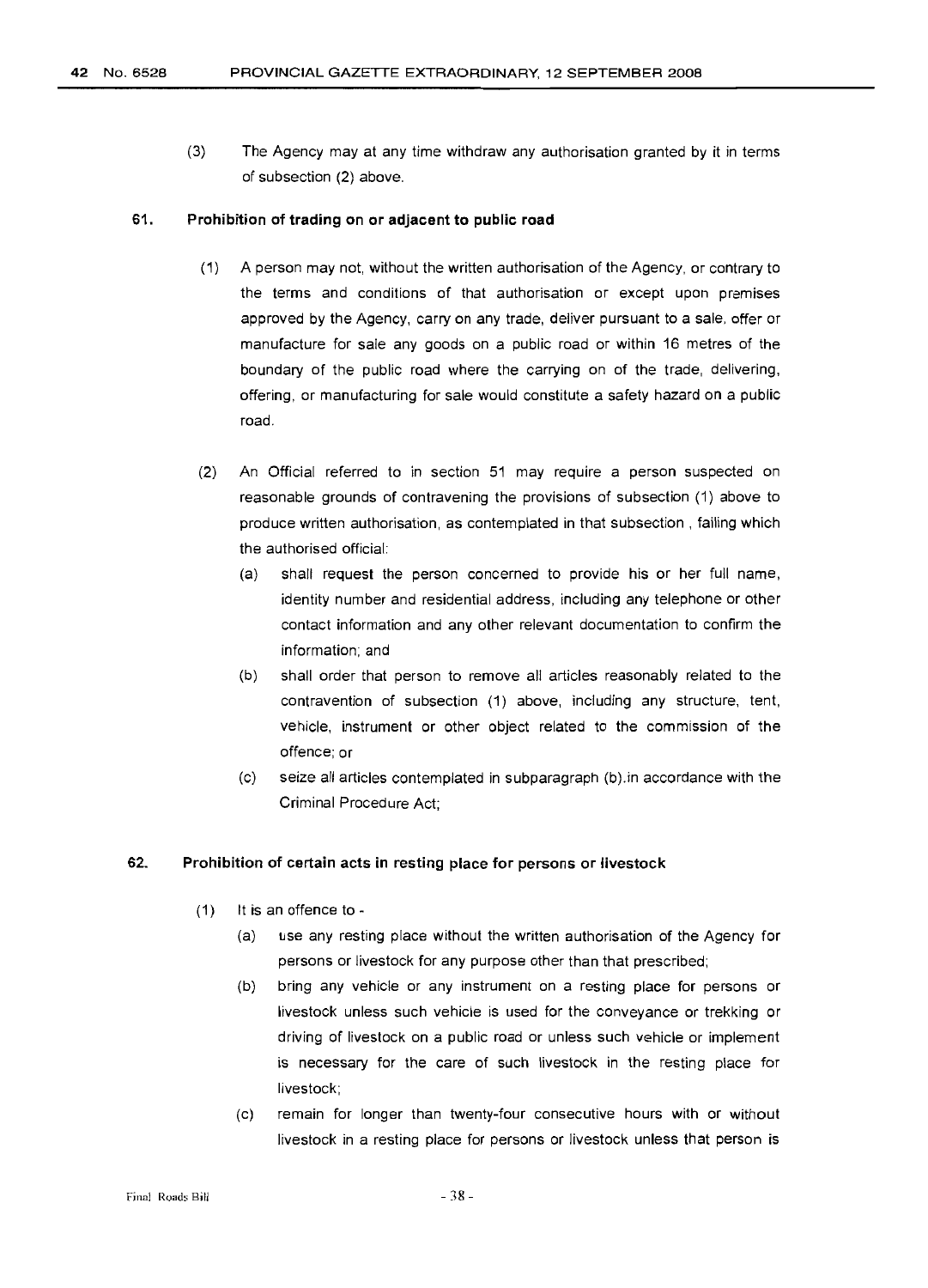(3) The Agency may at any time withdraw any authorisation granted by it in terms of subsection (2) above.

**61. Prohibition of trading on or adjacent to public road**

(1) A person may not, without the written authorisation of the Agency, or contrary to the terms and conditions of that authorisation or except upon premises approved by the Agency, carry on any trade, deliver pursuant to a sale, offer or manufacture for sale any goods on a public road or within 16 metres of the boundary of the public road where the carrying on of the trade, delivering, offering, or manufacturing for sale would constitute a safety hazard on a public road.

(2) An Official referred to in section 51 may require a person suspected on reasonable grounds of contravening the provisions of subsection (1) above to produce written authorisation, as contemplated in that subsection , failing which the authorised official:

(a) shall request the person concerned to provide his or her full name, identity number and residential address, including any telephone or other contact information and any other relevant documentation to confirm the information; and

(b) shall order that person to remove all articles reasonably related to the contravention of subsection (1) above, including any structure, tent, vehicle, instrument or other object related to the commission of the offence; or

(c) seize all articles contemplated in subparagraph (b).in accordance with the Criminal Procedure Act;

**62. Prohibition of certain acts in resting place for persons or livestock**

(1) It is an offence to -

(a) use any resting place without the written authorisation of the Agency for persons or livestock for any purpose other than that prescribed;

(b) bring any vehicle or any instrument on a resting place for persons or livestock unless such vehicle is used for the conveyance or trekking or driving of livestock on a public road or unless such vehicle or implement is necessary for the care of such livestock in the resting place for livestock;

(c) remain for longer than twenty-four consecutive hours with or without livestock in a resting place for persons or livestock unless that person is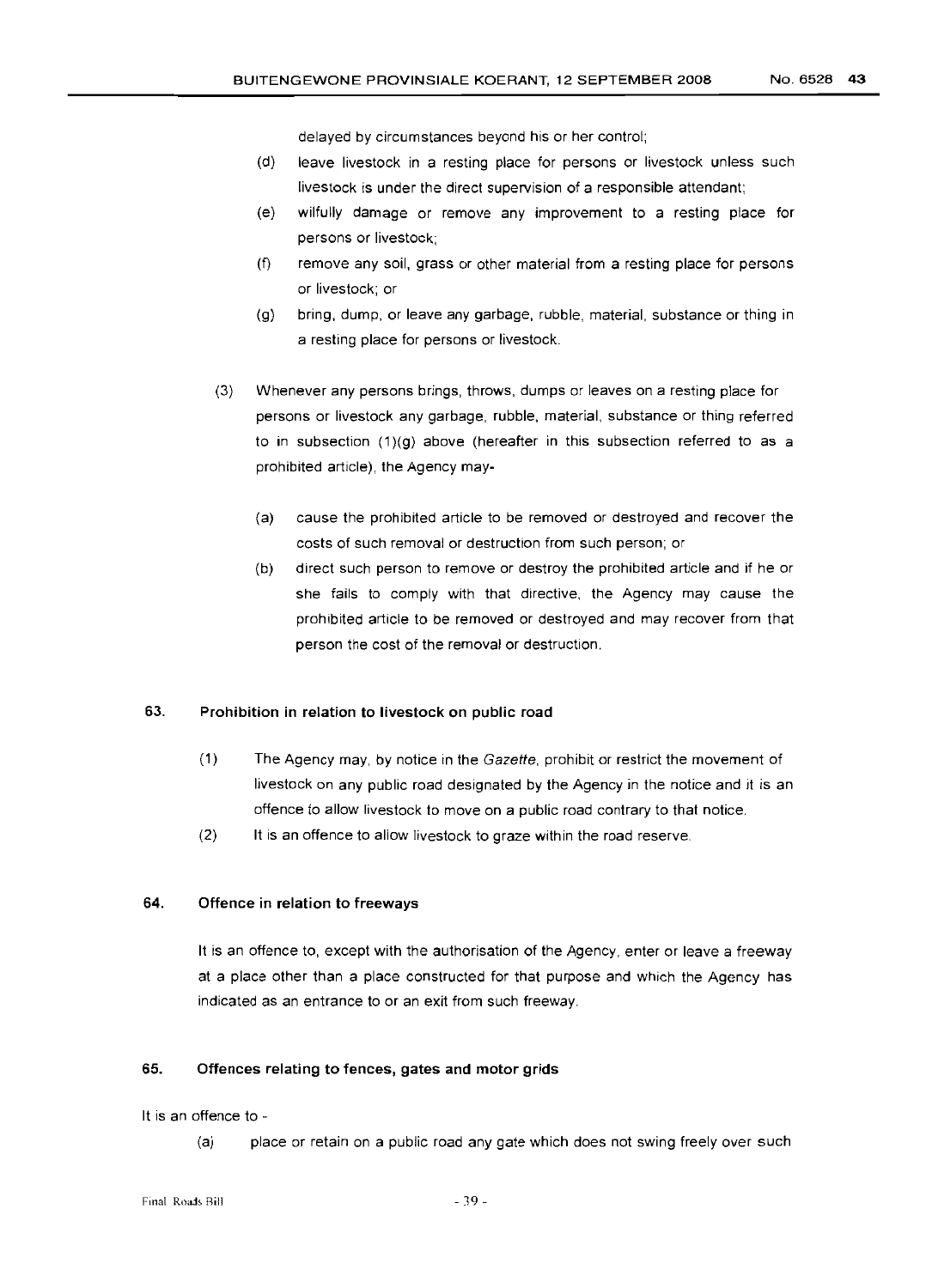delayed by circumstances beyond his or her control;

(d) leave livestock in a resting place for persons or livestock unless such livestock is under the direct supervision of a responsible attendant;

(e) wilfully damage or remove any improvement to a resting place for persons or livestock;

(f) remove any soil, grass or other material from a resting place for persons or livestock; or

(g) bring, dump, or leave any garbage, rubble, material, substance or thing in a resting place for persons or livestock.

(3) Whenever any persons brings, throws, dumps or leaves on a resting place for persons or livestock any garbage, rubble, material, substance or thing referred to in subsection (1)(g) above (hereafter in this subsection referred to as a prohibited article), the Agency may-

(a) cause the prohibited article to be removed or destroyed and recover the costs of such removal or destruction from such person; or

(b) direct such person to remove or destroy the prohibited article and if he or she fails to comply with that directive, the Agency may cause the prohibited article to be removed or destroyed and may recover from that person the cost of the removal or destruction.

### 63. Prohibition in relation to livestock on public road

(1) The Agency may, by notice in the *Gazette*, prohibit or restrict the movement of livestock on any public road designated by the Agency in the notice and it is an offence to allow livestock to move on a public road contrary to that notice.

(2) It is an offence to allow livestock to graze within the road reserve.

### 64. Offence in relation to freeways

It is an offence to, except with the authorisation of the Agency, enter or leave a freeway at a place other than a place constructed for that purpose and which the Agency has indicated as an entrance to or an exit from such freeway.

### 65. Offences relating to fences, gates and motor grids

It is an offence to -

(a) place or retain on a public road any gate which does not swing freely over such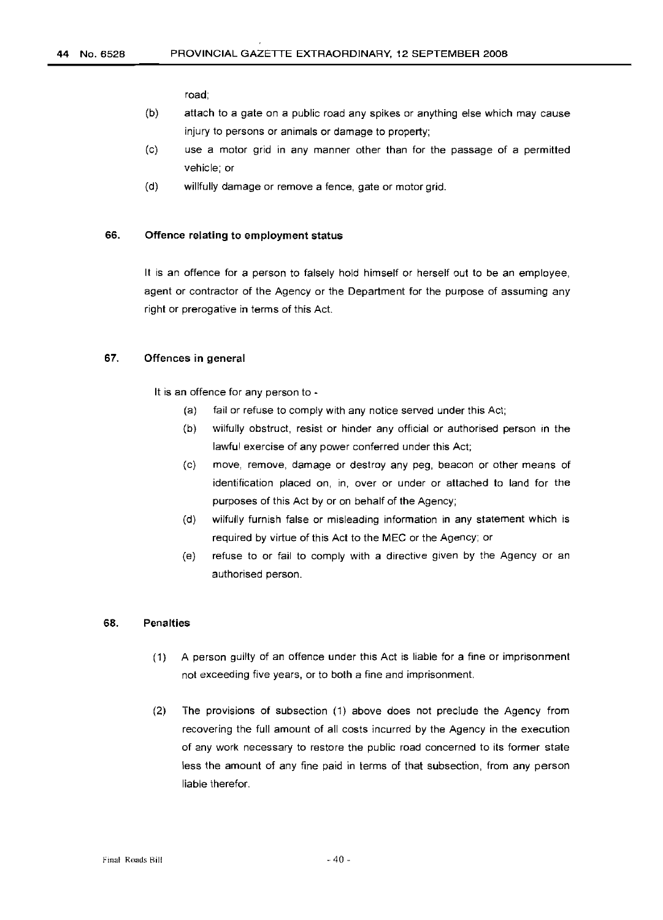road;

(b) attach to a gate on a public road any spikes or anything else which may cause injury to persons or animals or damage to property;

(c) use a motor grid in any manner other than for the passage of a permitted vehicle; or

(d) willfully damage or remove a fence, gate or motor grid.

### 66. Offence relating to employment status

It is an offence for a person to falsely hold himself or herself out to be an employee, agent or contractor of the Agency or the Department for the purpose of assuming any right or prerogative in terms of this Act.

### 67. Offences in general

It is an offence for any person to -

(a) fail or refuse to comply with any notice served under this Act;

(b) wilfully obstruct, resist or hinder any official or authorised person in the lawful exercise of any power conferred under this Act;

(c) move, remove, damage or destroy any peg, beacon or other means of identification placed on, in, over or under or attached to land for the purposes of this Act by or on behalf of the Agency;

(d) wilfully furnish false or misleading information in any statement which is required by virtue of this Act to the MEC or the Agency; or

(e) refuse to or fail to comply with a directive given by the Agency or an authorised person.

### 68. Penalties

(1) A person guilty of an offence under this Act is liable for a fine or imprisonment not exceeding five years, or to both a fine and imprisonment.

(2) The provisions of subsection (1) above does not preclude the Agency from recovering the full amount of all costs incurred by the Agency in the execution of any work necessary to restore the public road concerned to its former state less the amount of any fine paid in terms of that subsection, from any person liable therefor.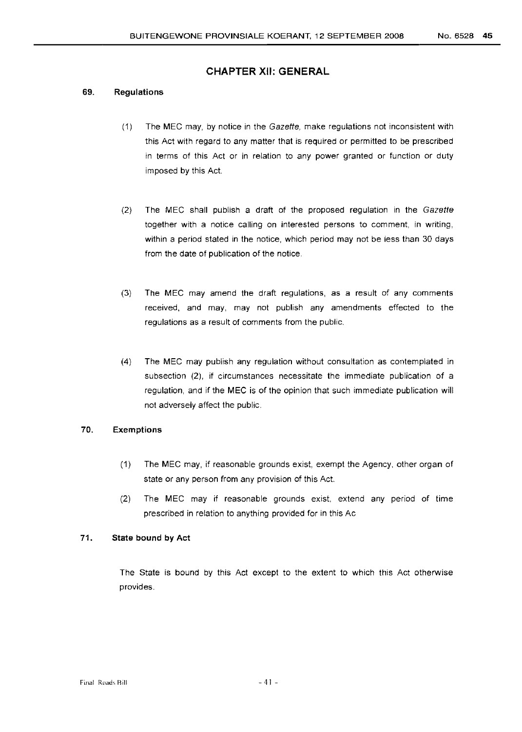## CHAPTER XII: GENERAL

### 69. Regulations

(1) The MEC may, by notice in the *Gazette*, make regulations not inconsistent with this Act with regard to any matter that is required or permitted to be prescribed in terms of this Act or in relation to any power granted or function or duty imposed by this Act.

(2) The MEC shall publish a draft of the proposed regulation in the *Gazette* together with a notice calling on interested persons to comment, in writing, within a period stated in the notice, which period may not be less than 30 days from the date of publication of the notice.

(3) The MEC may amend the draft regulations, as a result of any comments received, and may, may not publish any amendments effected to the regulations as a result of comments from the public.

(4) The MEC may publish any regulation without consultation as contemplated in subsection (2), if circumstances necessitate the immediate publication of a regulation, and if the MEC is of the opinion that such immediate publication will not adversely affect the public.

### 70. Exemptions

(1) The MEC may, if reasonable grounds exist, exempt the Agency, other organ of state or any person from any provision of this Act.

(2) The MEC may if reasonable grounds exist, extend any period of time prescribed in relation to anything provided for in this Ac

### 71. State bound by Act

The State is bound by this Act except to the extent to which this Act otherwise provides.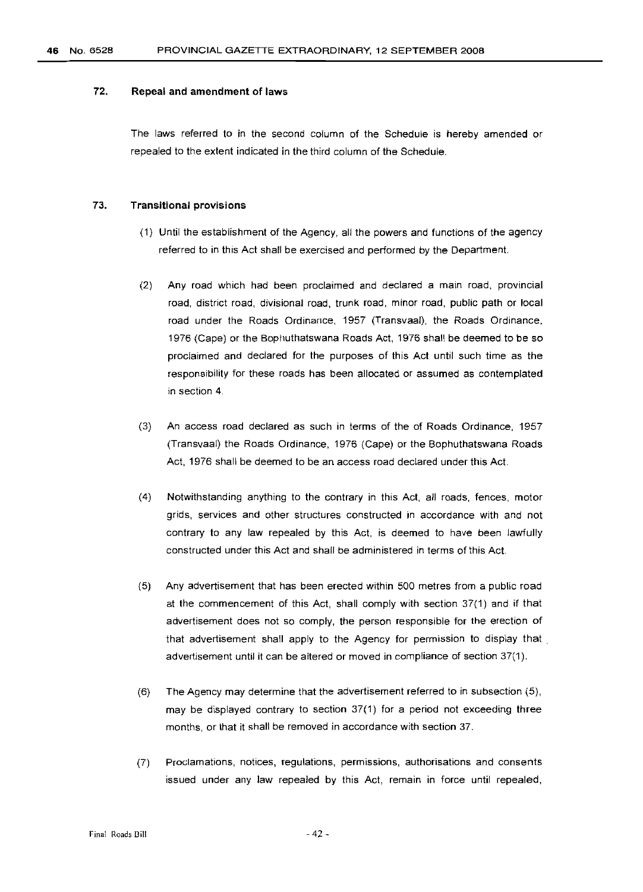## 72. Repeal and amendment of laws

The laws referred to in the second column of the Schedule is hereby amended or repealed to the extent indicated in the third column of the Schedule.

## 73. Transitional provisions

(1) Until the establishment of the Agency, all the powers and functions of the agency referred to in this Act shall be exercised and performed by the Department.

(2) Any road which had been proclaimed and declared a main road, provincial road, district road, divisional road, trunk road, minor road, public path or local road under the Roads Ordinance, 1957 (Transvaal), the Roads Ordinance, 1976 (Cape) or the Bophuthatswana Roads Act, 1976 shall be deemed to be so proclaimed and declared for the purposes of this Act until such time as the responsibility for these roads has been allocated or assumed as contemplated in section 4.

(3) An access road declared as such in terms of the of Roads Ordinance, 1957 (Transvaal) the Roads Ordinance, 1976 (Cape) or the Bophuthatswana Roads Act, 1976 shall be deemed to be an access road declared under this Act.

(4) Notwithstanding anything to the contrary in this Act, all roads, fences, motor grids, services and other structures constructed in accordance with and not contrary to any law repealed by this Act, is deemed to have been lawfully constructed under this Act and shall be administered in terms of this Act.

(5) Any advertisement that has been erected within 500 metres from a public road at the commencement of this Act, shall comply with section 37(1) and if that advertisement does not so comply, the person responsible for the erection of that advertisement shall apply to the Agency for permission to display that advertisement until it can be altered or moved in compliance of section 37(1).

(6) The Agency may determine that the advertisement referred to in subsection (5), may be displayed contrary to section 37(1) for a period not exceeding three months, or that it shall be removed in accordance with section 37.

(7) Proclamations, notices, regulations, permissions, authorisations and consents issued under any law repealed by this Act, remain in force until repealed,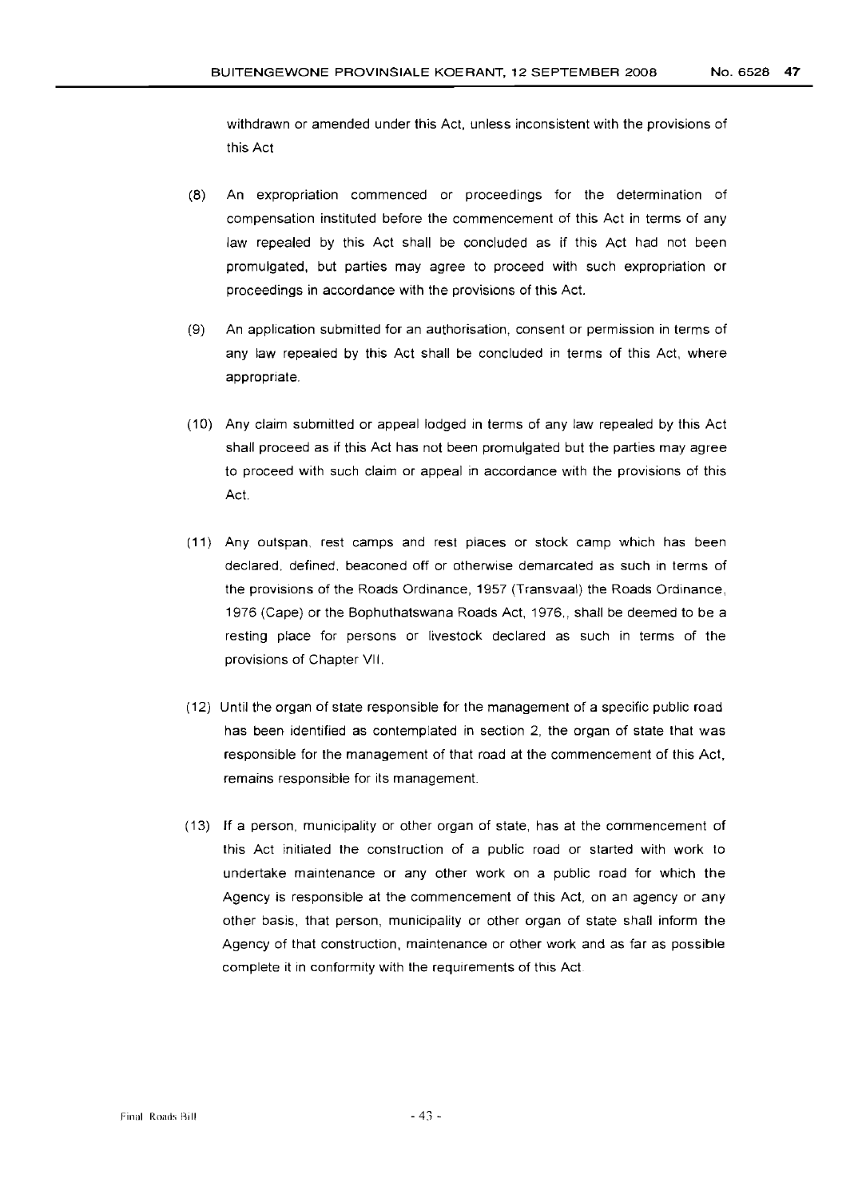withdrawn or amended under this Act, unless inconsistent with the provisions of this Act

(8) An expropriation commenced or proceedings for the determination of compensation instituted before the commencement of this Act in terms of any law repealed by this Act shall be concluded as if this Act had not been promulgated, but parties may agree to proceed with such expropriation or proceedings in accordance with the provisions of this Act.

(9) An application submitted for an authorisation, consent or permission in terms of any law repealed by this Act shall be concluded in terms of this Act, where appropriate.

(10) Any claim submitted or appeal lodged in terms of any law repealed by this Act shall proceed as if this Act has not been promulgated but the parties may agree to proceed with such claim or appeal in accordance with the provisions of this Act.

(11) Any outspan, rest camps and rest places or stock camp which has been declared, defined, beaconed off or otherwise demarcated as such in terms of the provisions of the Roads Ordinance, 1957 (Transvaal) the Roads Ordinance, 1976 (Cape) or the Bophuthatswana Roads Act, 1976,, shall be deemed to be a resting place for persons or livestock declared as such in terms of the provisions of Chapter VII.

(12) Until the organ of state responsible for the management of a specific public road has been identified as contemplated in section 2, the organ of state that was responsible for the management of that road at the commencement of this Act, remains responsible for its management.

(13) If a person, municipality or other organ of state, has at the commencement of this Act initiated the construction of a public road or started with work to undertake maintenance or any other work on a public road for which the Agency is responsible at the commencement of this Act, on an agency or any other basis, that person, municipality or other organ of state shall inform the Agency of that construction, maintenance or other work and as far as possible complete it in conformity with the requirements of this Act.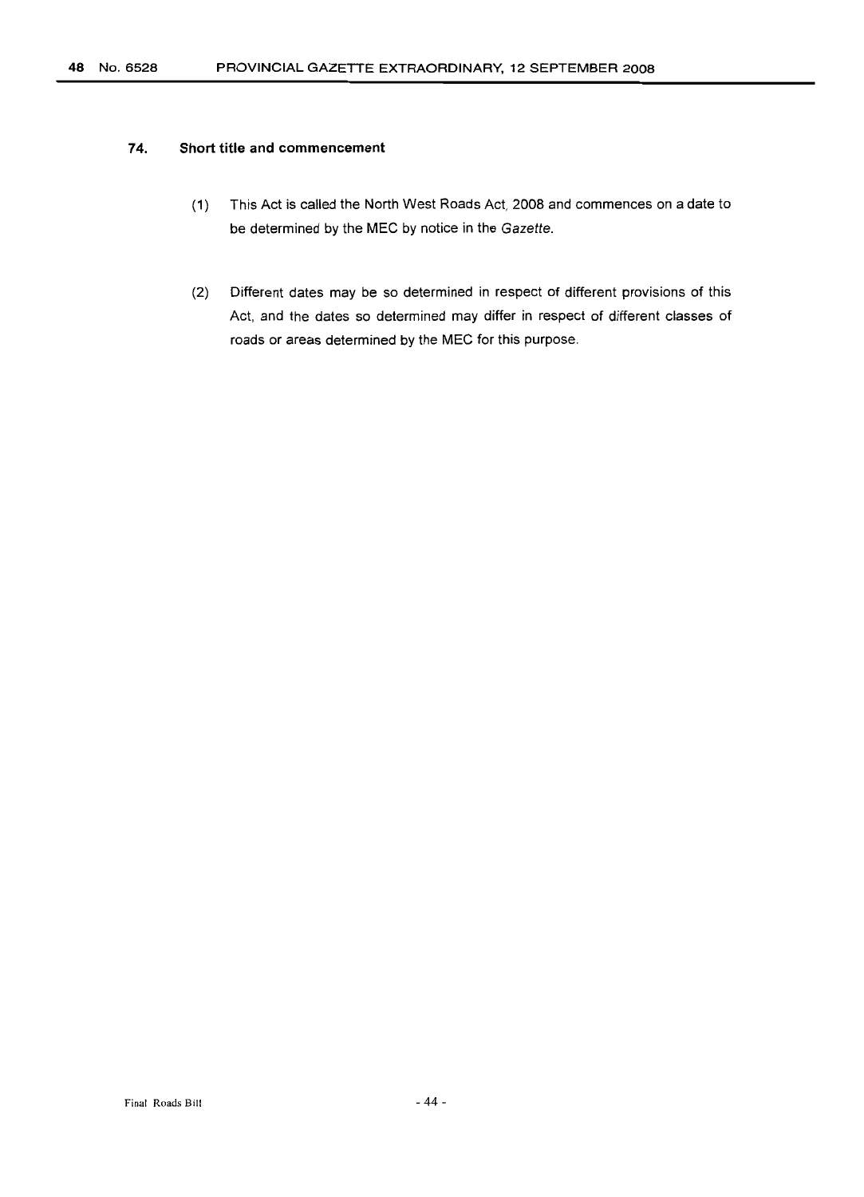### 74. Short title and commencement

(1) This Act is called the North West Roads Act, 2008 and commences on a date to be determined by the MEC by notice in the *Gazette*.

(2) Different dates may be so determined in respect of different provisions of this Act, and the dates so determined may differ in respect of different classes of roads or areas determined by the MEC for this purpose.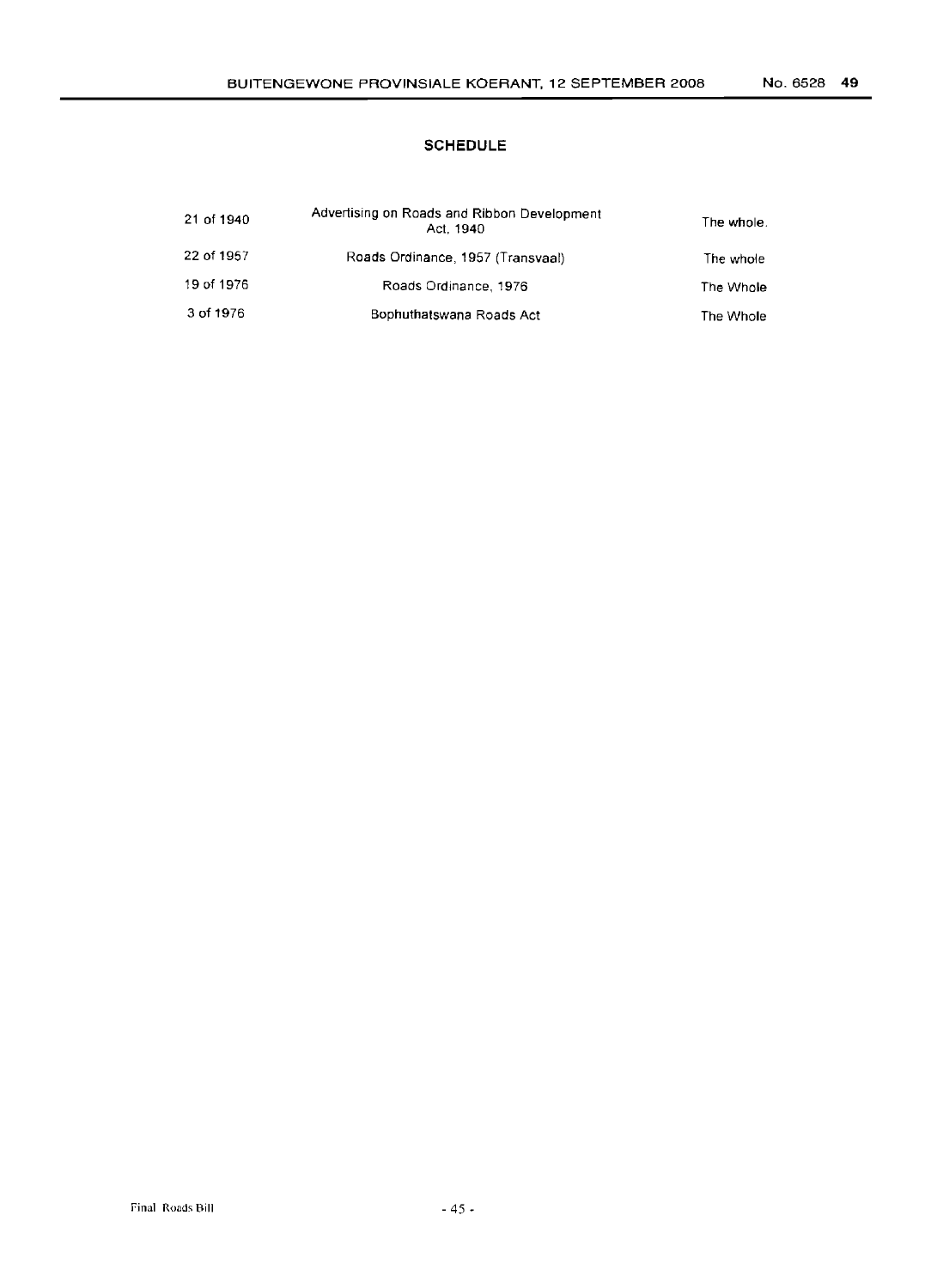## SCHEDULE

| | | |
|---|---|---|
| 21 of 1940 | Advertising on Roads and Ribbon Development Act, 1940 | The whole. |
| 22 of 1957 | Roads Ordinance, 1957 (Transvaal) | The whole |
| 19 of 1976 | Roads Ordinance, 1976 | The Whole |
| 3 of 1976 | Bophuthatswana Roads Act | The Whole |

Final Roads Bill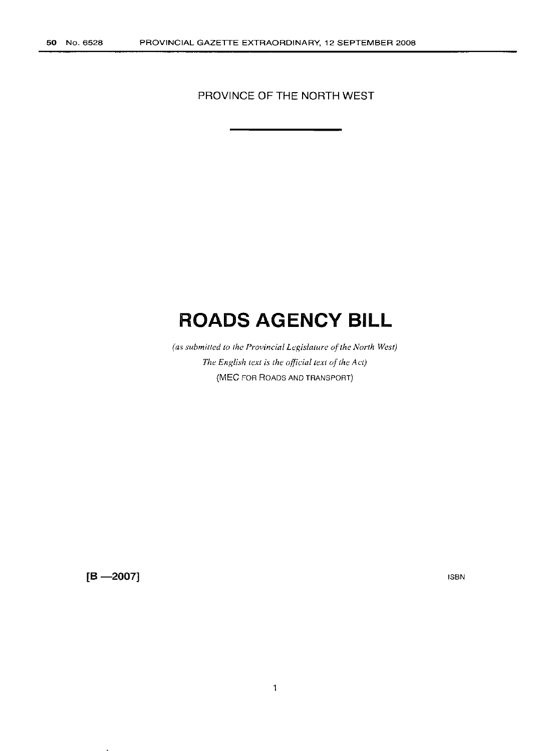PROVINCE OF THE NORTH WEST

# ROADS AGENCY BILL

*(as submitted to the Provincial Legislature of the North West)*

*The English text is the official text of the Act)*

(MEC FOR ROADS AND TRANSPORT)

**[B —2007]**

ISBN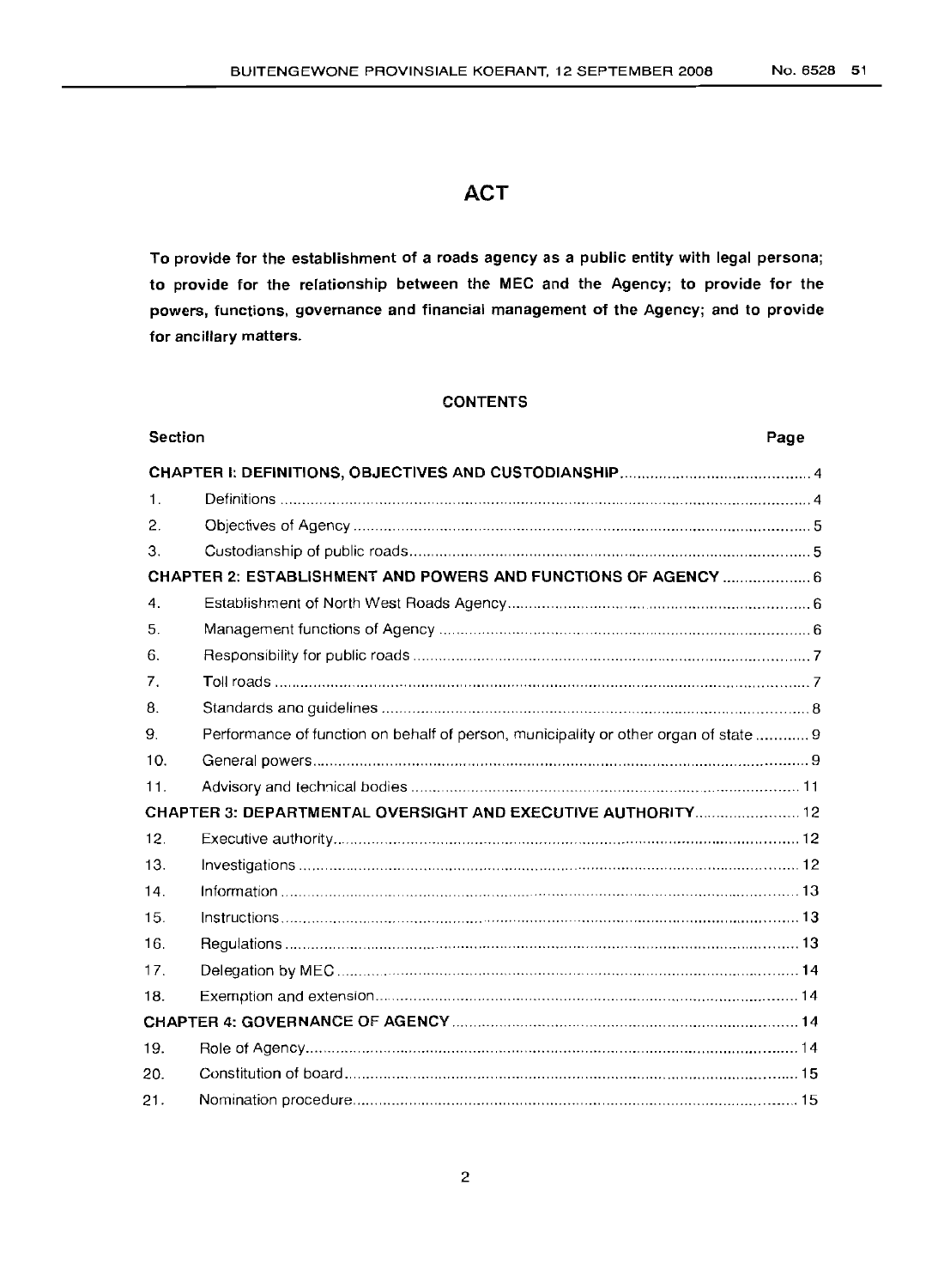# ACT

**To provide for the establishment of a roads agency as a public entity with legal persona; to provide for the relationship between the MEC and the Agency; to provide for the powers, functions, governance and financial management of the Agency; and to provide for ancillary matters.**

## CONTENTS

| Section | | Page |
|---|---|---|
| **CHAPTER I: DEFINITIONS, OBJECTIVES AND CUSTODIANSHIP** | | 4 |
| 1. | Definitions | 4 |
| 2. | Objectives of Agency | 5 |
| 3. | Custodianship of public roads | 5 |
| **CHAPTER 2: ESTABLISHMENT AND POWERS AND FUNCTIONS OF AGENCY** | | 6 |
| 4. | Establishment of North West Roads Agency | 6 |
| 5. | Management functions of Agency | 6 |
| 6. | Responsibility for public roads | 7 |
| 7. | Toll roads | 7 |
| 8. | Standards and guidelines | 8 |
| 9. | Performance of function on behalf of person, municipality or other organ of state | 9 |
| 10. | General powers | 9 |
| 11. | Advisory and technical bodies | 11 |
| **CHAPTER 3: DEPARTMENTAL OVERSIGHT AND EXECUTIVE AUTHORITY** | | 12 |
| 12. | Executive authority | 12 |
| 13. | Investigations | 12 |
| 14. | Information | 13 |
| 15. | Instructions | 13 |
| 16. | Regulations | 13 |
| 17. | Delegation by MEC | 14 |
| 18. | Exemption and extension | 14 |
| **CHAPTER 4: GOVERNANCE OF AGENCY** | | 14 |
| 19. | Role of Agency | 14 |
| 20. | Constitution of board | 15 |
| 21. | Nomination procedure | 15 |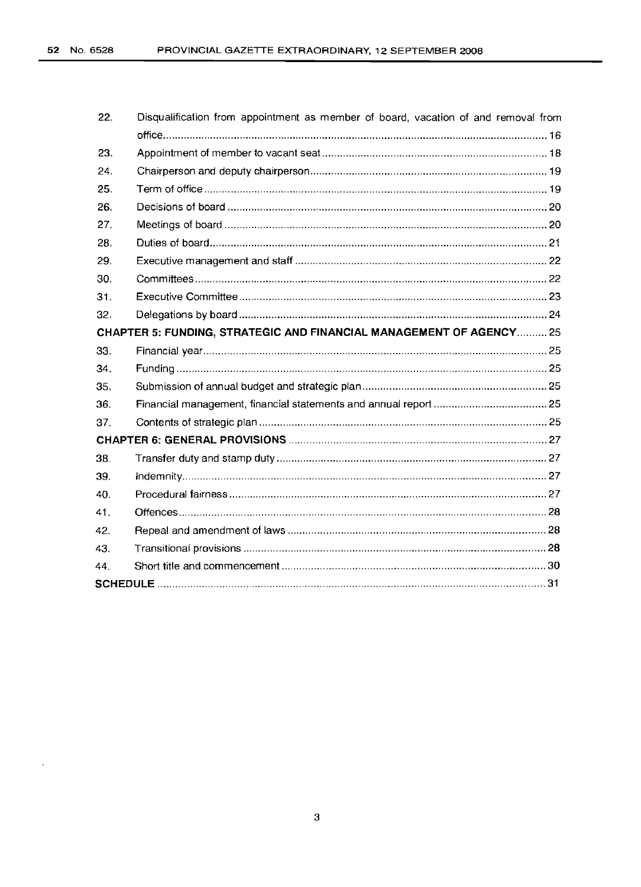| | | |
|---|---|---|
| 22. | Disqualification from appointment as member of board, vacation of and removal from office | 16 |
| 23. | Appointment of member to vacant seat | 18 |
| 24. | Chairperson and deputy chairperson | 19 |
| 25. | Term of office | 19 |
| 26. | Decisions of board | 20 |
| 27. | Meetings of board | 20 |
| 28. | Duties of board | 21 |
| 29. | Executive management and staff | 22 |
| 30. | Committees | 22 |
| 31. | Executive Committee | 23 |
| 32. | Delegations by board | 24 |
| **CHAPTER 5: FUNDING, STRATEGIC AND FINANCIAL MANAGEMENT OF AGENCY** | | 25 |
| 33. | Financial year | 25 |
| 34. | Funding | 25 |
| 35. | Submission of annual budget and strategic plan | 25 |
| 36. | Financial management, financial statements and annual report | 25 |
| 37. | Contents of strategic plan | 25 |
| **CHAPTER 6: GENERAL PROVISIONS** | | 27 |
| 38. | Transfer duty and stamp duty | 27 |
| 39. | Indemnity | 27 |
| 40. | Procedural fairness | 27 |
| 41. | Offences | 28 |
| 42. | Repeal and amendment of laws | 28 |
| 43. | Transitional provisions | 28 |
| 44. | Short title and commencement | 30 |
| **SCHEDULE** | | 31 |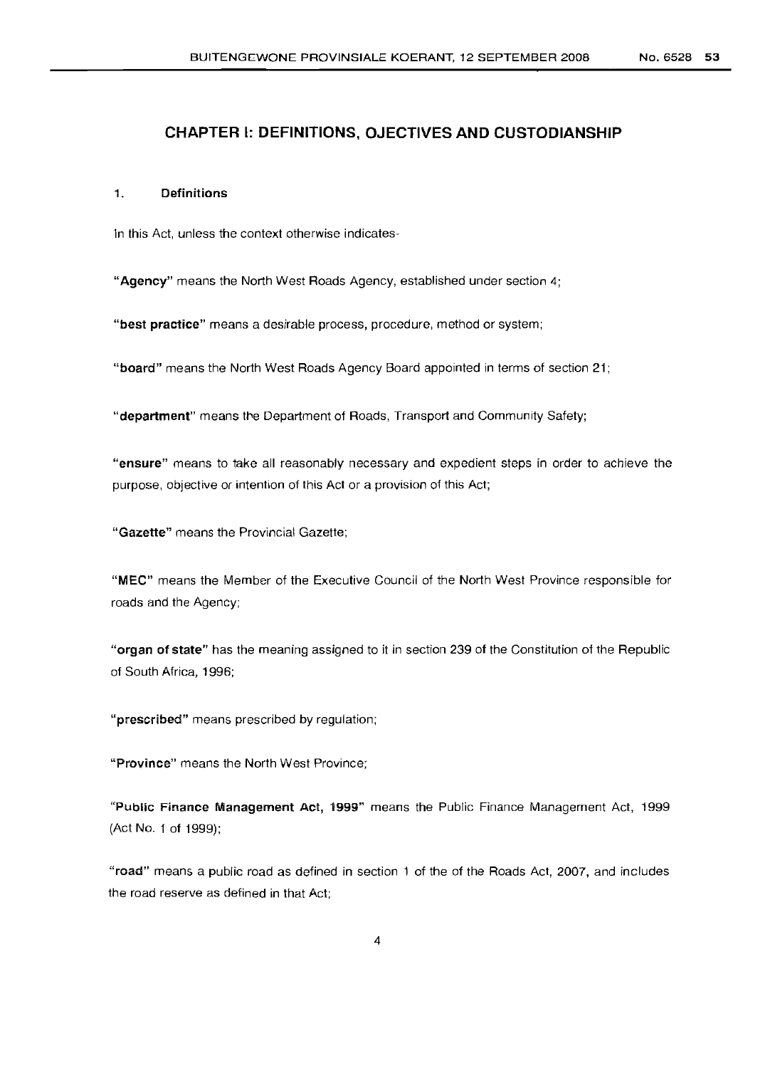## CHAPTER I: DEFINITIONS, OJECTIVES AND CUSTODIANSHIP

### 1. Definitions

In this Act, unless the context otherwise indicates-

"**Agency**" means the North West Roads Agency, established under section 4;

"**best practice**" means a desirable process, procedure, method or system;

"**board**" means the North West Roads Agency Board appointed in terms of section 21;

"**department**" means the Department of Roads, Transport and Community Safety;

"**ensure**" means to take all reasonably necessary and expedient steps in order to achieve the purpose, objective or intention of this Act or a provision of this Act;

"**Gazette**" means the Provincial Gazette;

"**MEC**" means the Member of the Executive Council of the North West Province responsible for roads and the Agency;

"**organ of state**" has the meaning assigned to it in section 239 of the Constitution of the Republic of South Africa, 1996;

"**prescribed**" means prescribed by regulation;

"**Province**" means the North West Province;

"**Public Finance Management Act, 1999**" means the Public Finance Management Act, 1999 (Act No. 1 of 1999);

"**road**" means a public road as defined in section 1 of the of the Roads Act, 2007, and includes the road reserve as defined in that Act;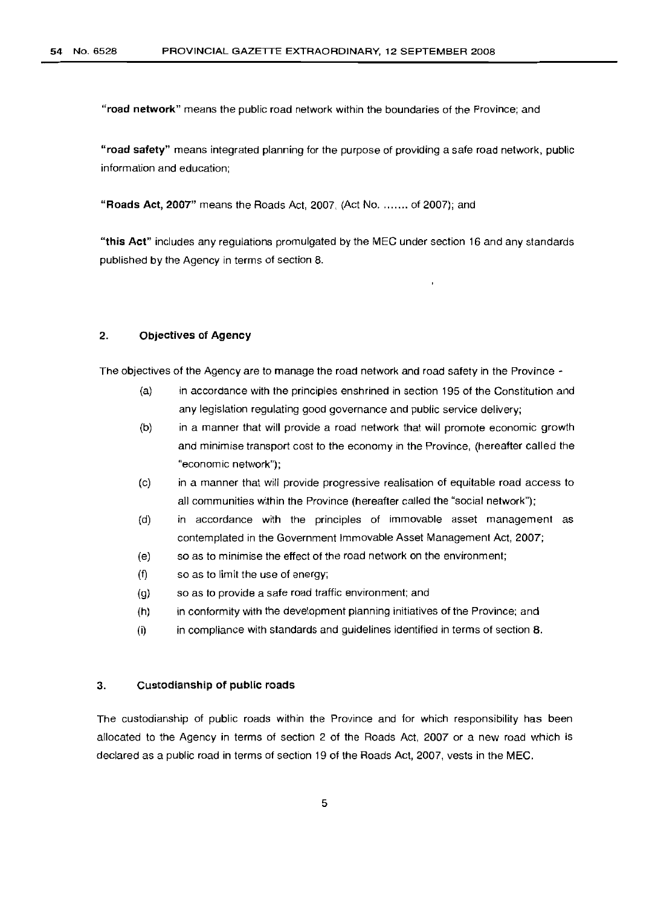**"road network"** means the public road network within the boundaries of the Province; and

**"road safety"** means integrated planning for the purpose of providing a safe road network, public information and education;

**"Roads Act, 2007"** means the Roads Act, 2007, (Act No. ....... of 2007); and

**"this Act"** includes any regulations promulgated by the MEC under section 16 and any standards published by the Agency in terms of section 8.

## 2. Objectives of Agency

The objectives of the Agency are to manage the road network and road safety in the Province -

(a) in accordance with the principles enshrined in section 195 of the Constitution and any legislation regulating good governance and public service delivery;

(b) in a manner that will provide a road network that will promote economic growth and minimise transport cost to the economy in the Province, (hereafter called the "economic network");

(c) in a manner that will provide progressive realisation of equitable road access to all communities within the Province (hereafter called the "social network");

(d) in accordance with the principles of immovable asset management as contemplated in the Government Immovable Asset Management Act, 2007;

(e) so as to minimise the effect of the road network on the environment;

(f) so as to limit the use of energy;

(g) so as to provide a safe road traffic environment; and

(h) in conformity with the development planning initiatives of the Province; and

(i) in compliance with standards and guidelines identified in terms of section 8.

## 3. Custodianship of public roads

The custodianship of public roads within the Province and for which responsibility has been allocated to the Agency in terms of section 2 of the Roads Act, 2007 or a new road which is declared as a public road in terms of section 19 of the Roads Act, 2007, vests in the MEC.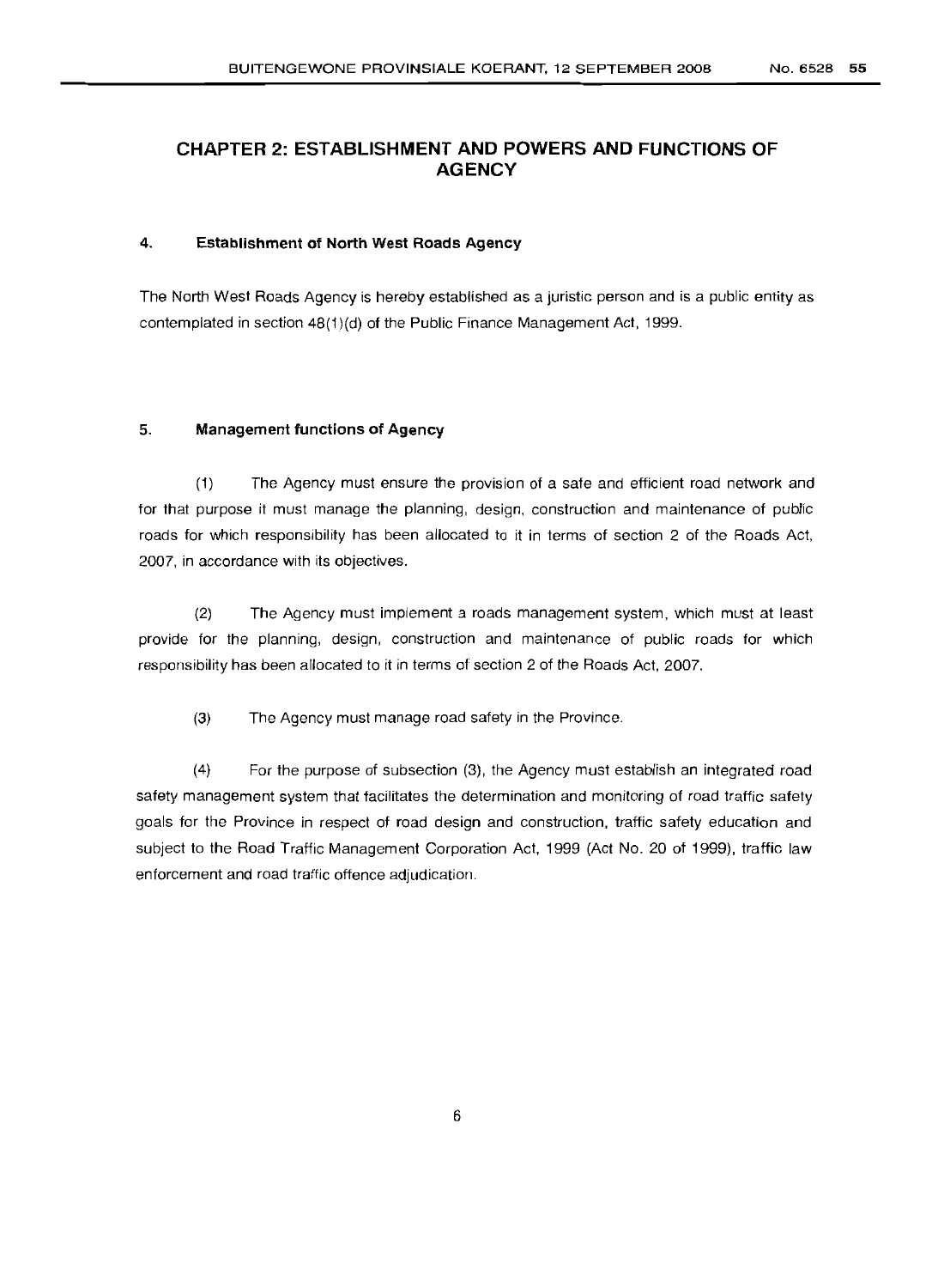## CHAPTER 2: ESTABLISHMENT AND POWERS AND FUNCTIONS OF AGENCY

### 4. Establishment of North West Roads Agency

The North West Roads Agency is hereby established as a juristic person and is a public entity as contemplated in section 48(1)(d) of the Public Finance Management Act, 1999.

### 5. Management functions of Agency

(1) The Agency must ensure the provision of a safe and efficient road network and for that purpose it must manage the planning, design, construction and maintenance of public roads for which responsibility has been allocated to it in terms of section 2 of the Roads Act, 2007, in accordance with its objectives.

(2) The Agency must implement a roads management system, which must at least provide for the planning, design, construction and maintenance of public roads for which responsibility has been allocated to it in terms of section 2 of the Roads Act, 2007.

(3) The Agency must manage road safety in the Province.

(4) For the purpose of subsection (3), the Agency must establish an integrated road safety management system that facilitates the determination and monitoring of road traffic safety goals for the Province in respect of road design and construction, traffic safety education and subject to the Road Traffic Management Corporation Act, 1999 (Act No. 20 of 1999), traffic law enforcement and road traffic offence adjudication.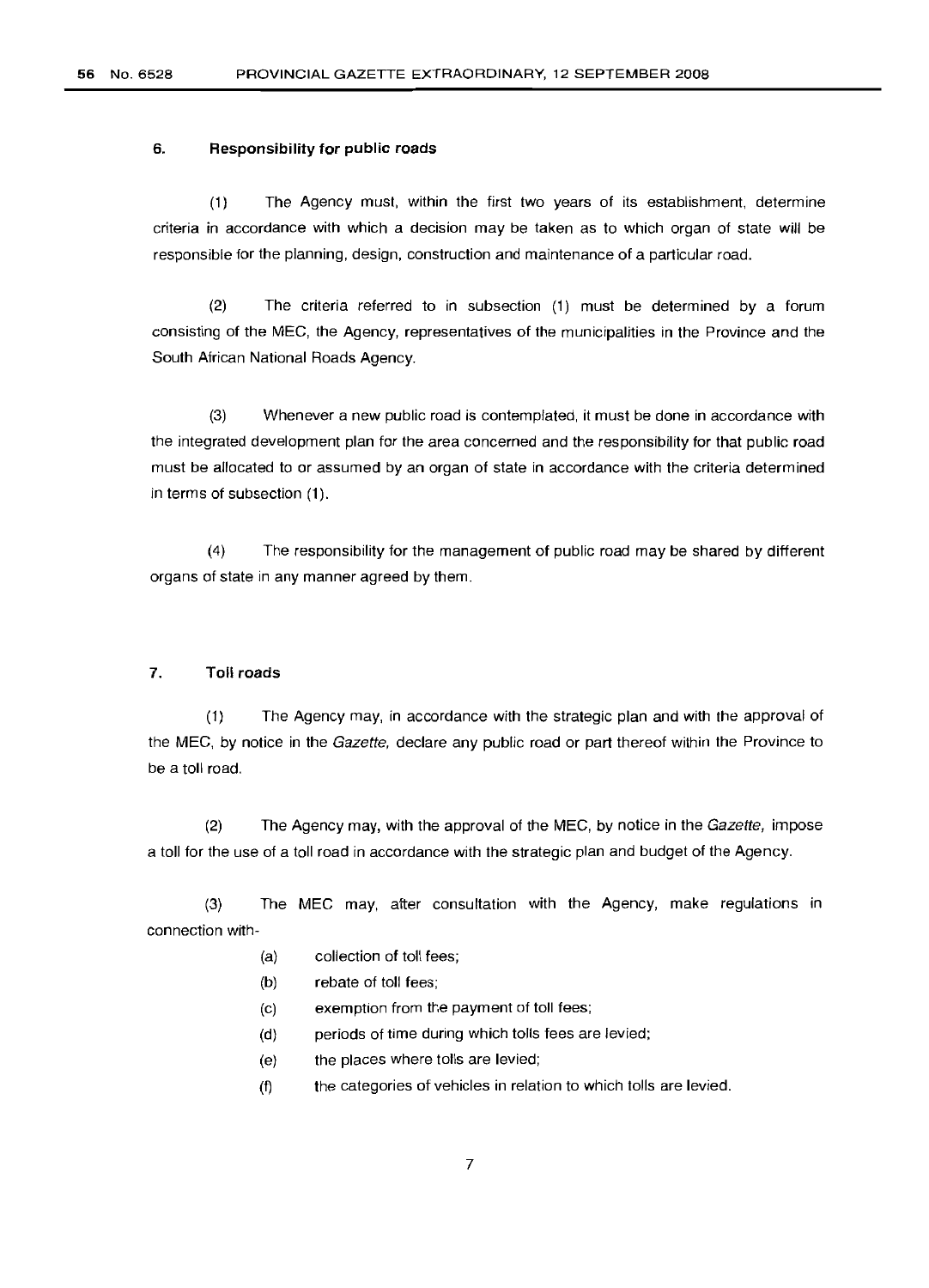## 6. Responsibility for public roads

(1) The Agency must, within the first two years of its establishment, determine criteria in accordance with which a decision may be taken as to which organ of state will be responsible for the planning, design, construction and maintenance of a particular road.

(2) The criteria referred to in subsection (1) must be determined by a forum consisting of the MEC, the Agency, representatives of the municipalities in the Province and the South African National Roads Agency.

(3) Whenever a new public road is contemplated, it must be done in accordance with the integrated development plan for the area concerned and the responsibility for that public road must be allocated to or assumed by an organ of state in accordance with the criteria determined in terms of subsection (1).

(4) The responsibility for the management of public road may be shared by different organs of state in any manner agreed by them.

## 7. Toll roads

(1) The Agency may, in accordance with the strategic plan and with the approval of the MEC, by notice in the *Gazette,* declare any public road or part thereof within the Province to be a toll road.

(2) The Agency may, with the approval of the MEC, by notice in the *Gazette,* impose a toll for the use of a toll road in accordance with the strategic plan and budget of the Agency.

(3) The MEC may, after consultation with the Agency, make regulations in connection with-

(a) collection of toll fees;

(b) rebate of toll fees;

(c) exemption from the payment of toll fees;

(d) periods of time during which tolls fees are levied;

(e) the places where tolls are levied;

(f) the categories of vehicles in relation to which tolls are levied.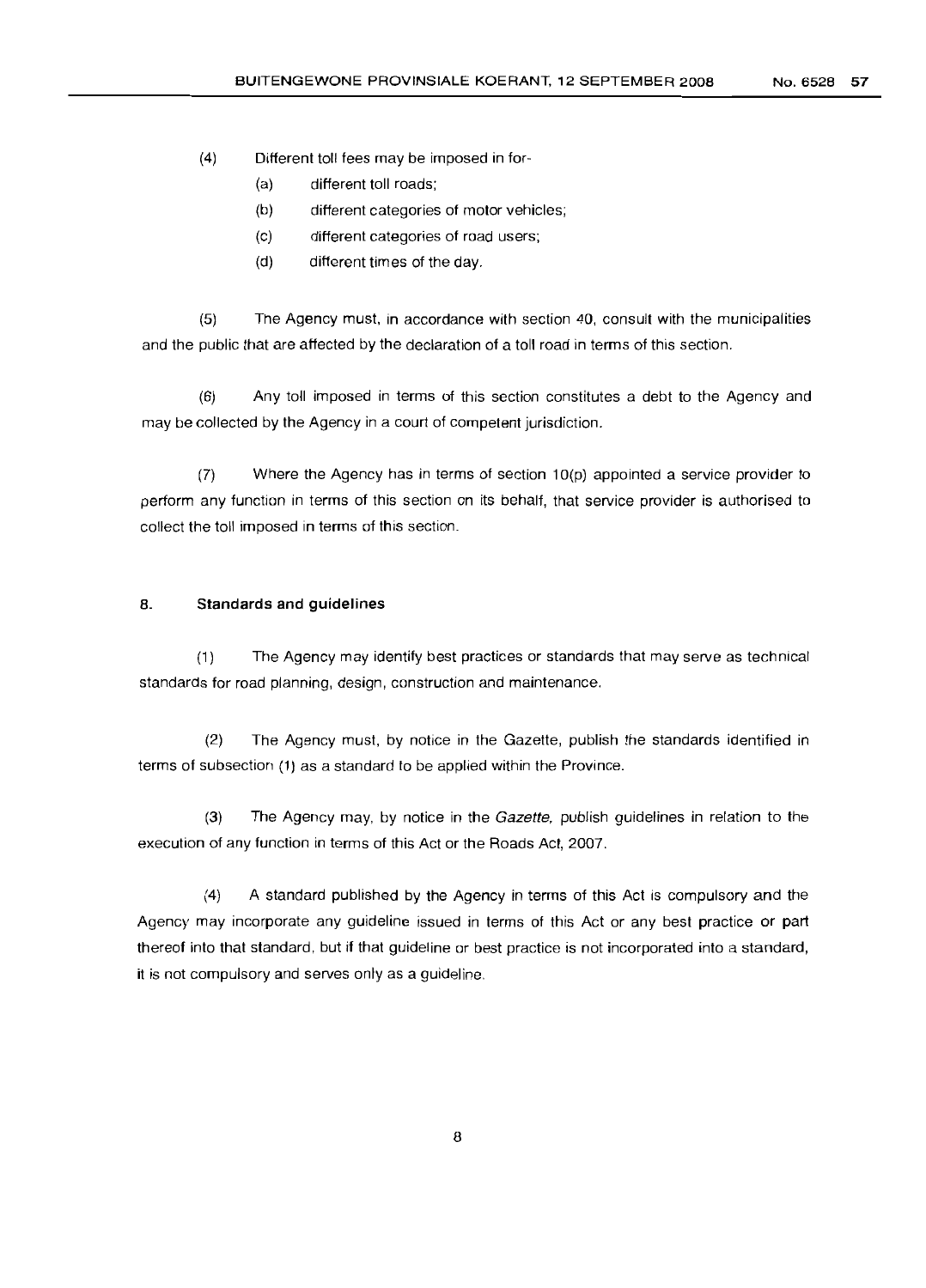(4) Different toll fees may be imposed in for-

(a) different toll roads;

(b) different categories of motor vehicles;

(c) different categories of road users;

(d) different times of the day.

(5) The Agency must, in accordance with section 40, consult with the municipalities and the public that are affected by the declaration of a toll road in terms of this section.

(6) Any toll imposed in terms of this section constitutes a debt to the Agency and may be collected by the Agency in a court of competent jurisdiction.

(7) Where the Agency has in terms of section 10(p) appointed a service provider to perform any function in terms of this section on its behalf, that service provider is authorised to collect the toll imposed in terms of this section.

**8. Standards and guidelines**

(1) The Agency may identify best practices or standards that may serve as technical standards for road planning, design, construction and maintenance.

(2) The Agency must, by notice in the Gazette, publish the standards identified in terms of subsection (1) as a standard to be applied within the Province.

(3) The Agency may, by notice in the *Gazette,* publish guidelines in relation to the execution of any function in terms of this Act or the Roads Act, 2007.

(4) A standard published by the Agency in terms of this Act is compulsory and the Agency may incorporate any guideline issued in terms of this Act or any best practice or part thereof into that standard, but if that guideline or best practice is not incorporated into a standard, it is not compulsory and serves only as a guideline.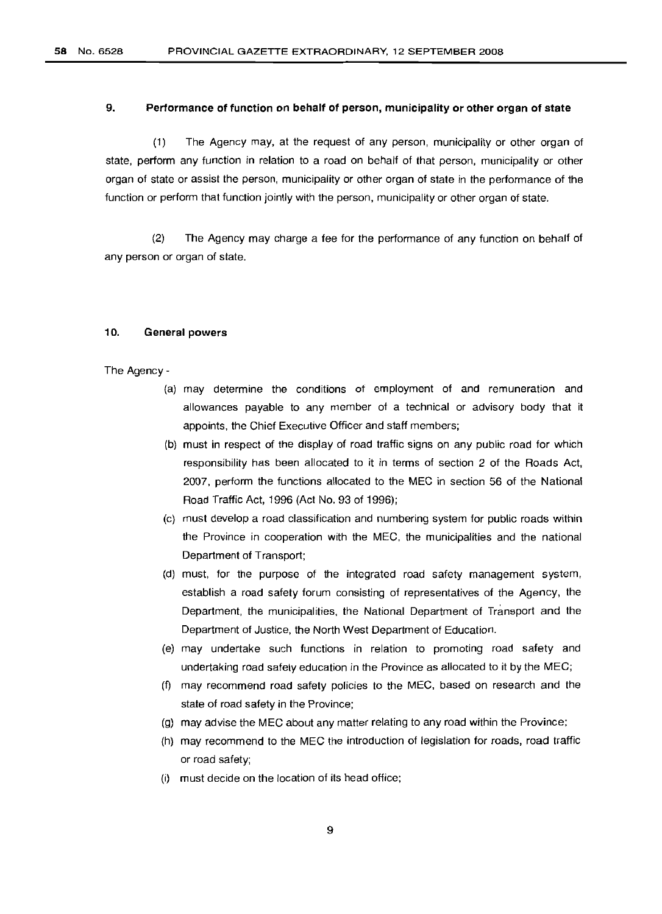### 9. Performance of function on behalf of person, municipality or other organ of state

(1) The Agency may, at the request of any person, municipality or other organ of state, perform any function in relation to a road on behalf of that person, municipality or other organ of state or assist the person, municipality or other organ of state in the performance of the function or perform that function jointly with the person, municipality or other organ of state.

(2) The Agency may charge a fee for the performance of any function on behalf of any person or organ of state.

### 10. General powers

The Agency -

(a) may determine the conditions of employment of and remuneration and allowances payable to any member of a technical or advisory body that it appoints, the Chief Executive Officer and staff members;

(b) must in respect of the display of road traffic signs on any public road for which responsibility has been allocated to it in terms of section 2 of the Roads Act, 2007, perform the functions allocated to the MEC in section 56 of the National Road Traffic Act, 1996 (Act No. 93 of 1996);

(c) must develop a road classification and numbering system for public roads within the Province in cooperation with the MEC, the municipalities and the national Department of Transport;

(d) must, for the purpose of the integrated road safety management system, establish a road safety forum consisting of representatives of the Agency, the Department, the municipalities, the National Department of Transport and the Department of Justice, the North West Department of Education.

(e) may undertake such functions in relation to promoting road safety and undertaking road safety education in the Province as allocated to it by the MEC;

(f) may recommend road safety policies to the MEC, based on research and the state of road safety in the Province;

(g) may advise the MEC about any matter relating to any road within the Province;

(h) may recommend to the MEC the introduction of legislation for roads, road traffic or road safety;

(i) must decide on the location of its head office;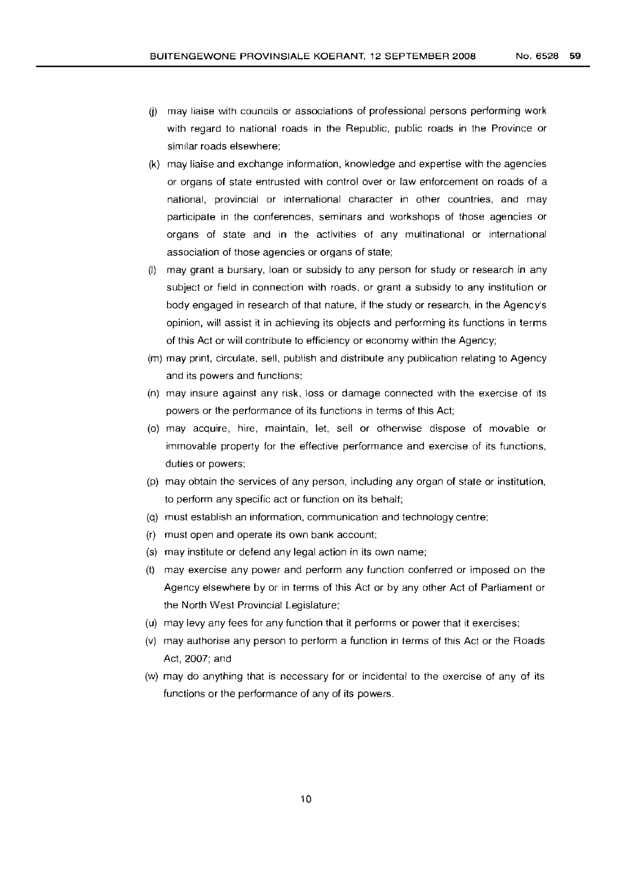(j) may liaise with councils or associations of professional persons performing work with regard to national roads in the Republic, public roads in the Province or similar roads elsewhere;

(k) may liaise and exchange information, knowledge and expertise with the agencies or organs of state entrusted with control over or law enforcement on roads of a national, provincial or international character in other countries, and may participate in the conferences, seminars and workshops of those agencies or organs of state and in the activities of any multinational or international association of those agencies or organs of state;

(l) may grant a bursary, loan or subsidy to any person for study or research in any subject or field in connection with roads, or grant a subsidy to any institution or body engaged in research of that nature, if the study or research, in the Agency's opinion, will assist it in achieving its objects and performing its functions in terms of this Act or will contribute to efficiency or economy within the Agency;

(m) may print, circulate, sell, publish and distribute any publication relating to Agency and its powers and functions;

(n) may insure against any risk, loss or damage connected with the exercise of its powers or the performance of its functions in terms of this Act;

(o) may acquire, hire, maintain, let, sell or otherwise dispose of movable or immovable property for the effective performance and exercise of its functions, duties or powers;

(p) may obtain the services of any person, including any organ of state or institution, to perform any specific act or function on its behalf;

(q) must establish an information, communication and technology centre;

(r) must open and operate its own bank account;

(s) may institute or defend any legal action in its own name;

(t) may exercise any power and perform any function conferred or imposed on the Agency elsewhere by or in terms of this Act or by any other Act of Parliament or the North West Provincial Legislature;

(u) may levy any fees for any function that it performs or power that it exercises;

(v) may authorise any person to perform a function in terms of this Act or the Roads Act, 2007; and

(w) may do anything that is necessary for or incidental to the exercise of any of its functions or the performance of any of its powers.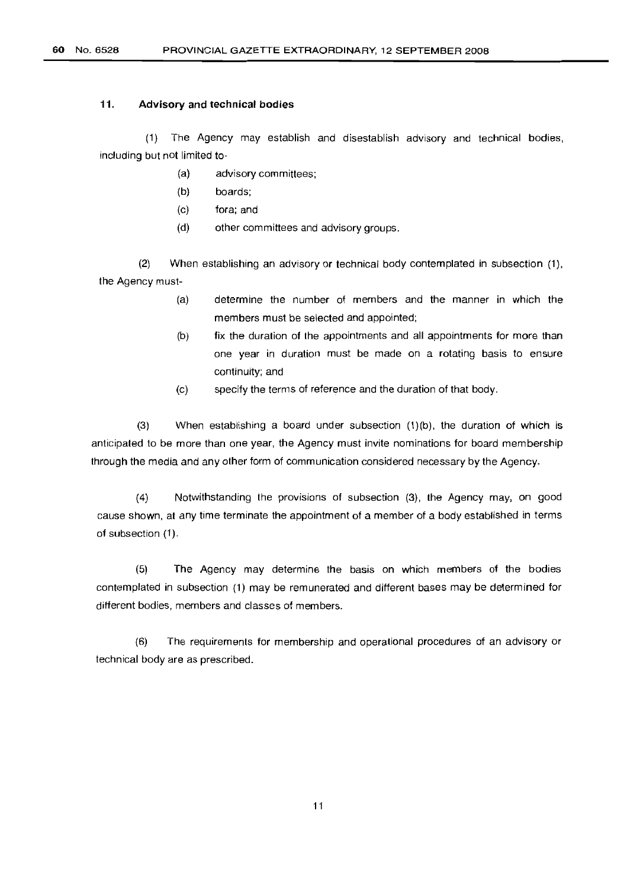### 11. Advisory and technical bodies

(1) The Agency may establish and disestablish advisory and technical bodies, including but not limited to-

- (a) advisory committees;
- (b) boards;
- (c) fora; and
- (d) other committees and advisory groups.

(2) When establishing an advisory or technical body contemplated in subsection (1), the Agency must-

- (a) determine the number of members and the manner in which the members must be selected and appointed;
- (b) fix the duration of the appointments and all appointments for more than one year in duration must be made on a rotating basis to ensure continuity; and
- (c) specify the terms of reference and the duration of that body.

(3) When establishing a board under subsection (1)(b), the duration of which is anticipated to be more than one year, the Agency must invite nominations for board membership through the media and any other form of communication considered necessary by the Agency.

(4) Notwithstanding the provisions of subsection (3), the Agency may, on good cause shown, at any time terminate the appointment of a member of a body established in terms of subsection (1).

(5) The Agency may determine the basis on which members of the bodies contemplated in subsection (1) may be remunerated and different bases may be determined for different bodies, members and classes of members.

(6) The requirements for membership and operational procedures of an advisory or technical body are as prescribed.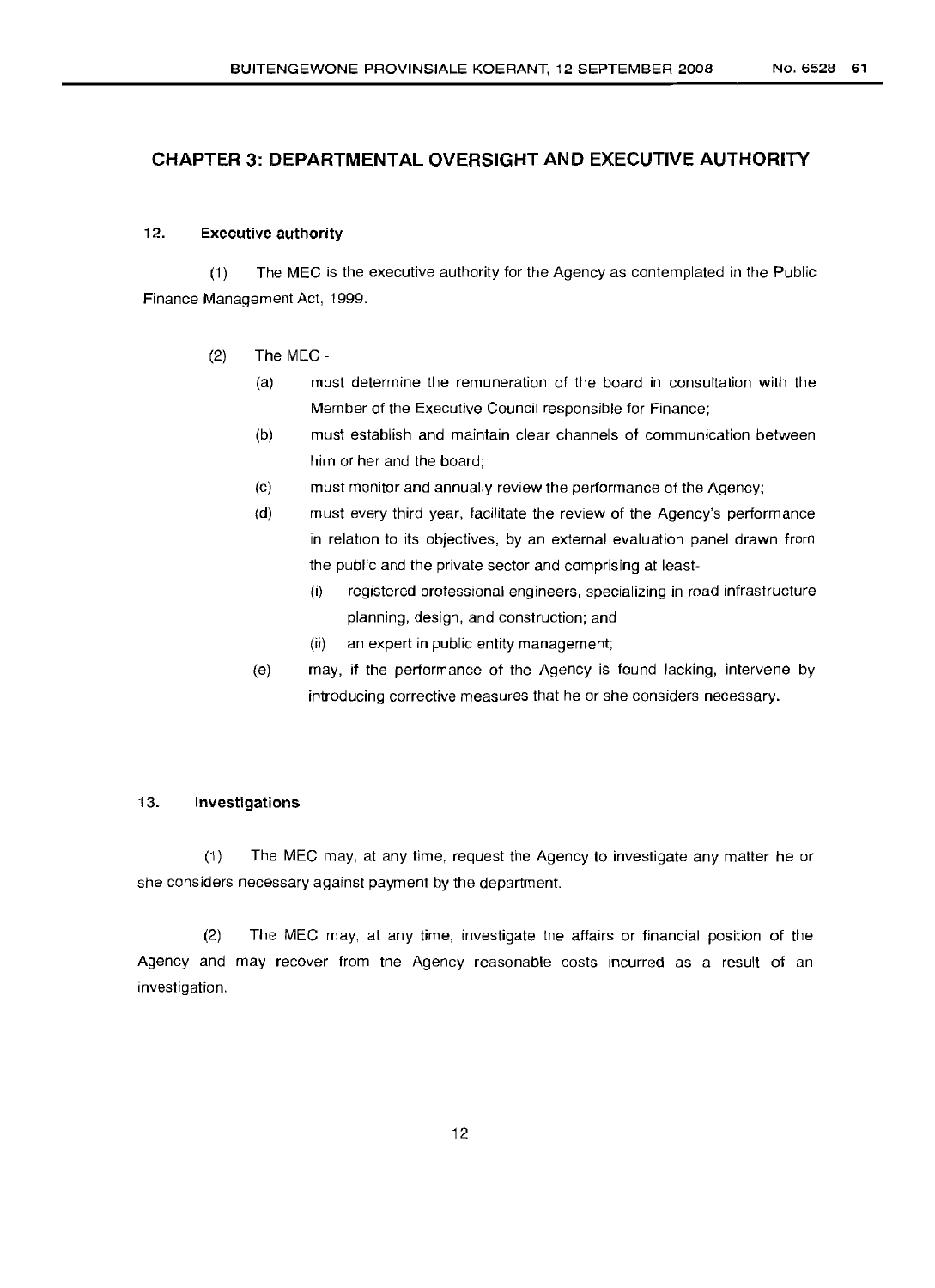## CHAPTER 3: DEPARTMENTAL OVERSIGHT AND EXECUTIVE AUTHORITY

### 12. Executive authority

(1) The MEC is the executive authority for the Agency as contemplated in the Public Finance Management Act, 1999.

(2) The MEC -

(a) must determine the remuneration of the board in consultation with the Member of the Executive Council responsible for Finance;

(b) must establish and maintain clear channels of communication between him or her and the board;

(c) must monitor and annually review the performance of the Agency;

(d) must every third year, facilitate the review of the Agency's performance in relation to its objectives, by an external evaluation panel drawn from the public and the private sector and comprising at least-

(i) registered professional engineers, specializing in road infrastructure planning, design, and construction; and

(ii) an expert in public entity management;

(e) may, if the performance of the Agency is found lacking, intervene by introducing corrective measures that he or she considers necessary.

### 13. Investigations

(1) The MEC may, at any time, request the Agency to investigate any matter he or she considers necessary against payment by the department.

(2) The MEC may, at any time, investigate the affairs or financial position of the Agency and may recover from the Agency reasonable costs incurred as a result of an investigation.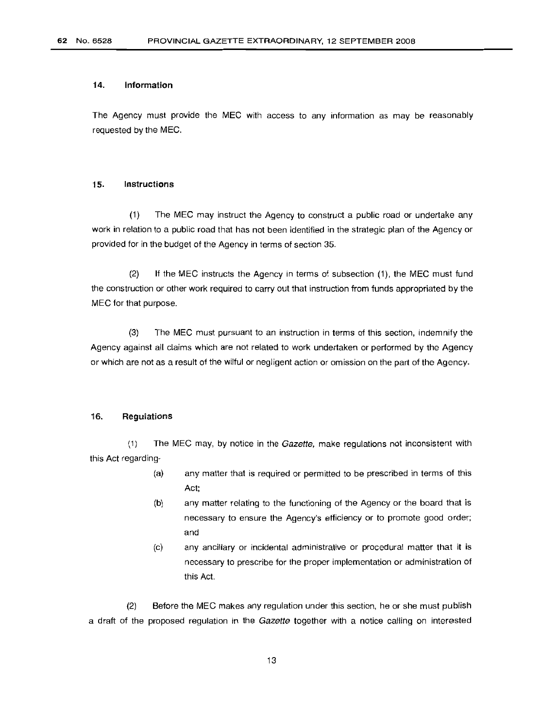### 14. Information

The Agency must provide the MEC with access to any information as may be reasonably requested by the MEC.

### 15. Instructions

(1) The MEC may instruct the Agency to construct a public road or undertake any work in relation to a public road that has not been identified in the strategic plan of the Agency or provided for in the budget of the Agency in terms of section 35.

(2) If the MEC instructs the Agency in terms of subsection (1), the MEC must fund the construction or other work required to carry out that instruction from funds appropriated by the MEC for that purpose.

(3) The MEC must pursuant to an instruction in terms of this section, indemnify the Agency against all claims which are not related to work undertaken or performed by the Agency or which are not as a result of the wilful or negligent action or omission on the part of the Agency.

### 16. Regulations

(1) The MEC may, by notice in the *Gazette*, make regulations not inconsistent with this Act regarding-

- (a) any matter that is required or permitted to be prescribed in terms of this Act;
- (b) any matter relating to the functioning of the Agency or the board that is necessary to ensure the Agency's efficiency or to promote good order; and
- (c) any ancillary or incidental administrative or procedural matter that it is necessary to prescribe for the proper implementation or administration of this Act.

(2) Before the MEC makes any regulation under this section, he or she must publish a draft of the proposed regulation in the *Gazette* together with a notice calling on interested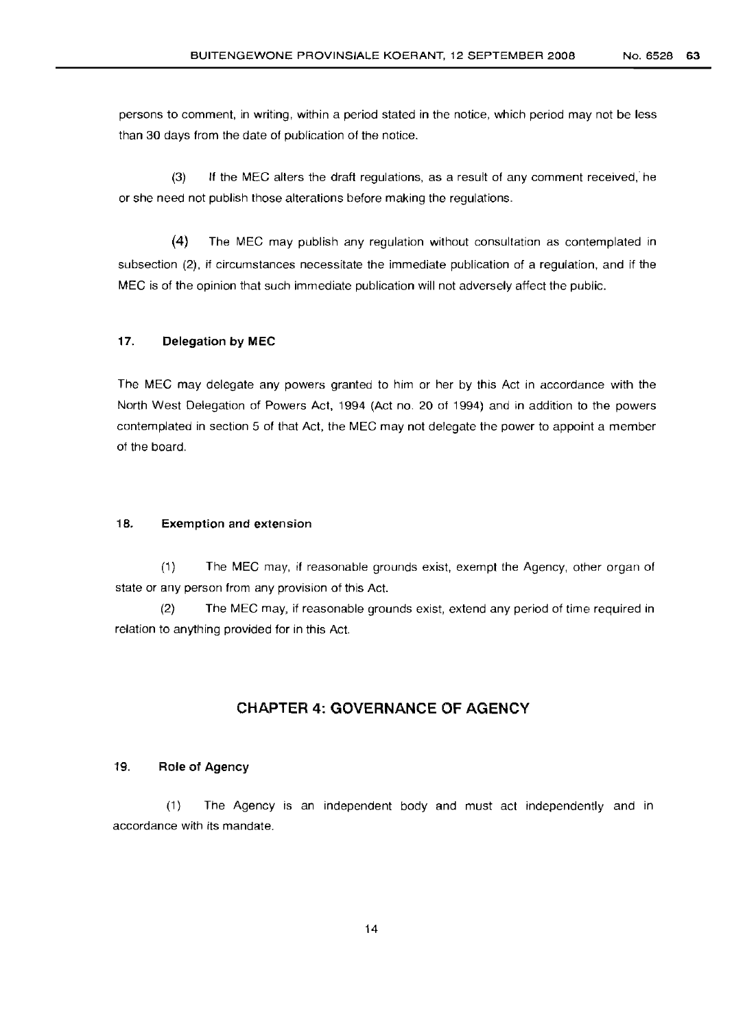persons to comment, in writing, within a period stated in the notice, which period may not be less than 30 days from the date of publication of the notice.

(3) If the MEC alters the draft regulations, as a result of any comment received, he or she need not publish those alterations before making the regulations.

(4) The MEC may publish any regulation without consultation as contemplated in subsection (2), if circumstances necessitate the immediate publication of a regulation, and if the MEC is of the opinion that such immediate publication will not adversely affect the public.

### 17. Delegation by MEC

The MEC may delegate any powers granted to him or her by this Act in accordance with the North West Delegation of Powers Act, 1994 (Act no. 20 of 1994) and in addition to the powers contemplated in section 5 of that Act, the MEC may not delegate the power to appoint a member of the board.

### 18. Exemption and extension

(1) The MEC may, if reasonable grounds exist, exempt the Agency, other organ of state or any person from any provision of this Act.

(2) The MEC may, if reasonable grounds exist, extend any period of time required in relation to anything provided for in this Act.

## CHAPTER 4: GOVERNANCE OF AGENCY

### 19. Role of Agency

(1) The Agency is an independent body and must act independently and in accordance with its mandate.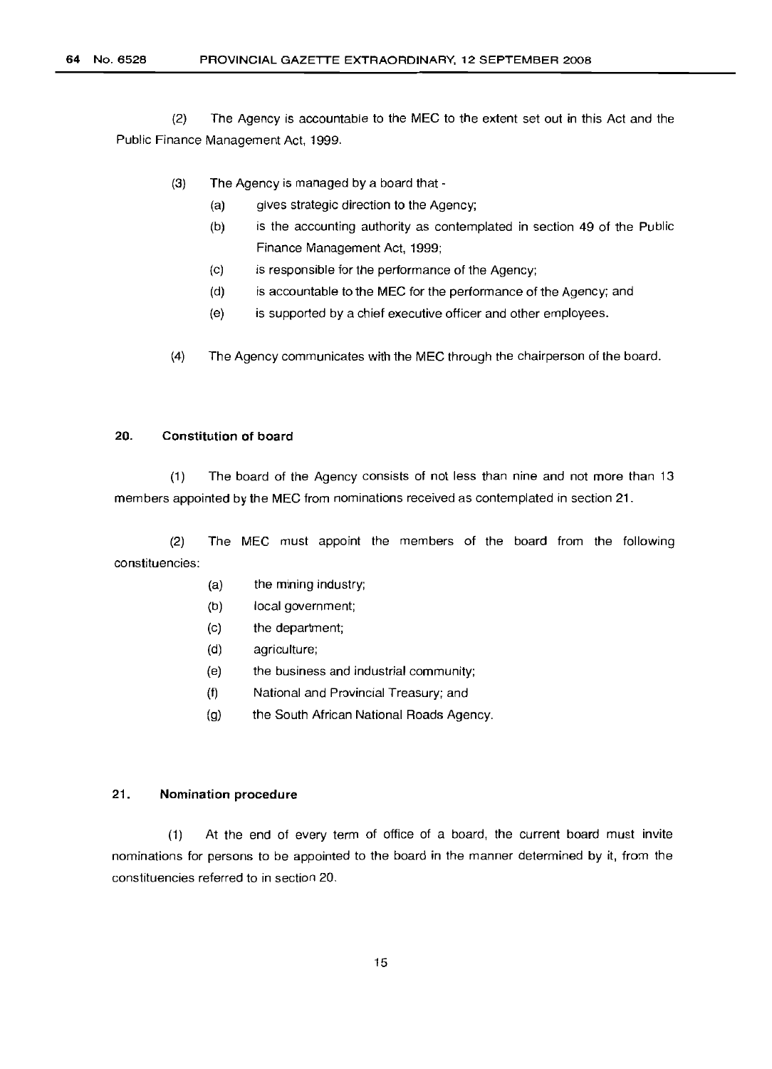(2) The Agency is accountable to the MEC to the extent set out in this Act and the Public Finance Management Act, 1999.

(3) The Agency is managed by a board that -

(a) gives strategic direction to the Agency;

(b) is the accounting authority as contemplated in section 49 of the Public Finance Management Act, 1999;

(c) is responsible for the performance of the Agency;

(d) is accountable to the MEC for the performance of the Agency; and

(e) is supported by a chief executive officer and other employees.

(4) The Agency communicates with the MEC through the chairperson of the board.

### 20. Constitution of board

(1) The board of the Agency consists of not less than nine and not more than 13 members appointed by the MEC from nominations received as contemplated in section 21.

(2) The MEC must appoint the members of the board from the following constituencies:

(a) the mining industry;

(b) local government;

(c) the department;

(d) agriculture;

(e) the business and industrial community;

(f) National and Provincial Treasury; and

(g) the South African National Roads Agency.

### 21. Nomination procedure

(1) At the end of every term of office of a board, the current board must invite nominations for persons to be appointed to the board in the manner determined by it, from the constituencies referred to in section 20.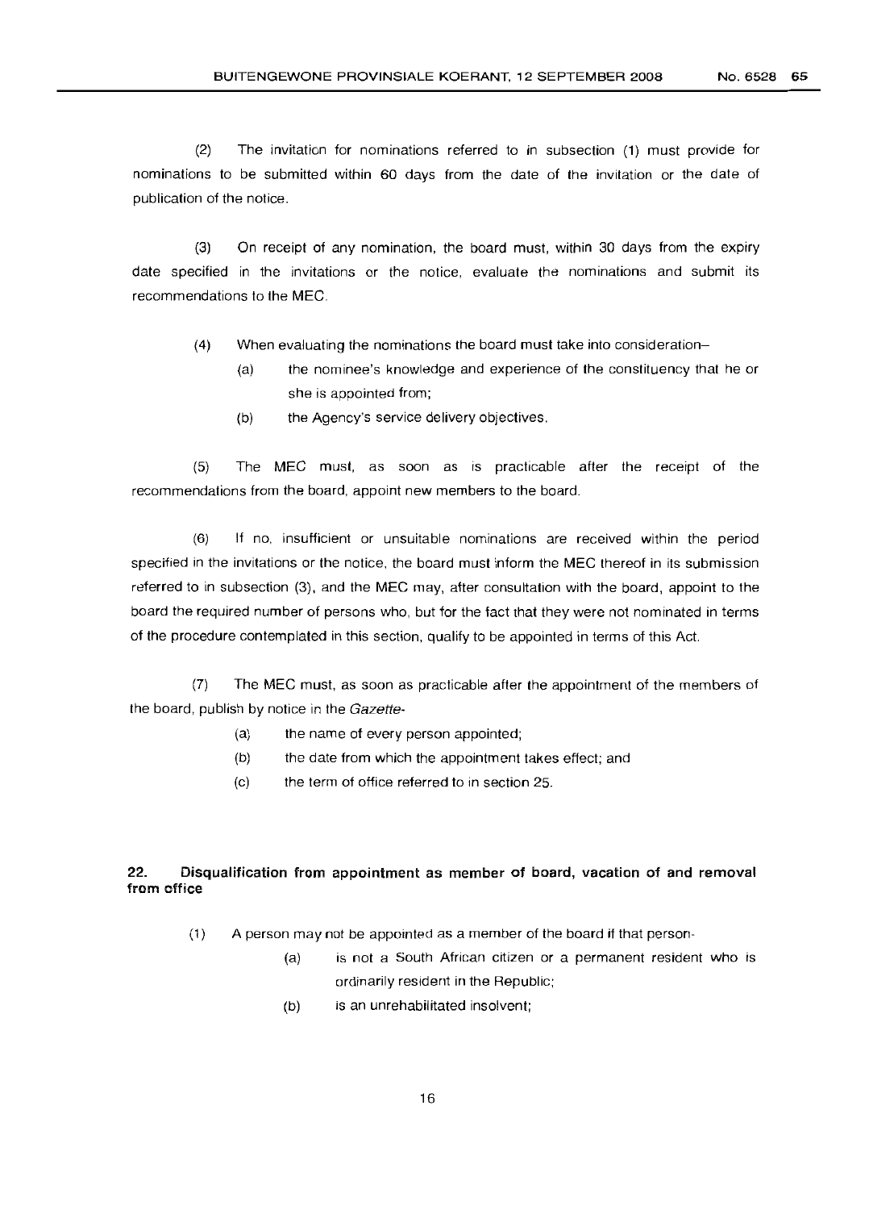(2) The invitation for nominations referred to in subsection (1) must provide for nominations to be submitted within 60 days from the date of the invitation or the date of publication of the notice.

(3) On receipt of any nomination, the board must, within 30 days from the expiry date specified in the invitations or the notice, evaluate the nominations and submit its recommendations to the MEC.

(4) When evaluating the nominations the board must take into consideration–

(a) the nominee's knowledge and experience of the constituency that he or she is appointed from;

(b) the Agency's service delivery objectives.

(5) The MEC must, as soon as is practicable after the receipt of the recommendations from the board, appoint new members to the board.

(6) If no, insufficient or unsuitable nominations are received within the period specified in the invitations or the notice, the board must inform the MEC thereof in its submission referred to in subsection (3), and the MEC may, after consultation with the board, appoint to the board the required number of persons who, but for the fact that they were not nominated in terms of the procedure contemplated in this section, qualify to be appointed in terms of this Act.

(7) The MEC must, as soon as practicable after the appointment of the members of the board, publish by notice in the *Gazette*-

(a) the name of every person appointed;

(b) the date from which the appointment takes effect; and

(c) the term of office referred to in section 25.

**22. Disqualification from appointment as member of board, vacation of and removal from office**

(1) A person may not be appointed as a member of the board if that person-

(a) is not a South African citizen or a permanent resident who is ordinarily resident in the Republic;

(b) is an unrehabilitated insolvent;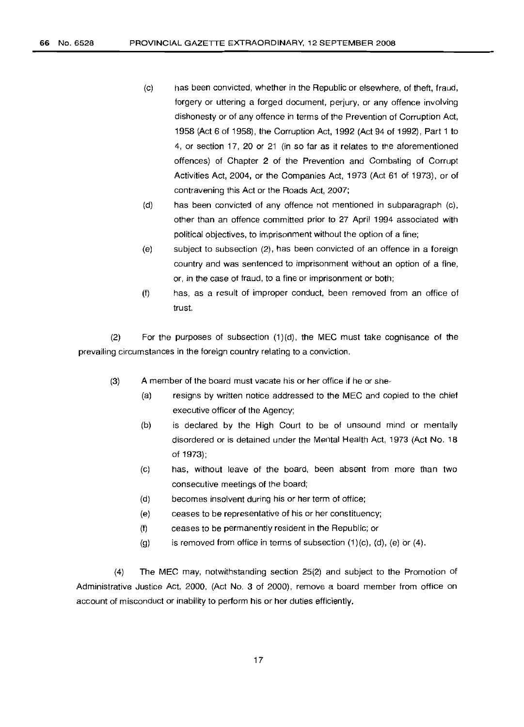(c) has been convicted, whether in the Republic or elsewhere, of theft, fraud, forgery or uttering a forged document, perjury, or any offence involving dishonesty or of any offence in terms of the Prevention of Corruption Act, 1958 (Act 6 of 1958), the Corruption Act, 1992 (Act 94 of 1992), Part 1 to 4, or section 17, 20 or 21 (in so far as it relates to the aforementioned offences) of Chapter 2 of the Prevention and Combating of Corrupt Activities Act, 2004, or the Companies Act, 1973 (Act 61 of 1973), or of contravening this Act or the Roads Act, 2007;

(d) has been convicted of any offence not mentioned in subparagraph (c), other than an offence committed prior to 27 April 1994 associated with political objectives, to imprisonment without the option of a fine;

(e) subject to subsection (2), has been convicted of an offence in a foreign country and was sentenced to imprisonment without an option of a fine, or, in the case of fraud, to a fine or imprisonment or both;

(f) has, as a result of improper conduct, been removed from an office of trust.

(2) For the purposes of subsection (1)(d), the MEC must take cognisance of the prevailing circumstances in the foreign country relating to a conviction.

(3) A member of the board must vacate his or her office if he or she-

(a) resigns by written notice addressed to the MEC and copied to the chief executive officer of the Agency;

(b) is declared by the High Court to be of unsound mind or mentally disordered or is detained under the Mental Health Act, 1973 (Act No. 18 of 1973);

(c) has, without leave of the board, been absent from more than two consecutive meetings of the board;

(d) becomes insolvent during his or her term of office;

(e) ceases to be representative of his or her constituency;

(f) ceases to be permanently resident in the Republic; or

(g) is removed from office in terms of subsection (1)(c), (d), (e) or (4).

(4) The MEC may, notwithstanding section 25(2) and subject to the Promotion of Administrative Justice Act, 2000, (Act No. 3 of 2000), remove a board member from office on account of misconduct or inability to perform his or her duties efficiently.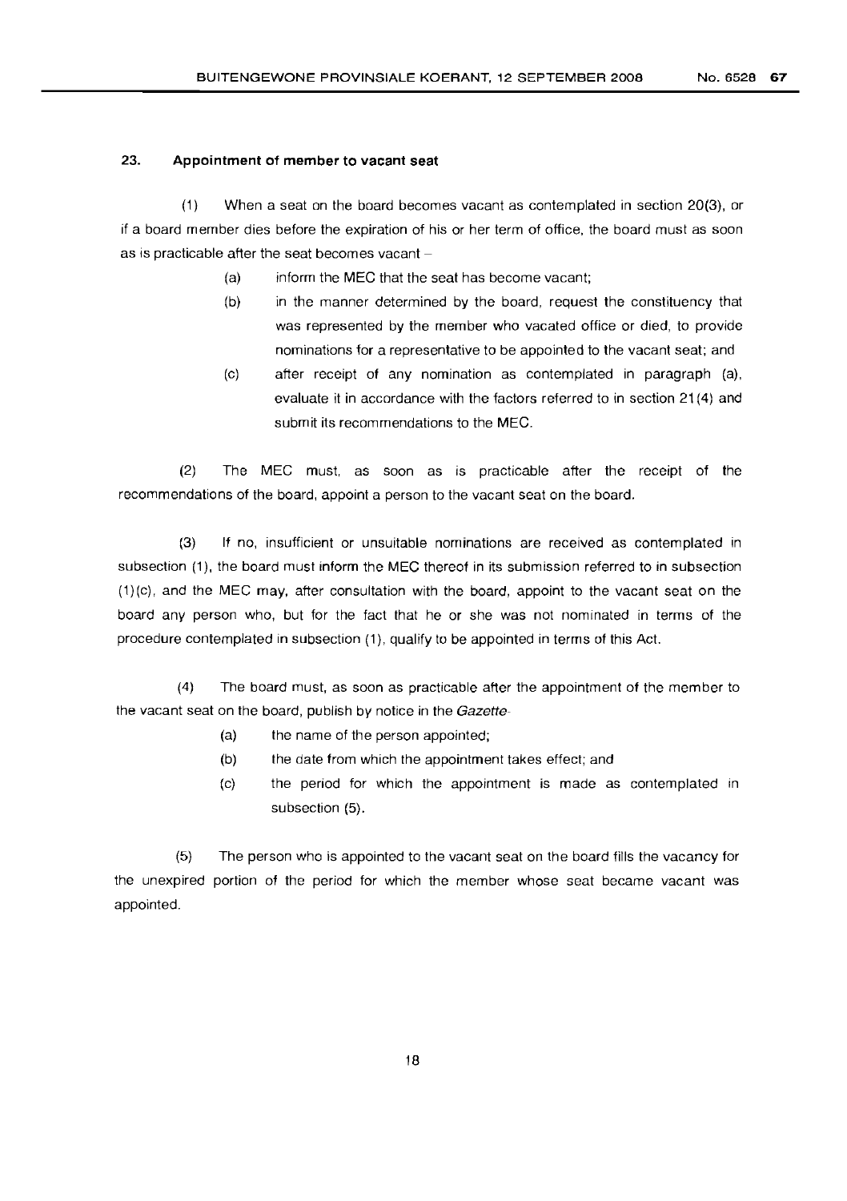### 23. Appointment of member to vacant seat

(1) When a seat on the board becomes vacant as contemplated in section 20(3), or if a board member dies before the expiration of his or her term of office, the board must as soon as is practicable after the seat becomes vacant –

- (a) inform the MEC that the seat has become vacant;
- (b) in the manner determined by the board, request the constituency that was represented by the member who vacated office or died, to provide nominations for a representative to be appointed to the vacant seat; and
- (c) after receipt of any nomination as contemplated in paragraph (a), evaluate it in accordance with the factors referred to in section 21(4) and submit its recommendations to the MEC.

(2) The MEC must, as soon as is practicable after the receipt of the recommendations of the board, appoint a person to the vacant seat on the board.

(3) If no, insufficient or unsuitable nominations are received as contemplated in subsection (1), the board must inform the MEC thereof in its submission referred to in subsection (1)(c), and the MEC may, after consultation with the board, appoint to the vacant seat on the board any person who, but for the fact that he or she was not nominated in terms of the procedure contemplated in subsection (1), qualify to be appointed in terms of this Act.

(4) The board must, as soon as practicable after the appointment of the member to the vacant seat on the board, publish by notice in the *Gazette*-

- (a) the name of the person appointed;
- (b) the date from which the appointment takes effect; and
- (c) the period for which the appointment is made as contemplated in subsection (5).

(5) The person who is appointed to the vacant seat on the board fills the vacancy for the unexpired portion of the period for which the member whose seat became vacant was appointed.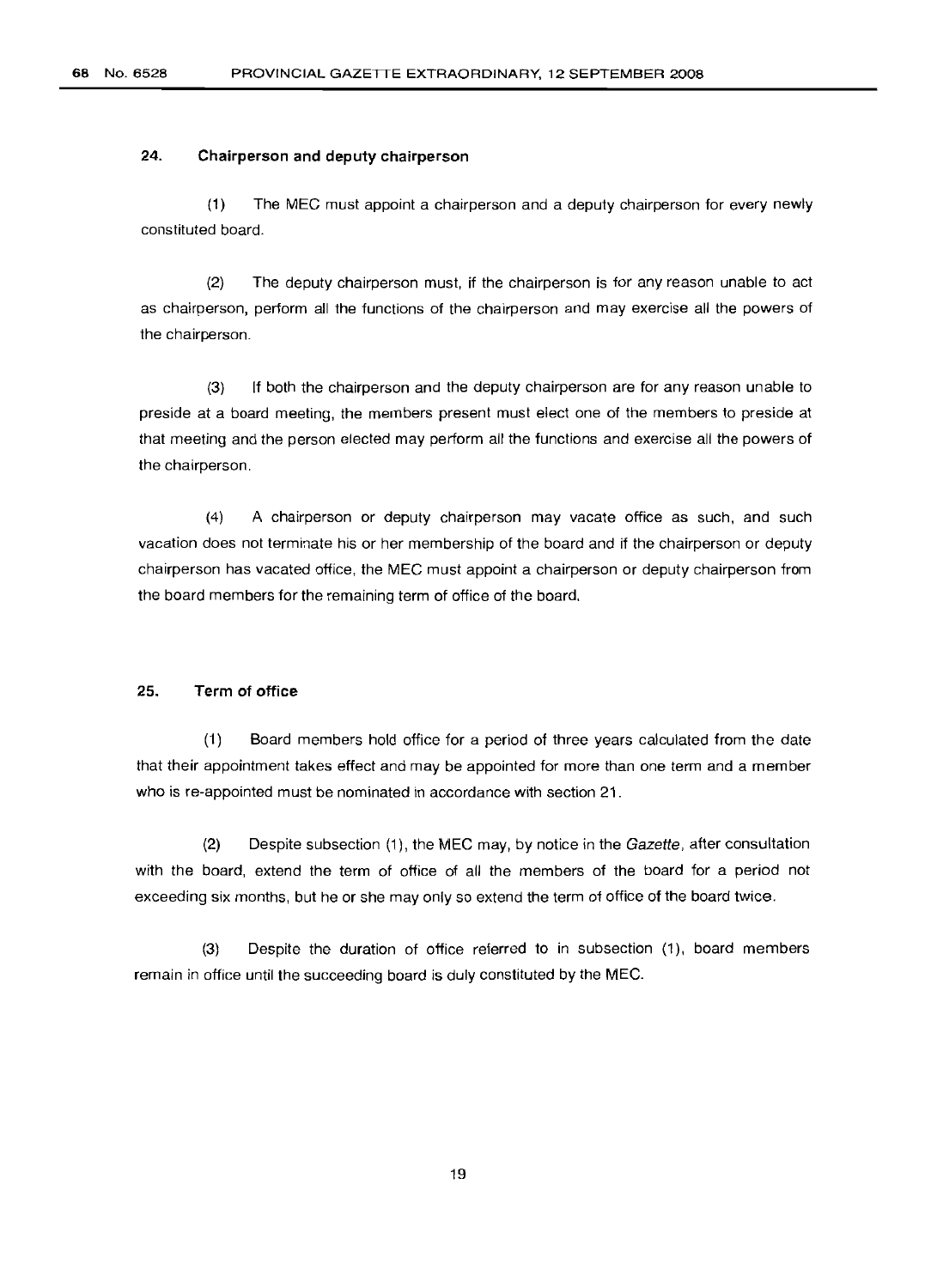### 24. Chairperson and deputy chairperson

(1) The MEC must appoint a chairperson and a deputy chairperson for every newly constituted board.

(2) The deputy chairperson must, if the chairperson is for any reason unable to act as chairperson, perform all the functions of the chairperson and may exercise all the powers of the chairperson.

(3) If both the chairperson and the deputy chairperson are for any reason unable to preside at a board meeting, the members present must elect one of the members to preside at that meeting and the person elected may perform all the functions and exercise all the powers of the chairperson.

(4) A chairperson or deputy chairperson may vacate office as such, and such vacation does not terminate his or her membership of the board and if the chairperson or deputy chairperson has vacated office, the MEC must appoint a chairperson or deputy chairperson from the board members for the remaining term of office of the board.

### 25. Term of office

(1) Board members hold office for a period of three years calculated from the date that their appointment takes effect and may be appointed for more than one term and a member who is re-appointed must be nominated in accordance with section 21.

(2) Despite subsection (1), the MEC may, by notice in the *Gazette*, after consultation with the board, extend the term of office of all the members of the board for a period not exceeding six months, but he or she may only so extend the term of office of the board twice.

(3) Despite the duration of office referred to in subsection (1), board members remain in office until the succeeding board is duly constituted by the MEC.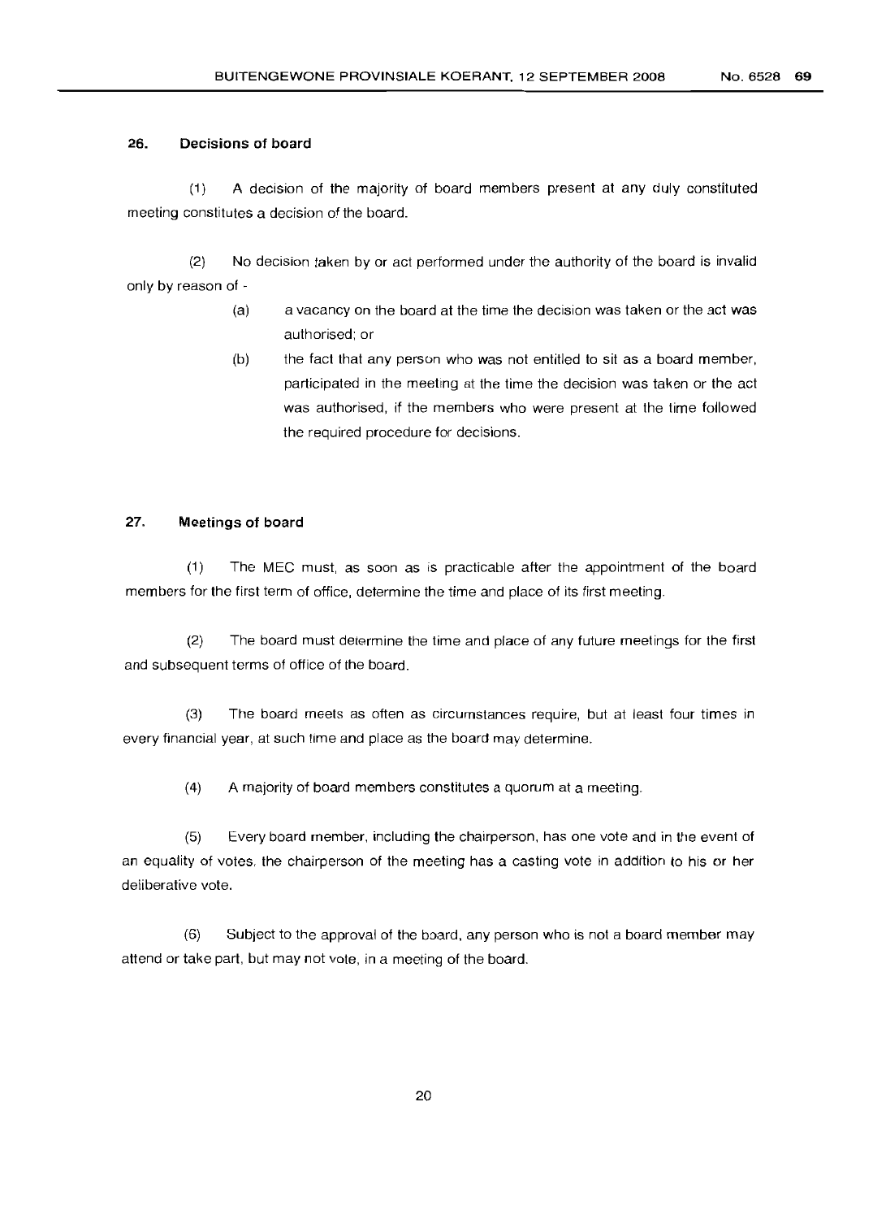### 26. Decisions of board

(1) A decision of the majority of board members present at any duly constituted meeting constitutes a decision of the board.

(2) No decision taken by or act performed under the authority of the board is invalid only by reason of -

(a) a vacancy on the board at the time the decision was taken or the act was authorised; or

(b) the fact that any person who was not entitled to sit as a board member, participated in the meeting at the time the decision was taken or the act was authorised, if the members who were present at the time followed the required procedure for decisions.

### 27. Meetings of board

(1) The MEC must, as soon as is practicable after the appointment of the board members for the first term of office, determine the time and place of its first meeting.

(2) The board must determine the time and place of any future meetings for the first and subsequent terms of office of the board.

(3) The board meets as often as circumstances require, but at least four times in every financial year, at such time and place as the board may determine.

(4) A majority of board members constitutes a quorum at a meeting.

(5) Every board member, including the chairperson, has one vote and in the event of an equality of votes, the chairperson of the meeting has a casting vote in addition to his or her deliberative vote.

(6) Subject to the approval of the board, any person who is not a board member may attend or take part, but may not vote, in a meeting of the board.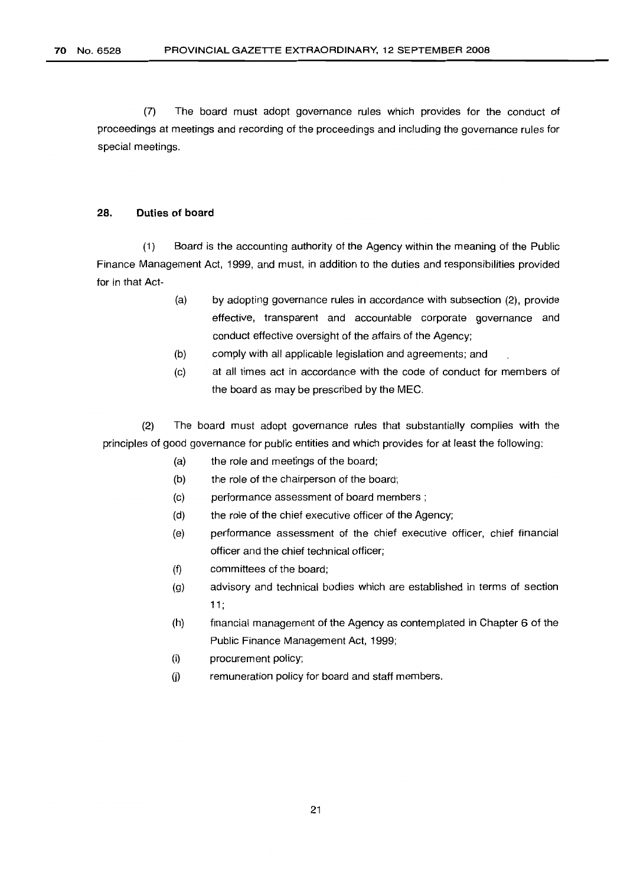(7) The board must adopt governance rules which provides for the conduct of proceedings at meetings and recording of the proceedings and including the governance rules for special meetings.

### 28. Duties of board

(1) Board is the accounting authority of the Agency within the meaning of the Public Finance Management Act, 1999, and must, in addition to the duties and responsibilities provided for in that Act-

- (a) by adopting governance rules in accordance with subsection (2), provide effective, transparent and accountable corporate governance and conduct effective oversight of the affairs of the Agency;
- (b) comply with all applicable legislation and agreements; and
- (c) at all times act in accordance with the code of conduct for members of the board as may be prescribed by the MEC.

(2) The board must adopt governance rules that substantially complies with the principles of good governance for public entities and which provides for at least the following:

- (a) the role and meetings of the board;
- (b) the role of the chairperson of the board;
- (c) performance assessment of board members ;
- (d) the role of the chief executive officer of the Agency;
- (e) performance assessment of the chief executive officer, chief financial officer and the chief technical officer;
- (f) committees of the board;
- (g) advisory and technical bodies which are established in terms of section 11;
- (h) financial management of the Agency as contemplated in Chapter 6 of the Public Finance Management Act, 1999;
- (i) procurement policy;
- (j) remuneration policy for board and staff members.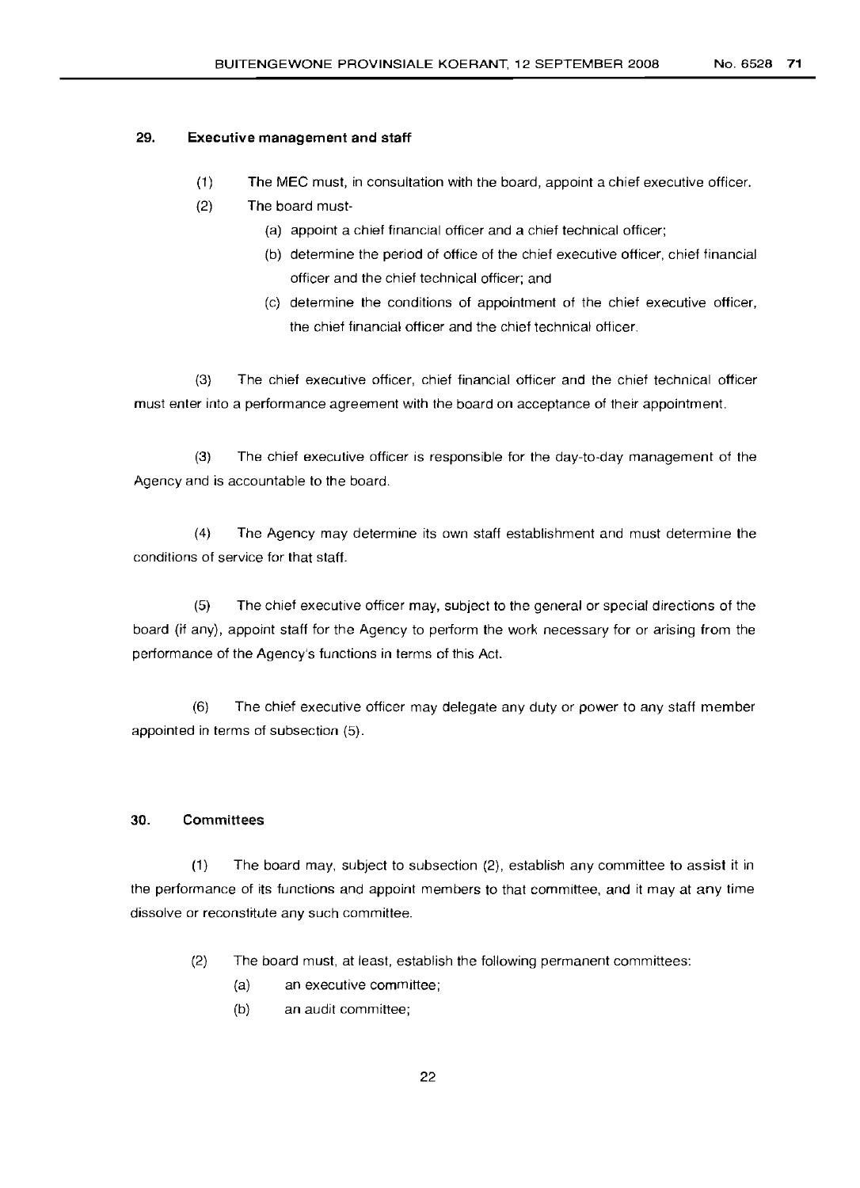## 29. Executive management and staff

(1) The MEC must, in consultation with the board, appoint a chief executive officer.

(2) The board must-

(a) appoint a chief financial officer and a chief technical officer;

(b) determine the period of office of the chief executive officer, chief financial officer and the chief technical officer; and

(c) determine the conditions of appointment of the chief executive officer, the chief financial officer and the chief technical officer.

(3) The chief executive officer, chief financial officer and the chief technical officer must enter into a performance agreement with the board on acceptance of their appointment.

(3) The chief executive officer is responsible for the day-to-day management of the Agency and is accountable to the board.

(4) The Agency may determine its own staff establishment and must determine the conditions of service for that staff.

(5) The chief executive officer may, subject to the general or special directions of the board (if any), appoint staff for the Agency to perform the work necessary for or arising from the performance of the Agency's functions in terms of this Act.

(6) The chief executive officer may delegate any duty or power to any staff member appointed in terms of subsection (5).

## 30. Committees

(1) The board may, subject to subsection (2), establish any committee to assist it in the performance of its functions and appoint members to that committee, and it may at any time dissolve or reconstitute any such committee.

(2) The board must, at least, establish the following permanent committees:

(a) an executive committee;

(b) an audit committee;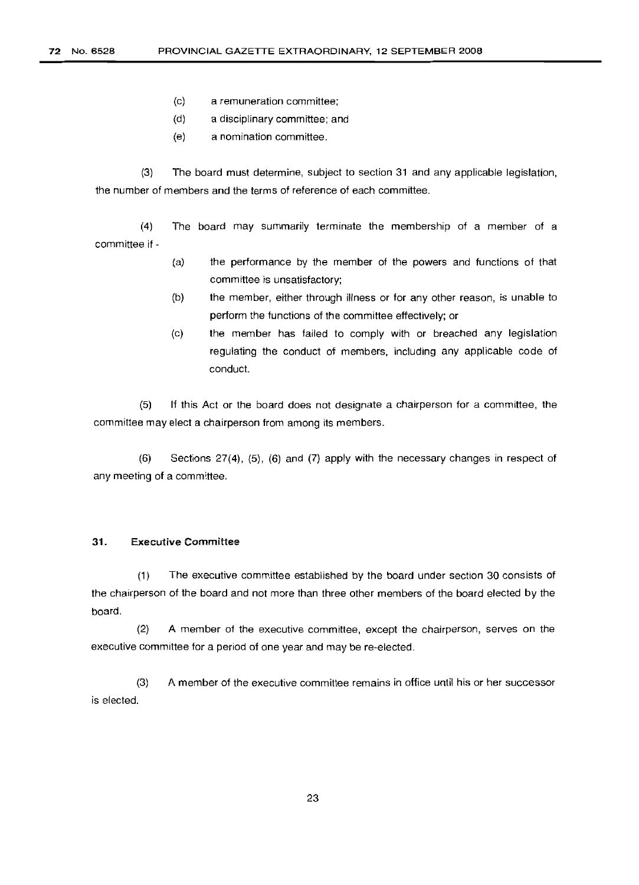(c) a remuneration committee;

(d) a disciplinary committee; and

(e) a nomination committee.

(3) The board must determine, subject to section 31 and any applicable legislation, the number of members and the terms of reference of each committee.

(4) The board may summarily terminate the membership of a member of a committee if -

(a) the performance by the member of the powers and functions of that committee is unsatisfactory;

(b) the member, either through illness or for any other reason, is unable to perform the functions of the committee effectively; or

(c) the member has failed to comply with or breached any legislation regulating the conduct of members, including any applicable code of conduct.

(5) If this Act or the board does not designate a chairperson for a committee, the committee may elect a chairperson from among its members.

(6) Sections 27(4), (5), (6) and (7) apply with the necessary changes in respect of any meeting of a committee.

### 31. Executive Committee

(1) The executive committee established by the board under section 30 consists of the chairperson of the board and not more than three other members of the board elected by the board.

(2) A member of the executive committee, except the chairperson, serves on the executive committee for a period of one year and may be re-elected.

(3) A member of the executive committee remains in office until his or her successor is elected.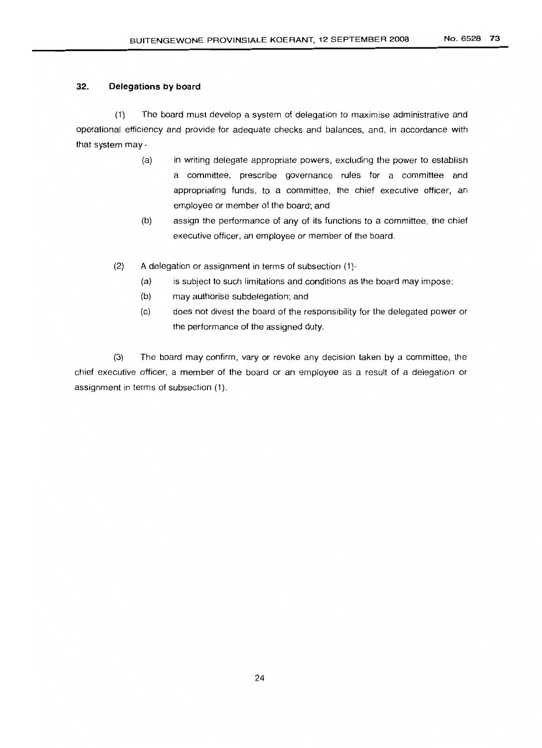### 32. Delegations by board

(1) The board must develop a system of delegation to maximise administrative and operational efficiency and provide for adequate checks and balances, and, in accordance with that system may -

(a) in writing delegate appropriate powers, excluding the power to establish a committee, prescribe governance rules for a committee and appropriating funds, to a committee, the chief executive officer, an employee or member of the board; and

(b) assign the performance of any of its functions to a committee, the chief executive officer, an employee or member of the board.

(2) A delegation or assignment in terms of subsection (1)-

(a) is subject to such limitations and conditions as the board may impose;

(b) may authorise subdelegation; and

(c) does not divest the board of the responsibility for the delegated power or the performance of the assigned duty.

(3) The board may confirm, vary or revoke any decision taken by a committee, the chief executive officer, a member of the board or an employee as a result of a delegation or assignment in terms of subsection (1).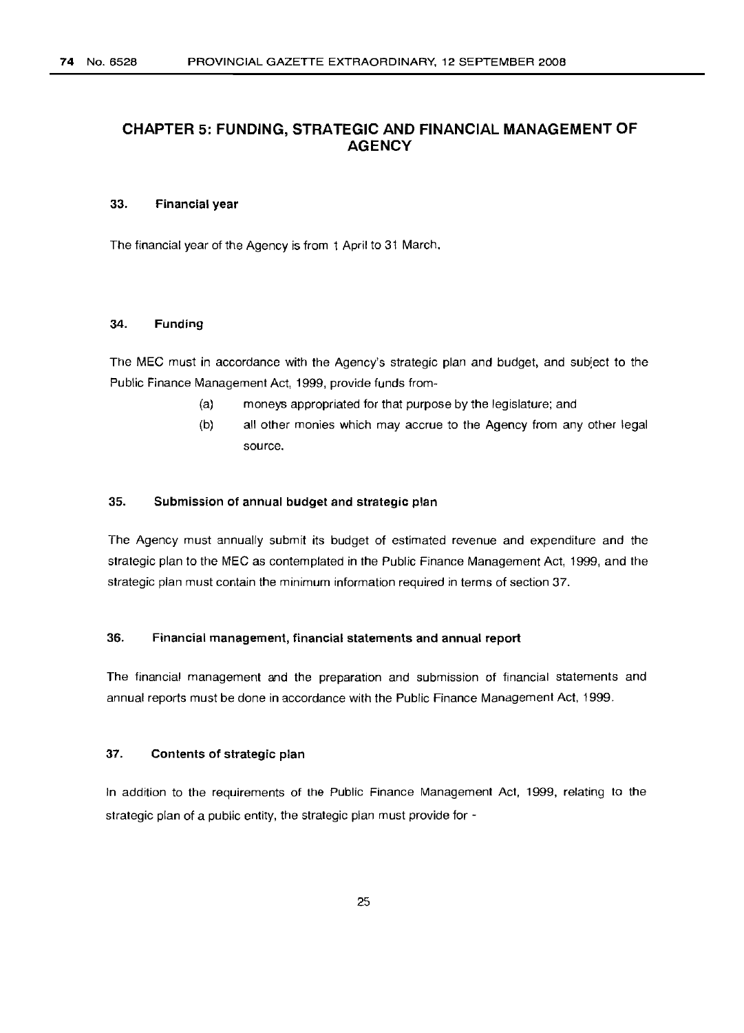## CHAPTER 5: FUNDING, STRATEGIC AND FINANCIAL MANAGEMENT OF AGENCY

### 33. Financial year

The financial year of the Agency is from 1 April to 31 March.

### 34. Funding

The MEC must in accordance with the Agency's strategic plan and budget, and subject to the Public Finance Management Act, 1999, provide funds from-

(a) moneys appropriated for that purpose by the legislature; and

(b) all other monies which may accrue to the Agency from any other legal source.

### 35. Submission of annual budget and strategic plan

The Agency must annually submit its budget of estimated revenue and expenditure and the strategic plan to the MEC as contemplated in the Public Finance Management Act, 1999, and the strategic plan must contain the minimum information required in terms of section 37.

### 36. Financial management, financial statements and annual report

The financial management and the preparation and submission of financial statements and annual reports must be done in accordance with the Public Finance Management Act, 1999.

### 37. Contents of strategic plan

In addition to the requirements of the Public Finance Management Act, 1999, relating to the strategic plan of a public entity, the strategic plan must provide for -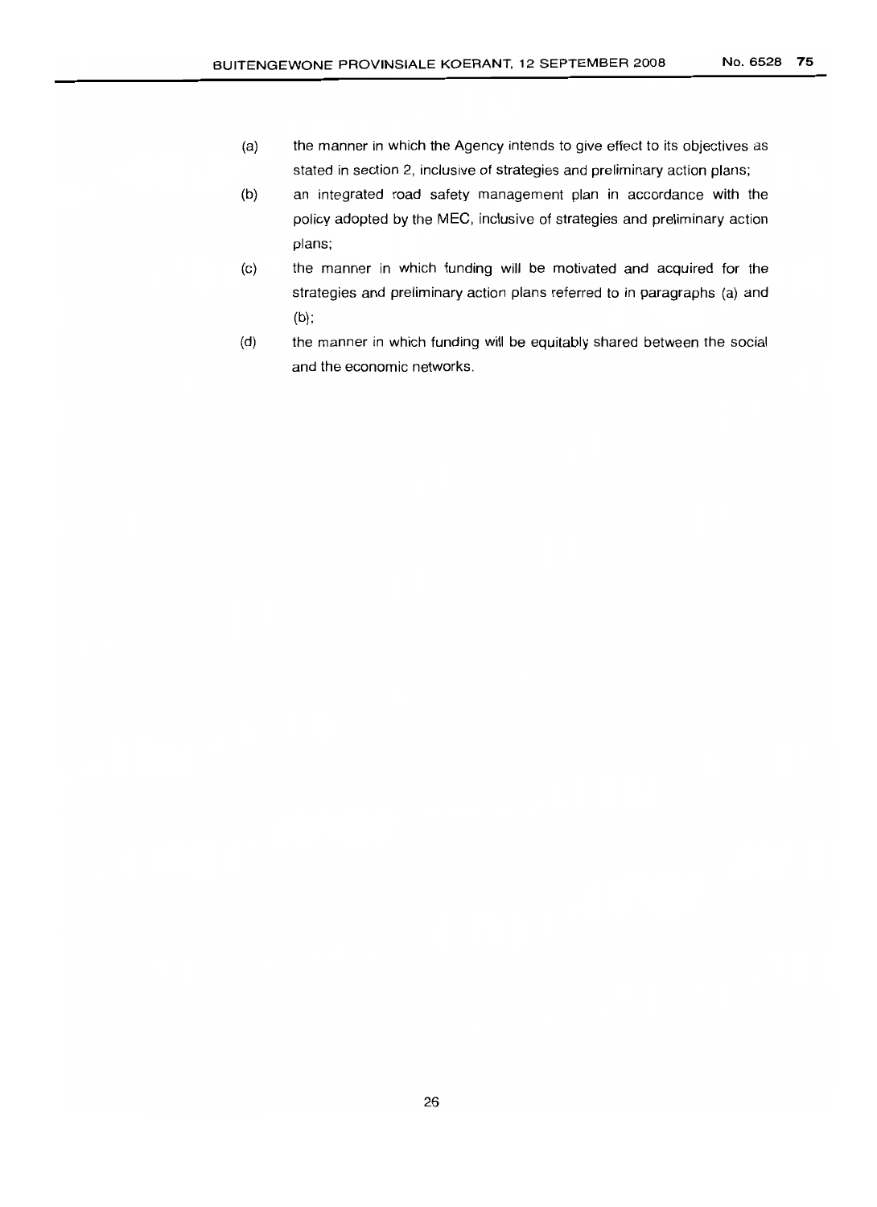(a) the manner in which the Agency intends to give effect to its objectives as stated in section 2, inclusive of strategies and preliminary action plans;

(b) an integrated road safety management plan in accordance with the policy adopted by the MEC, inclusive of strategies and preliminary action plans;

(c) the manner in which funding will be motivated and acquired for the strategies and preliminary action plans referred to in paragraphs (a) and (b);

(d) the manner in which funding will be equitably shared between the social and the economic networks.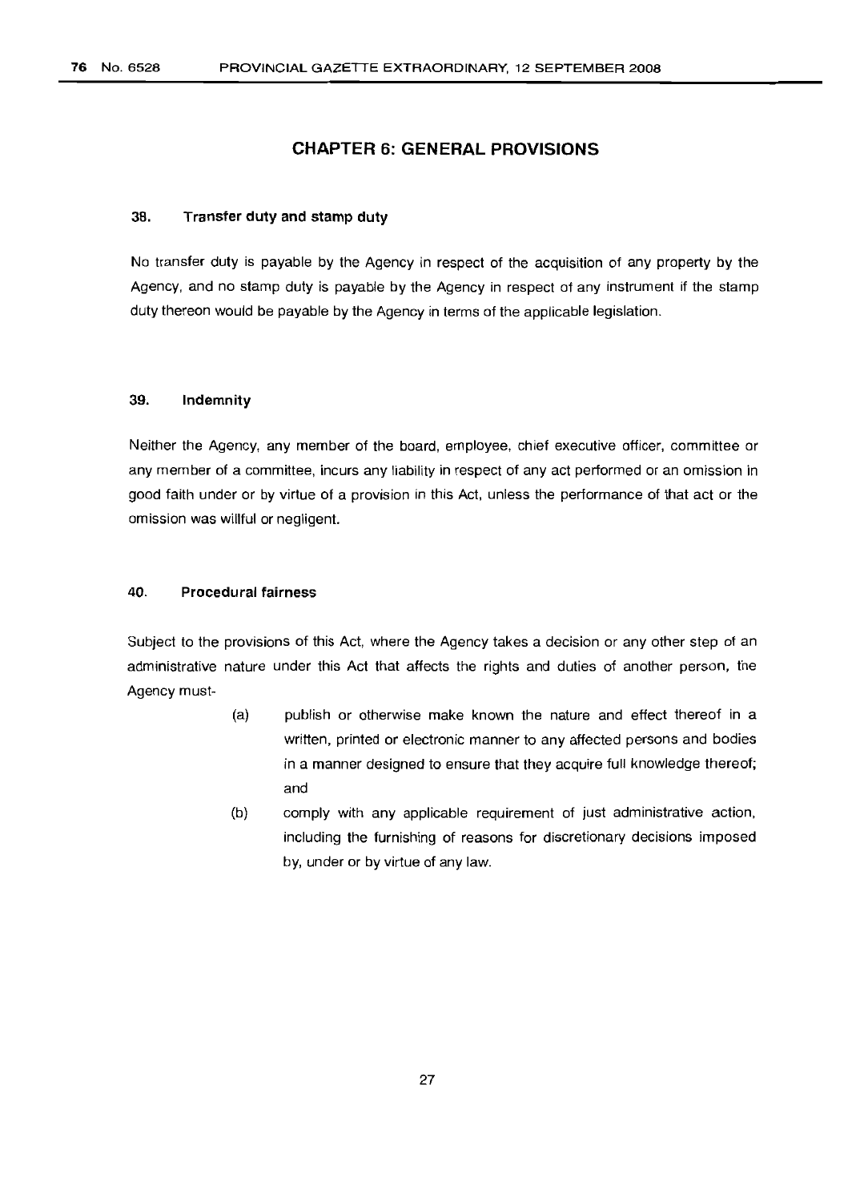## CHAPTER 6: GENERAL PROVISIONS

### 38. Transfer duty and stamp duty

No transfer duty is payable by the Agency in respect of the acquisition of any property by the Agency, and no stamp duty is payable by the Agency in respect of any instrument if the stamp duty thereon would be payable by the Agency in terms of the applicable legislation.

### 39. Indemnity

Neither the Agency, any member of the board, employee, chief executive officer, committee or any member of a committee, incurs any liability in respect of any act performed or an omission in good faith under or by virtue of a provision in this Act, unless the performance of that act or the omission was willful or negligent.

### 40. Procedural fairness

Subject to the provisions of this Act, where the Agency takes a decision or any other step of an administrative nature under this Act that affects the rights and duties of another person, the Agency must-

(a) publish or otherwise make known the nature and effect thereof in a written, printed or electronic manner to any affected persons and bodies in a manner designed to ensure that they acquire full knowledge thereof; and

(b) comply with any applicable requirement of just administrative action, including the furnishing of reasons for discretionary decisions imposed by, under or by virtue of any law.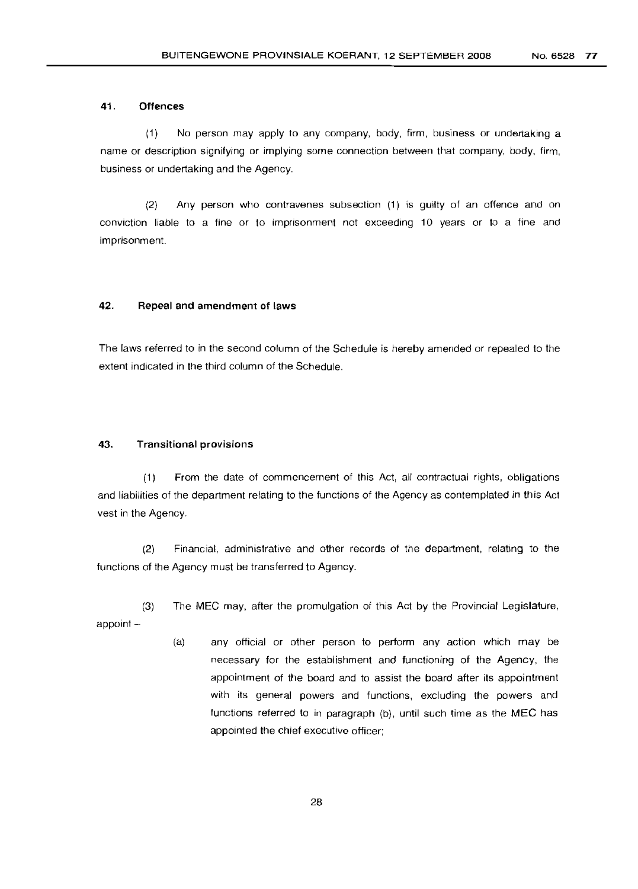### 41. Offences

(1) No person may apply to any company, body, firm, business or undertaking a name or description signifying or implying some connection between that company, body, firm, business or undertaking and the Agency.

(2) Any person who contravenes subsection (1) is guilty of an offence and on conviction liable to a fine or to imprisonment not exceeding 10 years or to a fine and imprisonment.

### 42. Repeal and amendment of laws

The laws referred to in the second column of the Schedule is hereby amended or repealed to the extent indicated in the third column of the Schedule.

### 43. Transitional provisions

(1) From the date of commencement of this Act, all contractual rights, obligations and liabilities of the department relating to the functions of the Agency as contemplated in this Act vest in the Agency.

(2) Financial, administrative and other records of the department, relating to the functions of the Agency must be transferred to Agency.

(3) The MEC may, after the promulgation of this Act by the Provincial Legislature, appoint –

(a) any official or other person to perform any action which may be necessary for the establishment and functioning of the Agency, the appointment of the board and to assist the board after its appointment with its general powers and functions, excluding the powers and functions referred to in paragraph (b), until such time as the MEC has appointed the chief executive officer;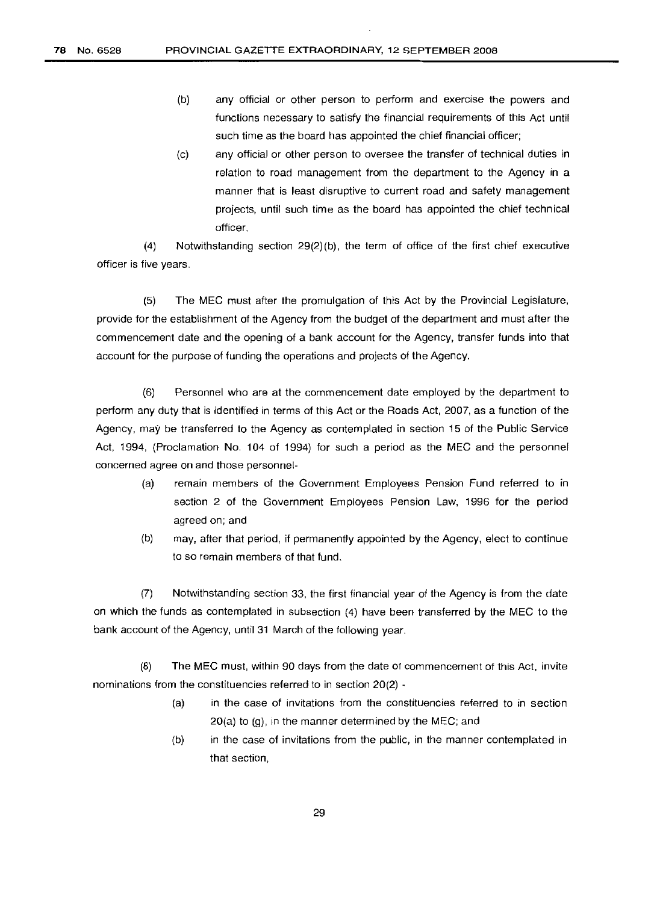(b) any official or other person to perform and exercise the powers and functions necessary to satisfy the financial requirements of this Act until such time as the board has appointed the chief financial officer;

(c) any official or other person to oversee the transfer of technical duties in relation to road management from the department to the Agency in a manner that is least disruptive to current road and safety management projects, until such time as the board has appointed the chief technical officer.

(4) Notwithstanding section 29(2)(b), the term of office of the first chief executive officer is five years.

(5) The MEC must after the promulgation of this Act by the Provincial Legislature, provide for the establishment of the Agency from the budget of the department and must after the commencement date and the opening of a bank account for the Agency, transfer funds into that account for the purpose of funding the operations and projects of the Agency.

(6) Personnel who are at the commencement date employed by the department to perform any duty that is identified in terms of this Act or the Roads Act, 2007, as a function of the Agency, may be transferred to the Agency as contemplated in section 15 of the Public Service Act, 1994, (Proclamation No. 104 of 1994) for such a period as the MEC and the personnel concerned agree on and those personnel-

(a) remain members of the Government Employees Pension Fund referred to in section 2 of the Government Employees Pension Law, 1996 for the period agreed on; and

(b) may, after that period, if permanently appointed by the Agency, elect to continue to so remain members of that fund.

(7) Notwithstanding section 33, the first financial year of the Agency is from the date on which the funds as contemplated in subsection (4) have been transferred by the MEC to the bank account of the Agency, until 31 March of the following year.

(8) The MEC must, within 90 days from the date of commencement of this Act, invite nominations from the constituencies referred to in section 20(2) -

(a) in the case of invitations from the constituencies referred to in section 20(a) to (g), in the manner determined by the MEC; and

(b) in the case of invitations from the public, in the manner contemplated in that section,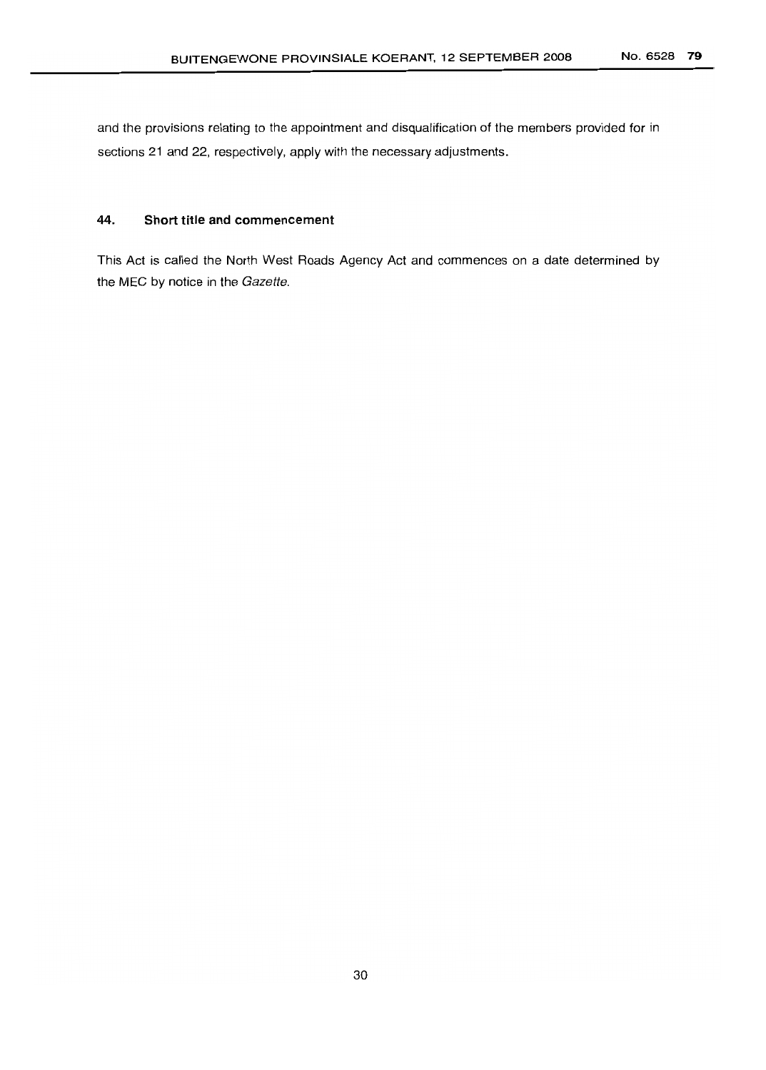and the provisions relating to the appointment and disqualification of the members provided for in sections 21 and 22, respectively, apply with the necessary adjustments.

## 44. Short title and commencement

This Act is called the North West Roads Agency Act and commences on a date determined by the MEC by notice in the *Gazette*.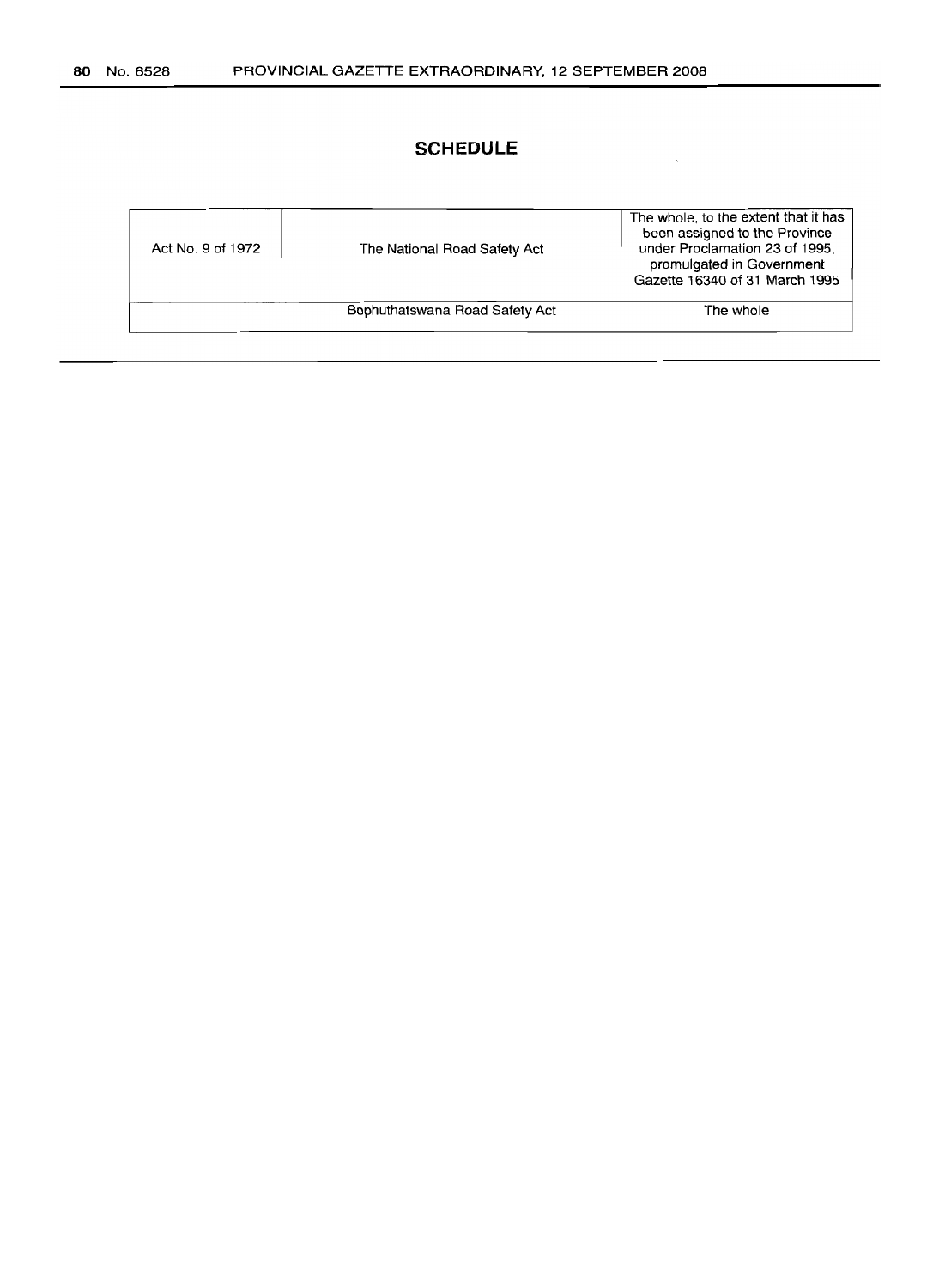## SCHEDULE

| | | |
|---|---|---|
| Act No. 9 of 1972 | The National Road Safety Act | The whole, to the extent that it has been assigned to the Province under Proclamation 23 of 1995, promulgated in Government Gazette 16340 of 31 March 1995 |
| | Bophuthatswana Road Safety Act | The whole |